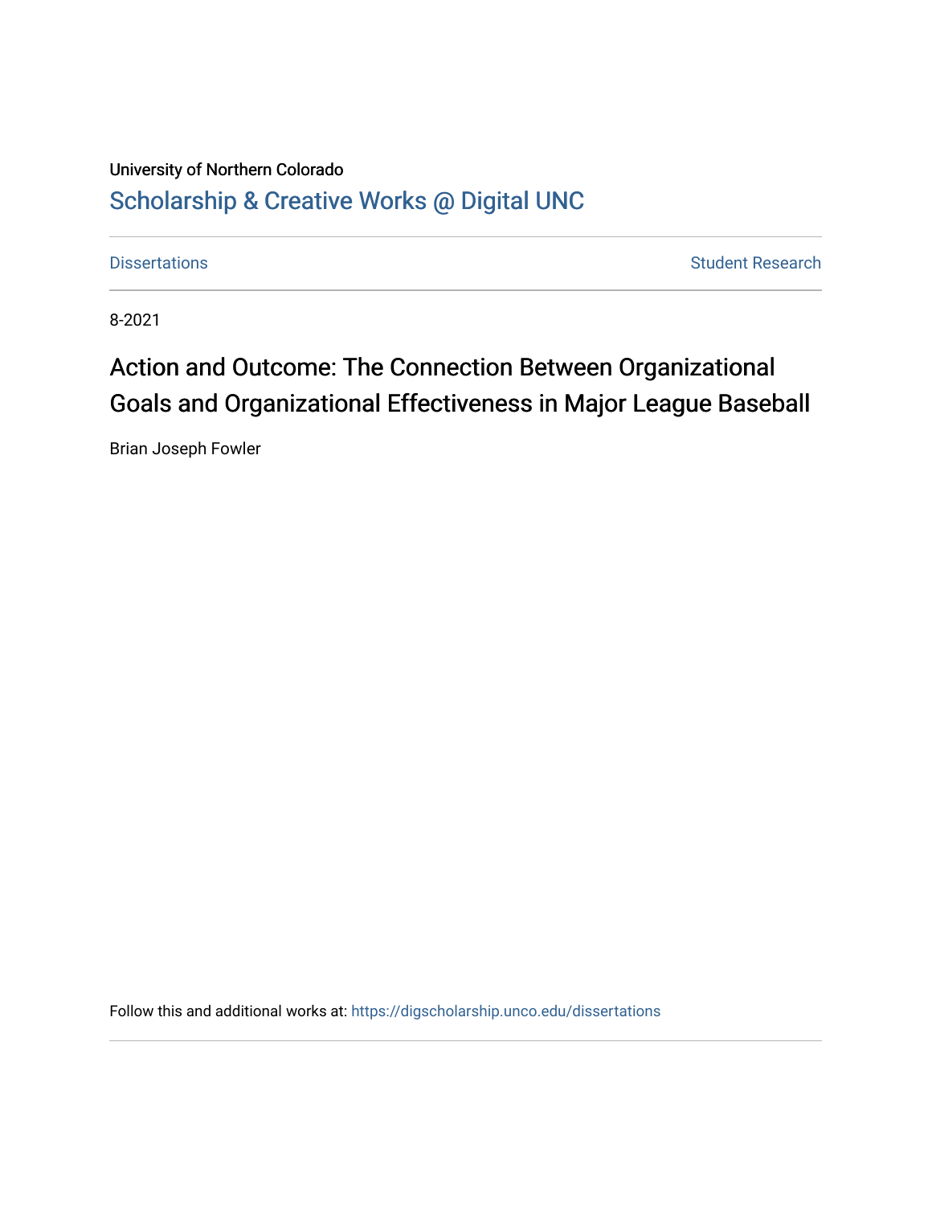University of Northern Colorado

# Scholarship & Creative Works @ Digital UNC

Dissertations | Student Research

8-2021

## Action and Outcome: The Connection Between Organizational Goals and Organizational Effectiveness in Major League Baseball

Brian Joseph Fowler

Follow this and additional works at: https://digscholarship.unco.edu/dissertations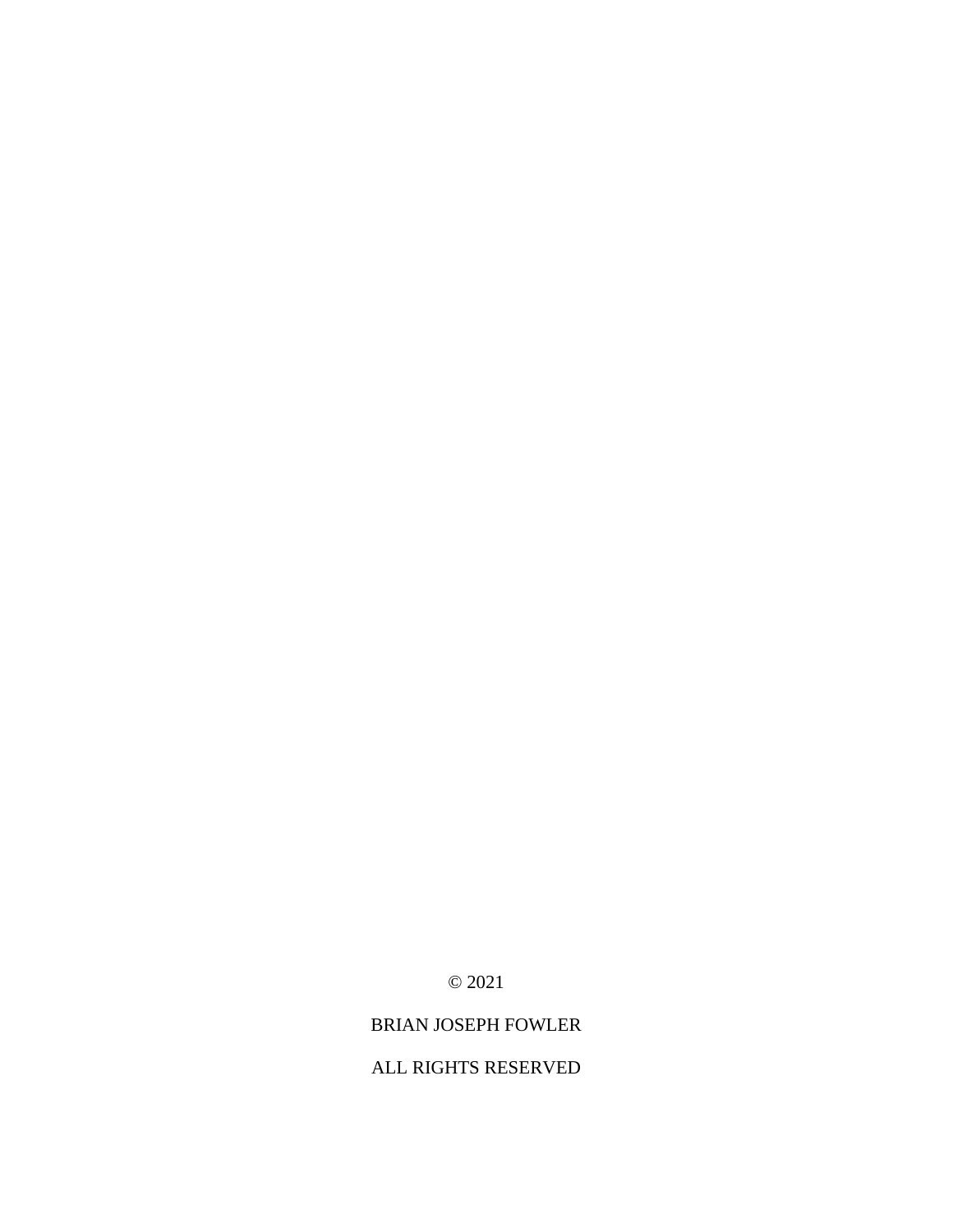© 2021

BRIAN JOSEPH FOWLER

ALL RIGHTS RESERVED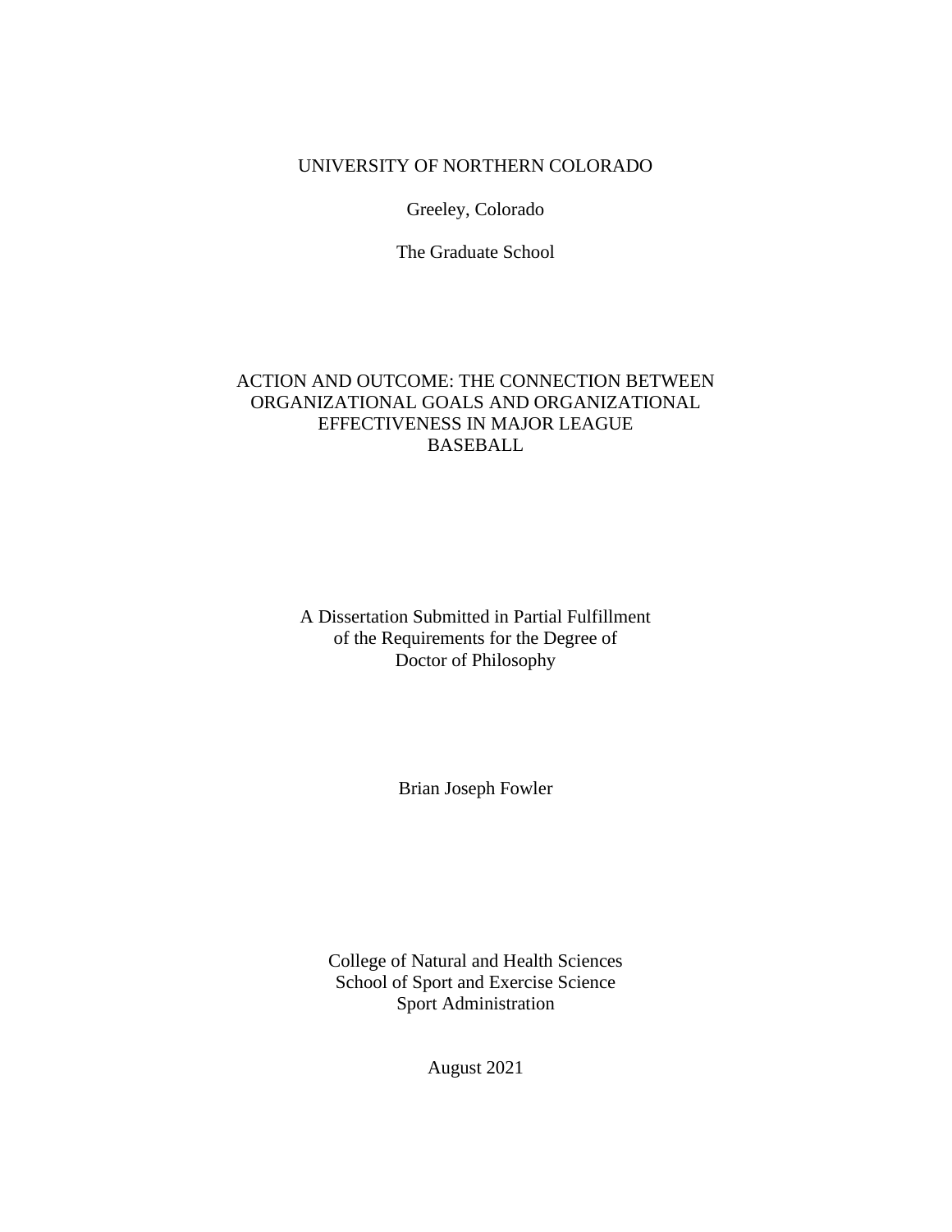UNIVERSITY OF NORTHERN COLORADO

Greeley, Colorado

The Graduate School

# ACTION AND OUTCOME: THE CONNECTION BETWEEN ORGANIZATIONAL GOALS AND ORGANIZATIONAL EFFECTIVENESS IN MAJOR LEAGUE BASEBALL

A Dissertation Submitted in Partial Fulfillment
of the Requirements for the Degree of
Doctor of Philosophy

Brian Joseph Fowler

College of Natural and Health Sciences
School of Sport and Exercise Science
Sport Administration

August 2021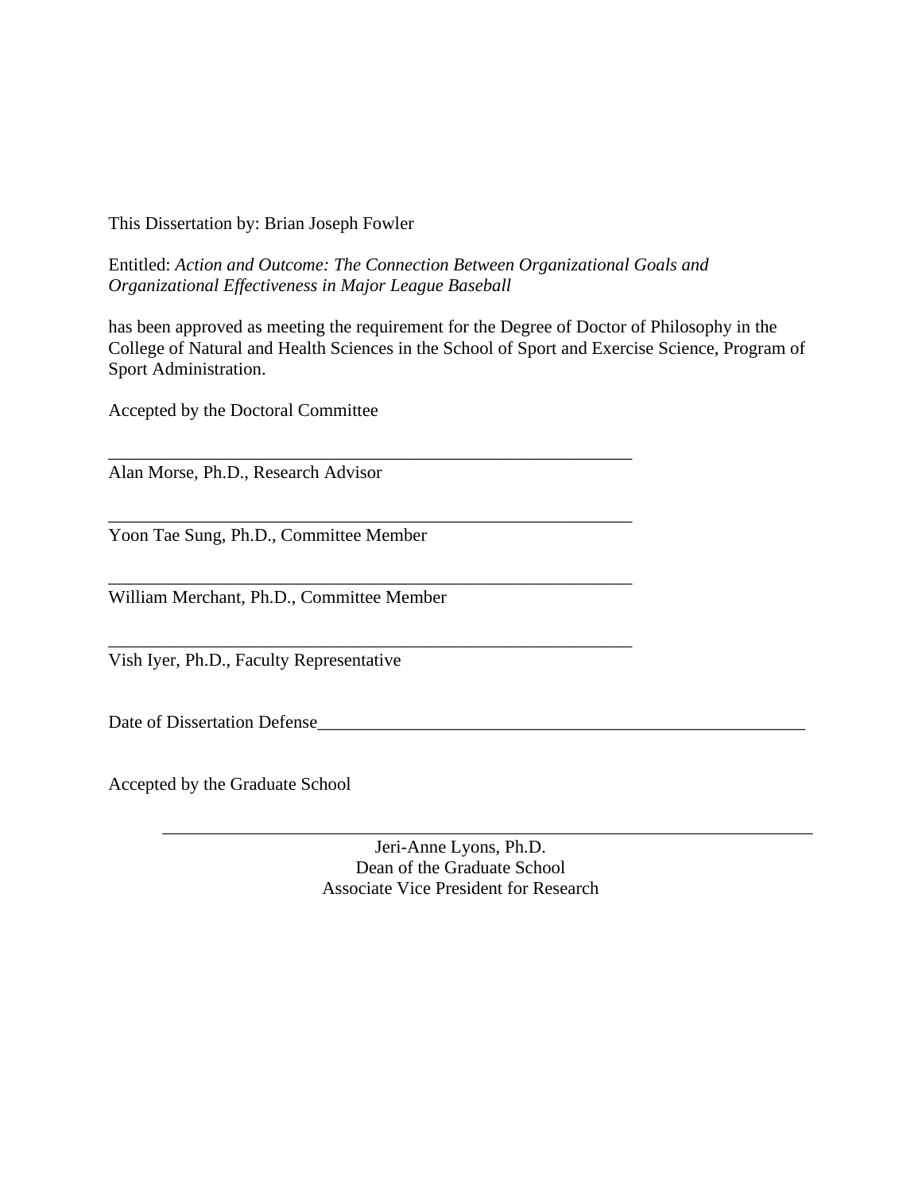This Dissertation by: Brian Joseph Fowler

Entitled: *Action and Outcome: The Connection Between Organizational Goals and Organizational Effectiveness in Major League Baseball*

has been approved as meeting the requirement for the Degree of Doctor of Philosophy in the College of Natural and Health Sciences in the School of Sport and Exercise Science, Program of Sport Administration.

Accepted by the Doctoral Committee

_____________________________________________________________
Alan Morse, Ph.D., Research Advisor

_____________________________________________________________
Yoon Tae Sung, Ph.D., Committee Member

_____________________________________________________________
William Merchant, Ph.D., Committee Member

_____________________________________________________________
Vish Iyer, Ph.D., Faculty Representative

Date of Dissertation Defense_________________________________________________________

Accepted by the Graduate School

_____________________________________________________________
Jeri-Anne Lyons, Ph.D.
Dean of the Graduate School
Associate Vice President for Research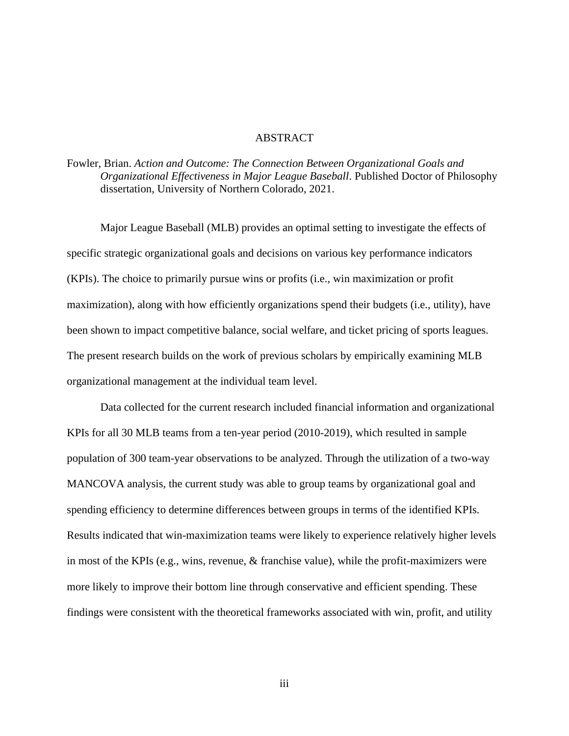# ABSTRACT

Fowler, Brian. *Action and Outcome: The Connection Between Organizational Goals and Organizational Effectiveness in Major League Baseball*. Published Doctor of Philosophy dissertation, University of Northern Colorado, 2021.

Major League Baseball (MLB) provides an optimal setting to investigate the effects of specific strategic organizational goals and decisions on various key performance indicators (KPIs). The choice to primarily pursue wins or profits (i.e., win maximization or profit maximization), along with how efficiently organizations spend their budgets (i.e., utility), have been shown to impact competitive balance, social welfare, and ticket pricing of sports leagues. The present research builds on the work of previous scholars by empirically examining MLB organizational management at the individual team level.

Data collected for the current research included financial information and organizational KPIs for all 30 MLB teams from a ten-year period (2010-2019), which resulted in sample population of 300 team-year observations to be analyzed. Through the utilization of a two-way MANCOVA analysis, the current study was able to group teams by organizational goal and spending efficiency to determine differences between groups in terms of the identified KPIs. Results indicated that win-maximization teams were likely to experience relatively higher levels in most of the KPIs (e.g., wins, revenue, & franchise value), while the profit-maximizers were more likely to improve their bottom line through conservative and efficient spending. These findings were consistent with the theoretical frameworks associated with win, profit, and utility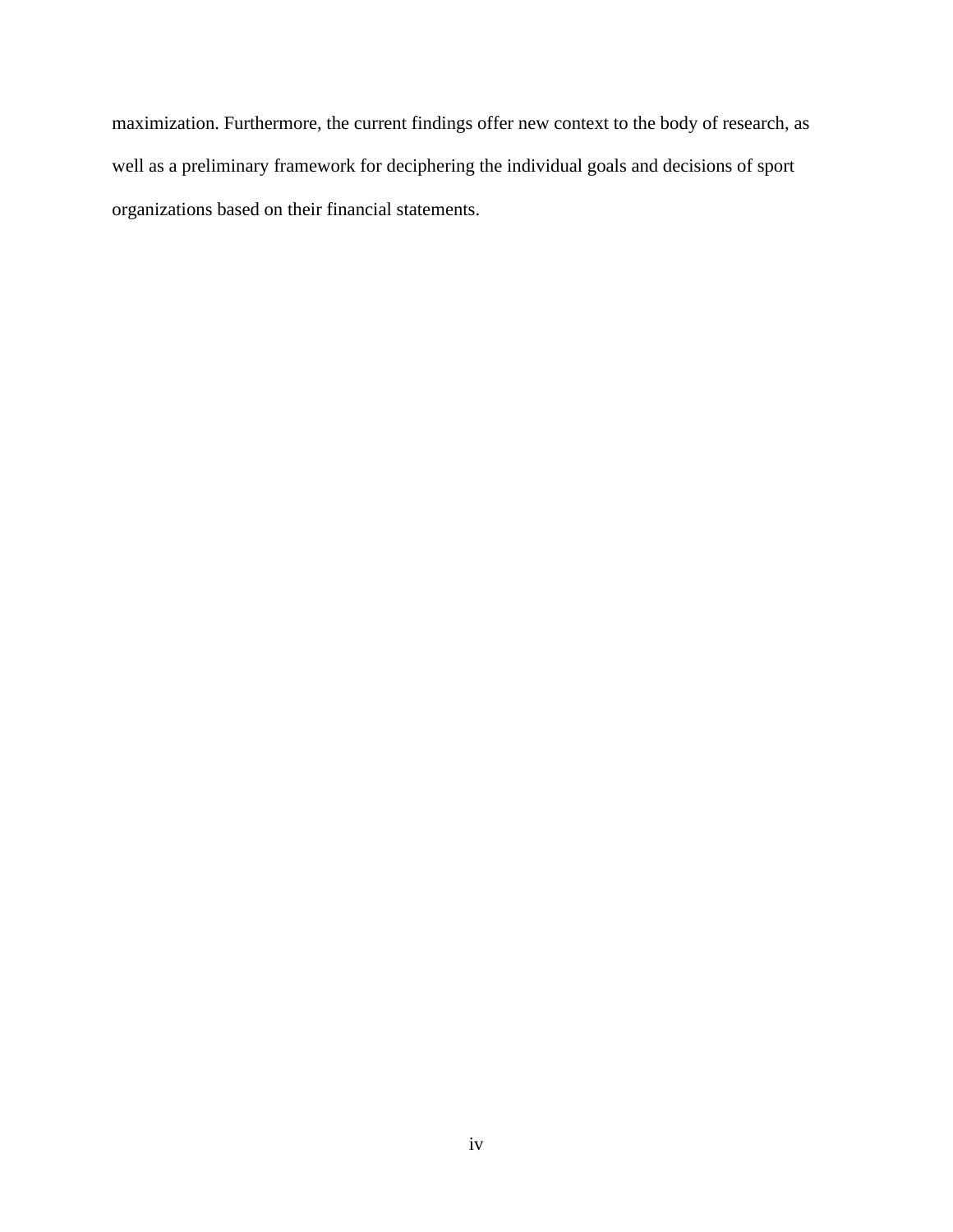maximization. Furthermore, the current findings offer new context to the body of research, as well as a preliminary framework for deciphering the individual goals and decisions of sport organizations based on their financial statements.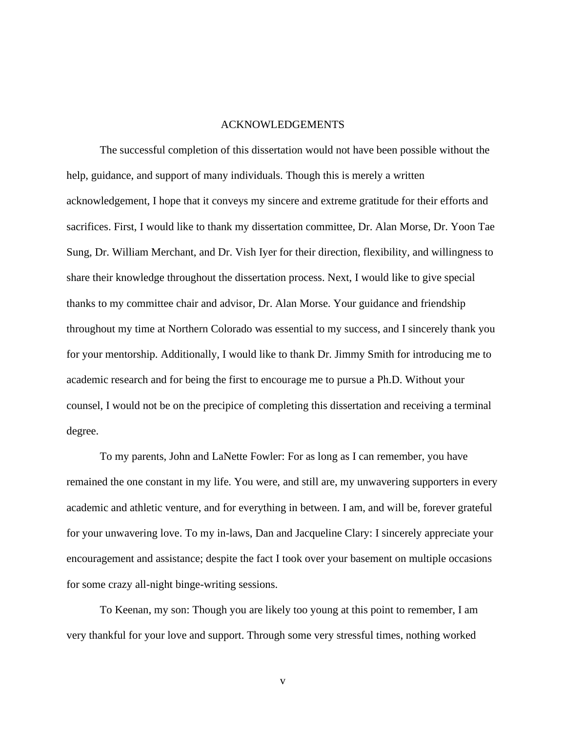# ACKNOWLEDGEMENTS

The successful completion of this dissertation would not have been possible without the help, guidance, and support of many individuals. Though this is merely a written acknowledgement, I hope that it conveys my sincere and extreme gratitude for their efforts and sacrifices. First, I would like to thank my dissertation committee, Dr. Alan Morse, Dr. Yoon Tae Sung, Dr. William Merchant, and Dr. Vish Iyer for their direction, flexibility, and willingness to share their knowledge throughout the dissertation process. Next, I would like to give special thanks to my committee chair and advisor, Dr. Alan Morse. Your guidance and friendship throughout my time at Northern Colorado was essential to my success, and I sincerely thank you for your mentorship. Additionally, I would like to thank Dr. Jimmy Smith for introducing me to academic research and for being the first to encourage me to pursue a Ph.D. Without your counsel, I would not be on the precipice of completing this dissertation and receiving a terminal degree.

To my parents, John and LaNette Fowler: For as long as I can remember, you have remained the one constant in my life. You were, and still are, my unwavering supporters in every academic and athletic venture, and for everything in between. I am, and will be, forever grateful for your unwavering love. To my in-laws, Dan and Jacqueline Clary: I sincerely appreciate your encouragement and assistance; despite the fact I took over your basement on multiple occasions for some crazy all-night binge-writing sessions.

To Keenan, my son: Though you are likely too young at this point to remember, I am very thankful for your love and support. Through some very stressful times, nothing worked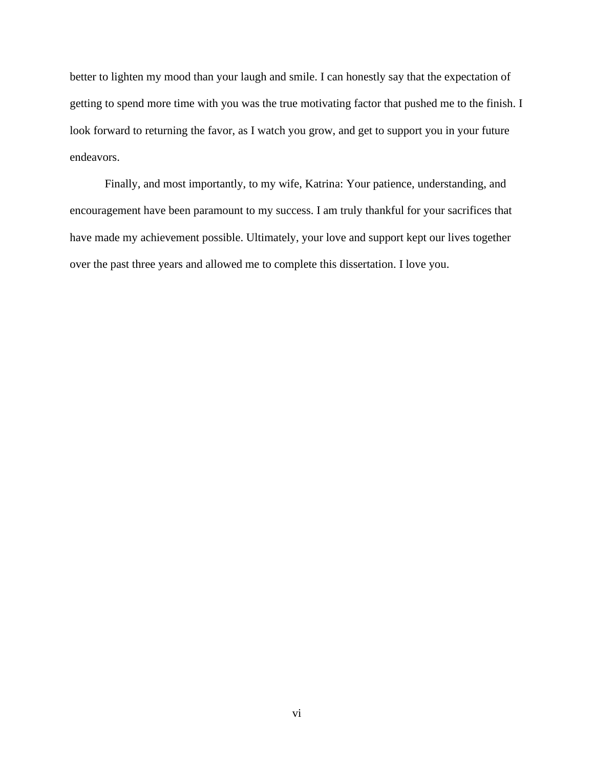better to lighten my mood than your laugh and smile. I can honestly say that the expectation of getting to spend more time with you was the true motivating factor that pushed me to the finish. I look forward to returning the favor, as I watch you grow, and get to support you in your future endeavors.

Finally, and most importantly, to my wife, Katrina: Your patience, understanding, and encouragement have been paramount to my success. I am truly thankful for your sacrifices that have made my achievement possible. Ultimately, your love and support kept our lives together over the past three years and allowed me to complete this dissertation. I love you.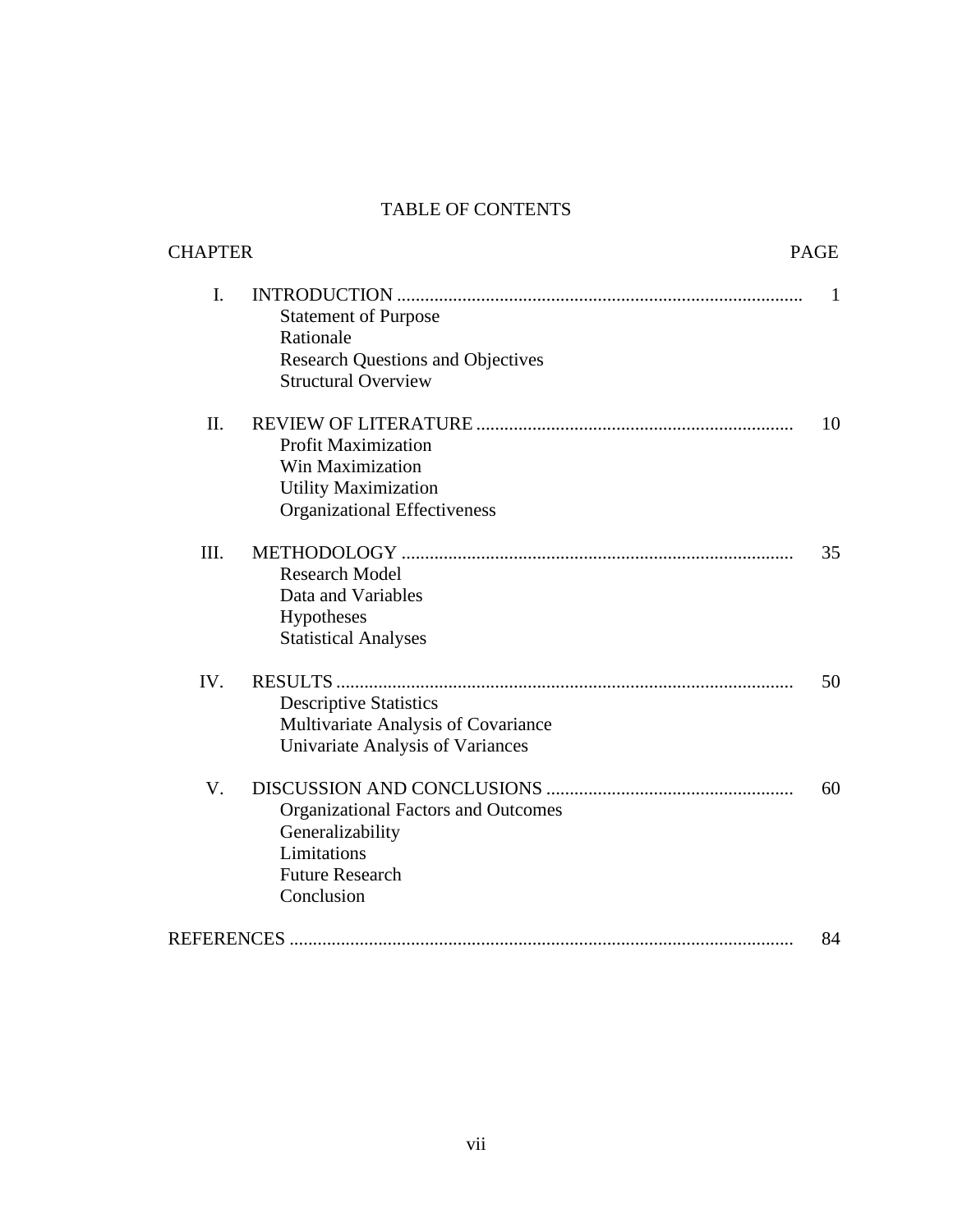# TABLE OF CONTENTS

| CHAPTER | | PAGE |
|---|---|---|
| I. | INTRODUCTION | 1 |
| | Statement of Purpose | |
| | Rationale | |
| | Research Questions and Objectives | |
| | Structural Overview | |
| II. | REVIEW OF LITERATURE | 10 |
| | Profit Maximization | |
| | Win Maximization | |
| | Utility Maximization | |
| | Organizational Effectiveness | |
| III. | METHODOLOGY | 35 |
| | Research Model | |
| | Data and Variables | |
| | Hypotheses | |
| | Statistical Analyses | |
| IV. | RESULTS | 50 |
| | Descriptive Statistics | |
| | Multivariate Analysis of Covariance | |
| | Univariate Analysis of Variances | |
| V. | DISCUSSION AND CONCLUSIONS | 60 |
| | Organizational Factors and Outcomes | |
| | Generalizability | |
| | Limitations | |
| | Future Research | |
| | Conclusion | |
| REFERENCES | | 84 |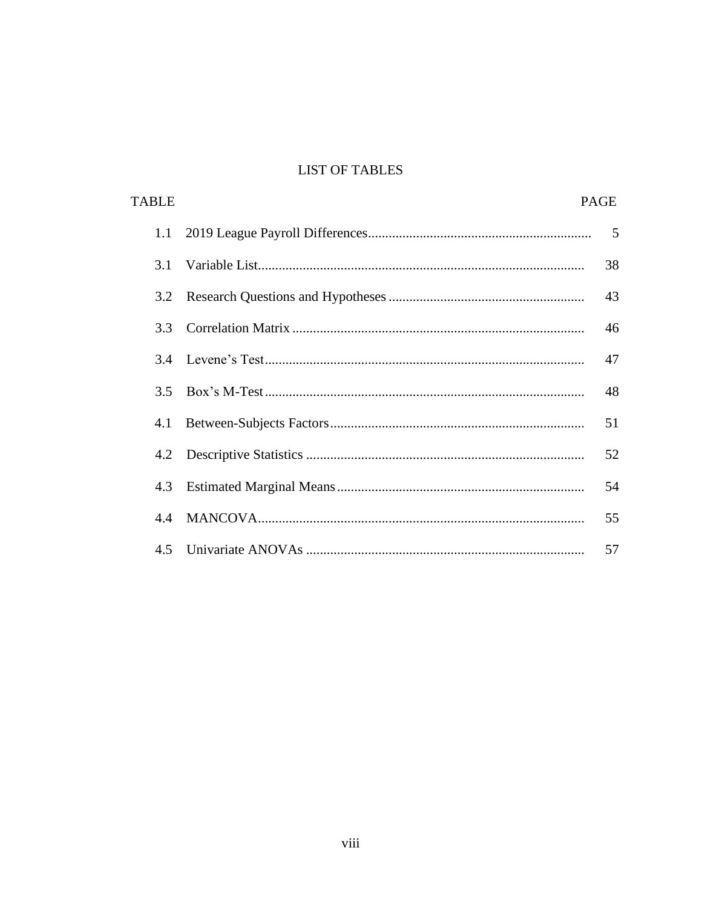# LIST OF TABLES

| TABLE | | PAGE |
|---|---|---|
| 1.1 | 2019 League Payroll Differences | 5 |
| 3.1 | Variable List | 38 |
| 3.2 | Research Questions and Hypotheses | 43 |
| 3.3 | Correlation Matrix | 46 |
| 3.4 | Levene's Test | 47 |
| 3.5 | Box's M-Test | 48 |
| 4.1 | Between-Subjects Factors | 51 |
| 4.2 | Descriptive Statistics | 52 |
| 4.3 | Estimated Marginal Means | 54 |
| 4.4 | MANCOVA | 55 |
| 4.5 | Univariate ANOVAs | 57 |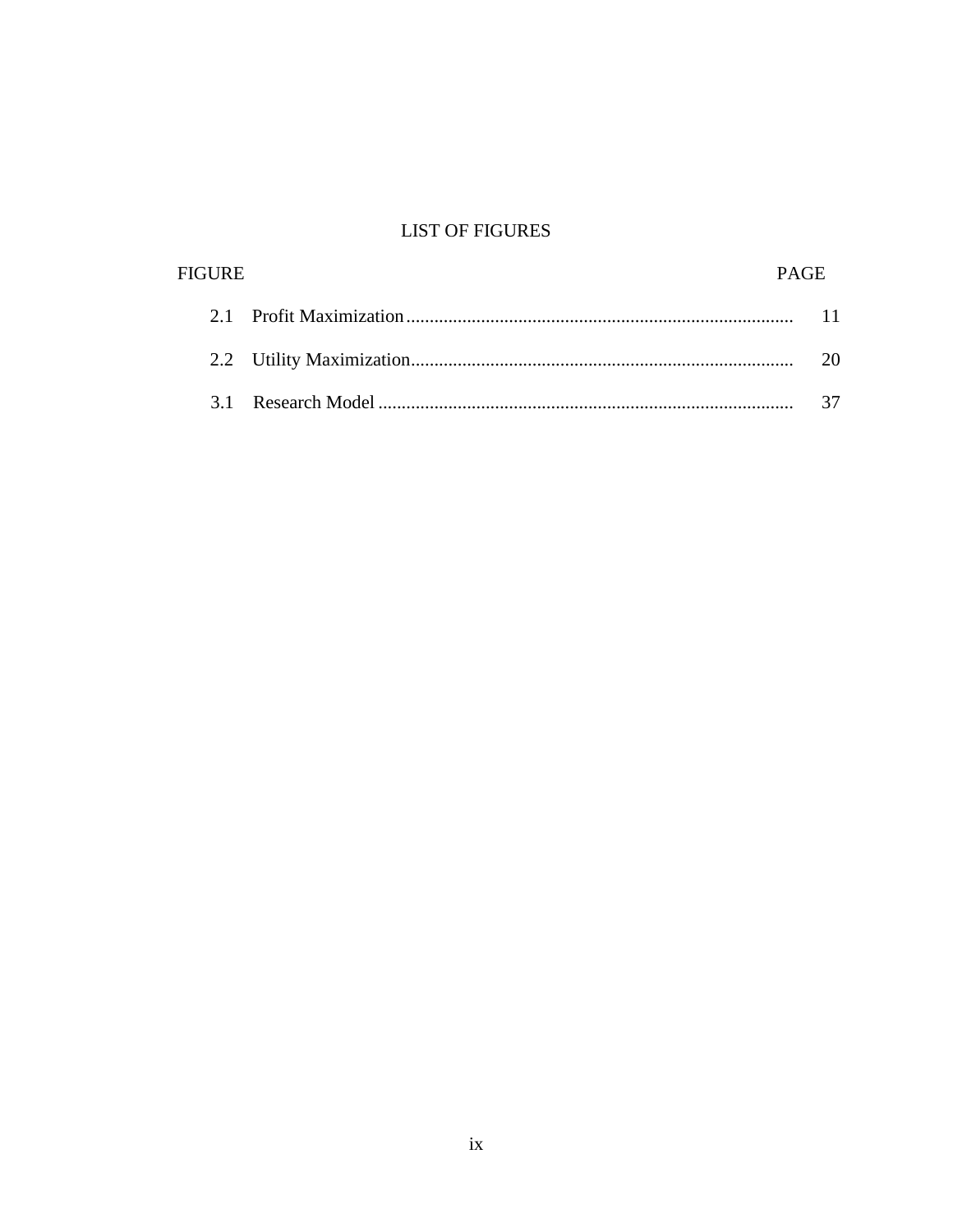# LIST OF FIGURES

| FIGURE | | PAGE |
|---|---|---|
| 2.1 | Profit Maximization | 11 |
| 2.2 | Utility Maximization | 20 |
| 3.1 | Research Model | 37 |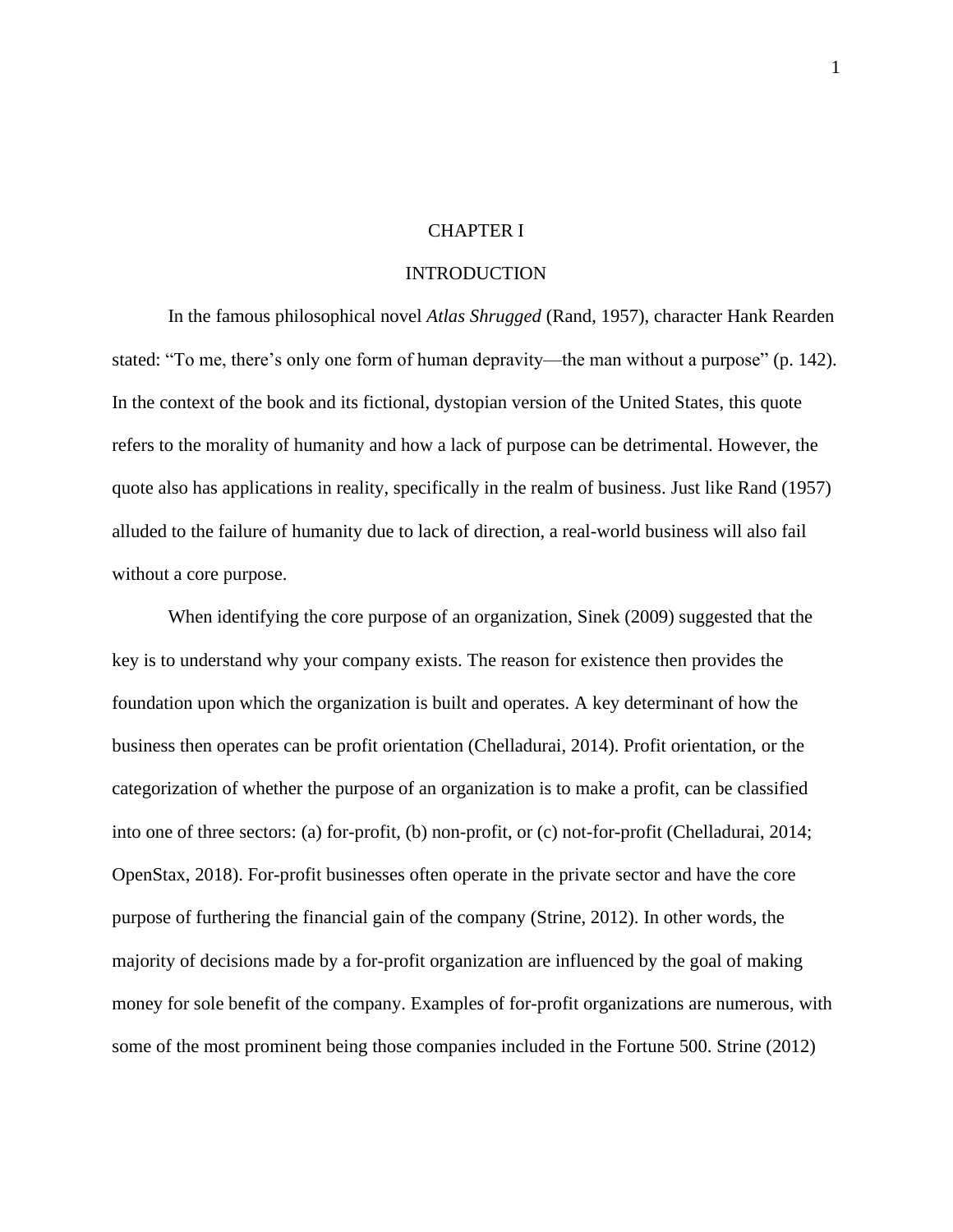# CHAPTER I

# INTRODUCTION

In the famous philosophical novel *Atlas Shrugged* (Rand, 1957), character Hank Rearden stated: "To me, there's only one form of human depravity—the man without a purpose" (p. 142). In the context of the book and its fictional, dystopian version of the United States, this quote refers to the morality of humanity and how a lack of purpose can be detrimental. However, the quote also has applications in reality, specifically in the realm of business. Just like Rand (1957) alluded to the failure of humanity due to lack of direction, a real-world business will also fail without a core purpose.

When identifying the core purpose of an organization, Sinek (2009) suggested that the key is to understand why your company exists. The reason for existence then provides the foundation upon which the organization is built and operates. A key determinant of how the business then operates can be profit orientation (Chelladurai, 2014). Profit orientation, or the categorization of whether the purpose of an organization is to make a profit, can be classified into one of three sectors: (a) for-profit, (b) non-profit, or (c) not-for-profit (Chelladurai, 2014; OpenStax, 2018). For-profit businesses often operate in the private sector and have the core purpose of furthering the financial gain of the company (Strine, 2012). In other words, the majority of decisions made by a for-profit organization are influenced by the goal of making money for sole benefit of the company. Examples of for-profit organizations are numerous, with some of the most prominent being those companies included in the Fortune 500. Strine (2012)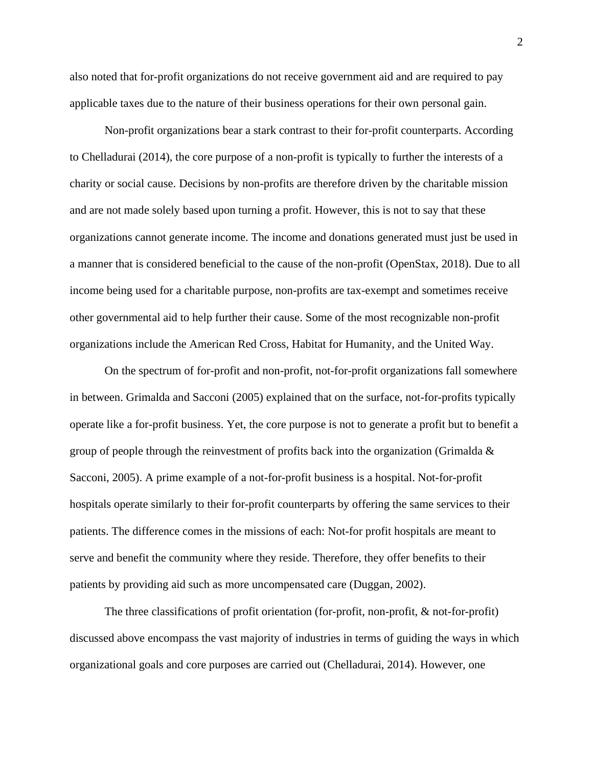also noted that for-profit organizations do not receive government aid and are required to pay applicable taxes due to the nature of their business operations for their own personal gain.

Non-profit organizations bear a stark contrast to their for-profit counterparts. According to Chelladurai (2014), the core purpose of a non-profit is typically to further the interests of a charity or social cause. Decisions by non-profits are therefore driven by the charitable mission and are not made solely based upon turning a profit. However, this is not to say that these organizations cannot generate income. The income and donations generated must just be used in a manner that is considered beneficial to the cause of the non-profit (OpenStax, 2018). Due to all income being used for a charitable purpose, non-profits are tax-exempt and sometimes receive other governmental aid to help further their cause. Some of the most recognizable non-profit organizations include the American Red Cross, Habitat for Humanity, and the United Way.

On the spectrum of for-profit and non-profit, not-for-profit organizations fall somewhere in between. Grimalda and Sacconi (2005) explained that on the surface, not-for-profits typically operate like a for-profit business. Yet, the core purpose is not to generate a profit but to benefit a group of people through the reinvestment of profits back into the organization (Grimalda & Sacconi, 2005). A prime example of a not-for-profit business is a hospital. Not-for-profit hospitals operate similarly to their for-profit counterparts by offering the same services to their patients. The difference comes in the missions of each: Not-for profit hospitals are meant to serve and benefit the community where they reside. Therefore, they offer benefits to their patients by providing aid such as more uncompensated care (Duggan, 2002).

The three classifications of profit orientation (for-profit, non-profit, & not-for-profit) discussed above encompass the vast majority of industries in terms of guiding the ways in which organizational goals and core purposes are carried out (Chelladurai, 2014). However, one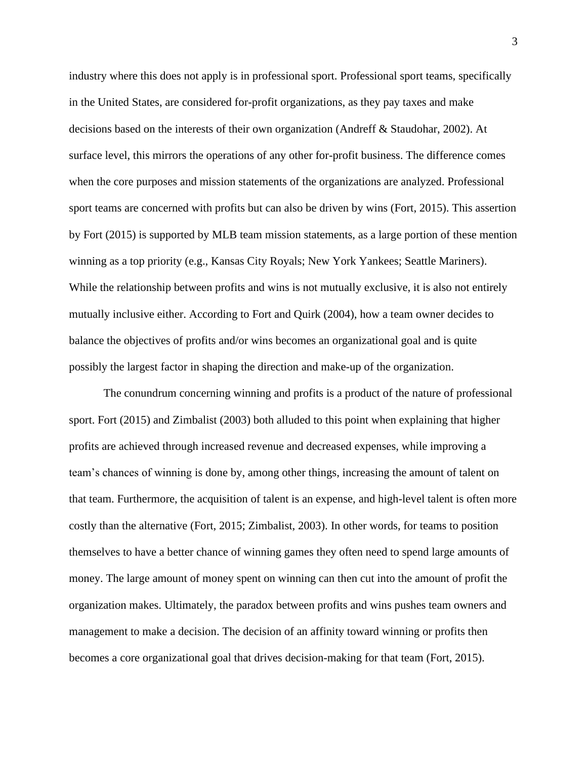industry where this does not apply is in professional sport. Professional sport teams, specifically in the United States, are considered for-profit organizations, as they pay taxes and make decisions based on the interests of their own organization (Andreff & Staudohar, 2002). At surface level, this mirrors the operations of any other for-profit business. The difference comes when the core purposes and mission statements of the organizations are analyzed. Professional sport teams are concerned with profits but can also be driven by wins (Fort, 2015). This assertion by Fort (2015) is supported by MLB team mission statements, as a large portion of these mention winning as a top priority (e.g., Kansas City Royals; New York Yankees; Seattle Mariners). While the relationship between profits and wins is not mutually exclusive, it is also not entirely mutually inclusive either. According to Fort and Quirk (2004), how a team owner decides to balance the objectives of profits and/or wins becomes an organizational goal and is quite possibly the largest factor in shaping the direction and make-up of the organization.

The conundrum concerning winning and profits is a product of the nature of professional sport. Fort (2015) and Zimbalist (2003) both alluded to this point when explaining that higher profits are achieved through increased revenue and decreased expenses, while improving a team's chances of winning is done by, among other things, increasing the amount of talent on that team. Furthermore, the acquisition of talent is an expense, and high-level talent is often more costly than the alternative (Fort, 2015; Zimbalist, 2003). In other words, for teams to position themselves to have a better chance of winning games they often need to spend large amounts of money. The large amount of money spent on winning can then cut into the amount of profit the organization makes. Ultimately, the paradox between profits and wins pushes team owners and management to make a decision. The decision of an affinity toward winning or profits then becomes a core organizational goal that drives decision-making for that team (Fort, 2015).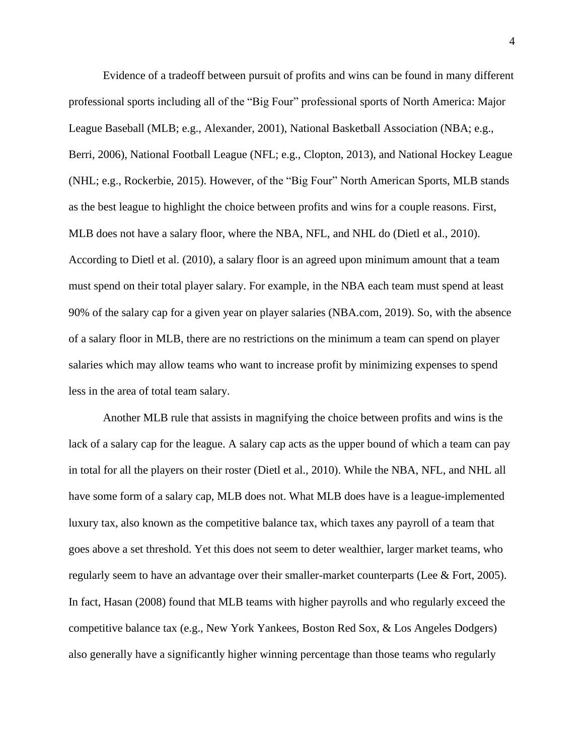Evidence of a tradeoff between pursuit of profits and wins can be found in many different professional sports including all of the "Big Four" professional sports of North America: Major League Baseball (MLB; e.g., Alexander, 2001), National Basketball Association (NBA; e.g., Berri, 2006), National Football League (NFL; e.g., Clopton, 2013), and National Hockey League (NHL; e.g., Rockerbie, 2015). However, of the "Big Four" North American Sports, MLB stands as the best league to highlight the choice between profits and wins for a couple reasons. First, MLB does not have a salary floor, where the NBA, NFL, and NHL do (Dietl et al., 2010). According to Dietl et al. (2010), a salary floor is an agreed upon minimum amount that a team must spend on their total player salary. For example, in the NBA each team must spend at least 90% of the salary cap for a given year on player salaries (NBA.com, 2019). So, with the absence of a salary floor in MLB, there are no restrictions on the minimum a team can spend on player salaries which may allow teams who want to increase profit by minimizing expenses to spend less in the area of total team salary.

Another MLB rule that assists in magnifying the choice between profits and wins is the lack of a salary cap for the league. A salary cap acts as the upper bound of which a team can pay in total for all the players on their roster (Dietl et al., 2010). While the NBA, NFL, and NHL all have some form of a salary cap, MLB does not. What MLB does have is a league-implemented luxury tax, also known as the competitive balance tax, which taxes any payroll of a team that goes above a set threshold. Yet this does not seem to deter wealthier, larger market teams, who regularly seem to have an advantage over their smaller-market counterparts (Lee & Fort, 2005). In fact, Hasan (2008) found that MLB teams with higher payrolls and who regularly exceed the competitive balance tax (e.g., New York Yankees, Boston Red Sox, & Los Angeles Dodgers) also generally have a significantly higher winning percentage than those teams who regularly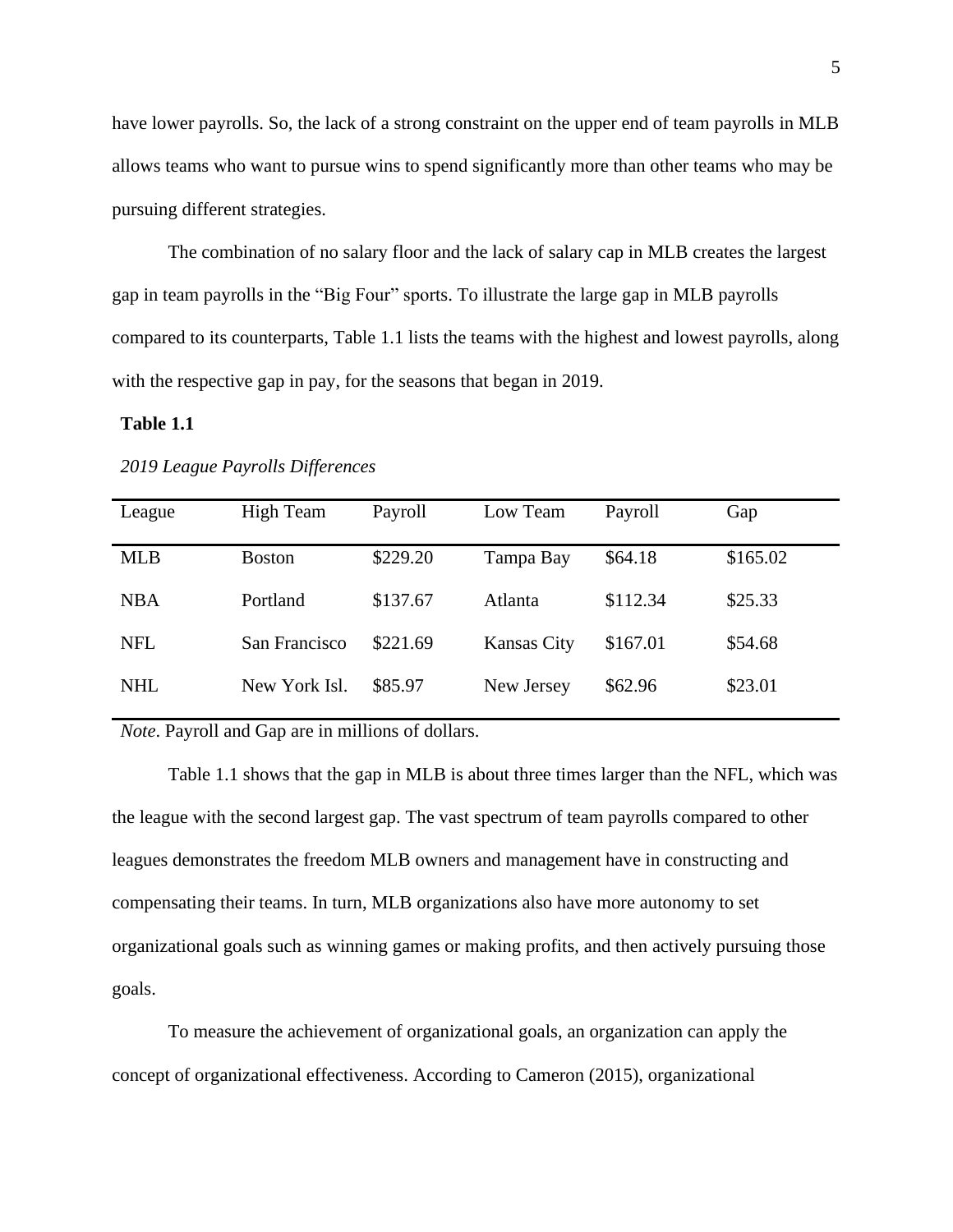have lower payrolls. So, the lack of a strong constraint on the upper end of team payrolls in MLB allows teams who want to pursue wins to spend significantly more than other teams who may be pursuing different strategies.

The combination of no salary floor and the lack of salary cap in MLB creates the largest gap in team payrolls in the "Big Four" sports. To illustrate the large gap in MLB payrolls compared to its counterparts, Table 1.1 lists the teams with the highest and lowest payrolls, along with the respective gap in pay, for the seasons that began in 2019.

**Table 1.1**

*2019 League Payrolls Differences*

| League | High Team | Payroll | Low Team | Payroll | Gap |
|---|---|---|---|---|---|
| MLB | Boston | $229.20 | Tampa Bay | $64.18 | $165.02 |
| NBA | Portland | $137.67 | Atlanta | $112.34 | $25.33 |
| NFL | San Francisco | $221.69 | Kansas City | $167.01 | $54.68 |
| NHL | New York Isl. | $85.97 | New Jersey | $62.96 | $23.01 |

*Note*. Payroll and Gap are in millions of dollars.

Table 1.1 shows that the gap in MLB is about three times larger than the NFL, which was the league with the second largest gap. The vast spectrum of team payrolls compared to other leagues demonstrates the freedom MLB owners and management have in constructing and compensating their teams. In turn, MLB organizations also have more autonomy to set organizational goals such as winning games or making profits, and then actively pursuing those goals.

To measure the achievement of organizational goals, an organization can apply the concept of organizational effectiveness. According to Cameron (2015), organizational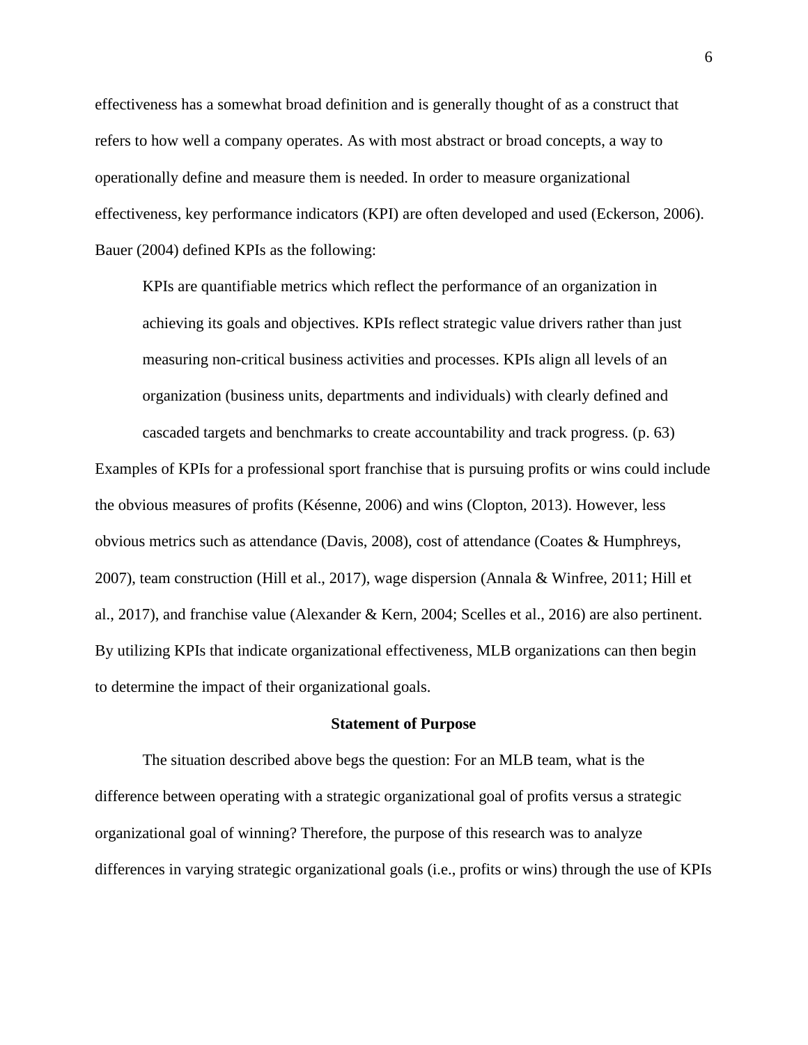effectiveness has a somewhat broad definition and is generally thought of as a construct that refers to how well a company operates. As with most abstract or broad concepts, a way to operationally define and measure them is needed. In order to measure organizational effectiveness, key performance indicators (KPI) are often developed and used (Eckerson, 2006). Bauer (2004) defined KPIs as the following:

> KPIs are quantifiable metrics which reflect the performance of an organization in achieving its goals and objectives. KPIs reflect strategic value drivers rather than just measuring non-critical business activities and processes. KPIs align all levels of an organization (business units, departments and individuals) with clearly defined and cascaded targets and benchmarks to create accountability and track progress. (p. 63)

Examples of KPIs for a professional sport franchise that is pursuing profits or wins could include the obvious measures of profits (Késenne, 2006) and wins (Clopton, 2013). However, less obvious metrics such as attendance (Davis, 2008), cost of attendance (Coates & Humphreys, 2007), team construction (Hill et al., 2017), wage dispersion (Annala & Winfree, 2011; Hill et al., 2017), and franchise value (Alexander & Kern, 2004; Scelles et al., 2016) are also pertinent. By utilizing KPIs that indicate organizational effectiveness, MLB organizations can then begin to determine the impact of their organizational goals.

## Statement of Purpose

The situation described above begs the question: For an MLB team, what is the difference between operating with a strategic organizational goal of profits versus a strategic organizational goal of winning? Therefore, the purpose of this research was to analyze differences in varying strategic organizational goals (i.e., profits or wins) through the use of KPIs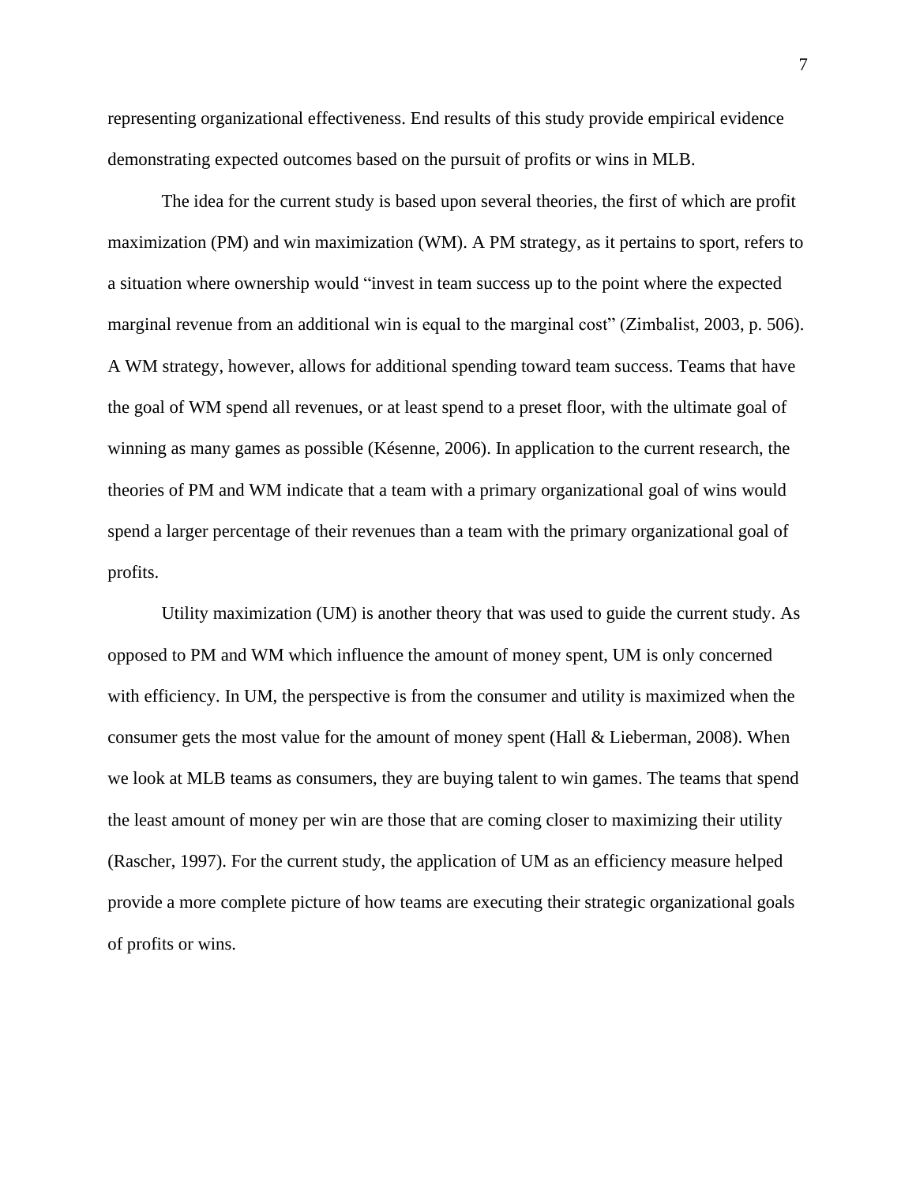representing organizational effectiveness. End results of this study provide empirical evidence demonstrating expected outcomes based on the pursuit of profits or wins in MLB.

The idea for the current study is based upon several theories, the first of which are profit maximization (PM) and win maximization (WM). A PM strategy, as it pertains to sport, refers to a situation where ownership would "invest in team success up to the point where the expected marginal revenue from an additional win is equal to the marginal cost" (Zimbalist, 2003, p. 506). A WM strategy, however, allows for additional spending toward team success. Teams that have the goal of WM spend all revenues, or at least spend to a preset floor, with the ultimate goal of winning as many games as possible (Késenne, 2006). In application to the current research, the theories of PM and WM indicate that a team with a primary organizational goal of wins would spend a larger percentage of their revenues than a team with the primary organizational goal of profits.

Utility maximization (UM) is another theory that was used to guide the current study. As opposed to PM and WM which influence the amount of money spent, UM is only concerned with efficiency. In UM, the perspective is from the consumer and utility is maximized when the consumer gets the most value for the amount of money spent (Hall & Lieberman, 2008). When we look at MLB teams as consumers, they are buying talent to win games. The teams that spend the least amount of money per win are those that are coming closer to maximizing their utility (Rascher, 1997). For the current study, the application of UM as an efficiency measure helped provide a more complete picture of how teams are executing their strategic organizational goals of profits or wins.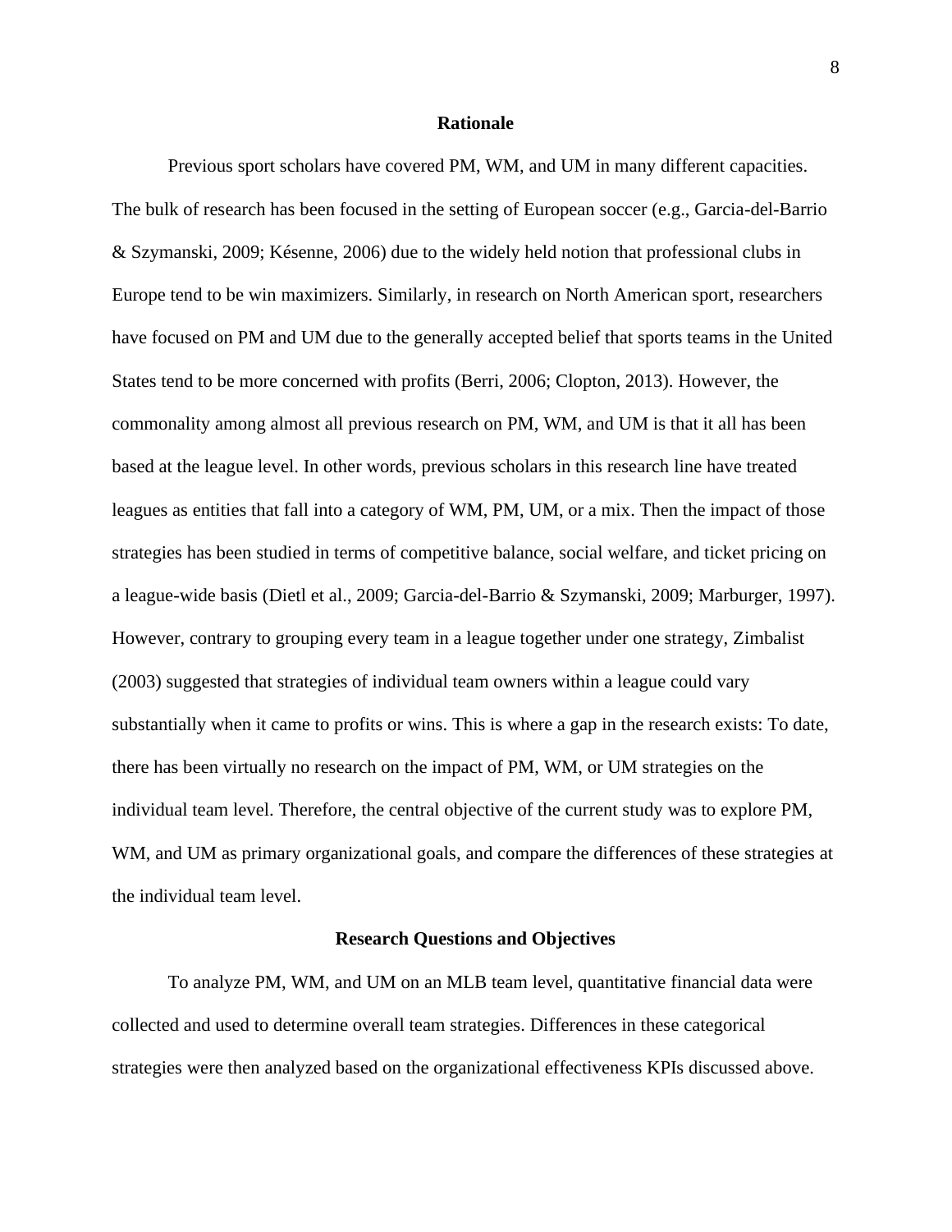## Rationale

Previous sport scholars have covered PM, WM, and UM in many different capacities. The bulk of research has been focused in the setting of European soccer (e.g., Garcia-del-Barrio & Szymanski, 2009; Késenne, 2006) due to the widely held notion that professional clubs in Europe tend to be win maximizers. Similarly, in research on North American sport, researchers have focused on PM and UM due to the generally accepted belief that sports teams in the United States tend to be more concerned with profits (Berri, 2006; Clopton, 2013). However, the commonality among almost all previous research on PM, WM, and UM is that it all has been based at the league level. In other words, previous scholars in this research line have treated leagues as entities that fall into a category of WM, PM, UM, or a mix. Then the impact of those strategies has been studied in terms of competitive balance, social welfare, and ticket pricing on a league-wide basis (Dietl et al., 2009; Garcia-del-Barrio & Szymanski, 2009; Marburger, 1997). However, contrary to grouping every team in a league together under one strategy, Zimbalist (2003) suggested that strategies of individual team owners within a league could vary substantially when it came to profits or wins. This is where a gap in the research exists: To date, there has been virtually no research on the impact of PM, WM, or UM strategies on the individual team level. Therefore, the central objective of the current study was to explore PM, WM, and UM as primary organizational goals, and compare the differences of these strategies at the individual team level.

## Research Questions and Objectives

To analyze PM, WM, and UM on an MLB team level, quantitative financial data were collected and used to determine overall team strategies. Differences in these categorical strategies were then analyzed based on the organizational effectiveness KPIs discussed above.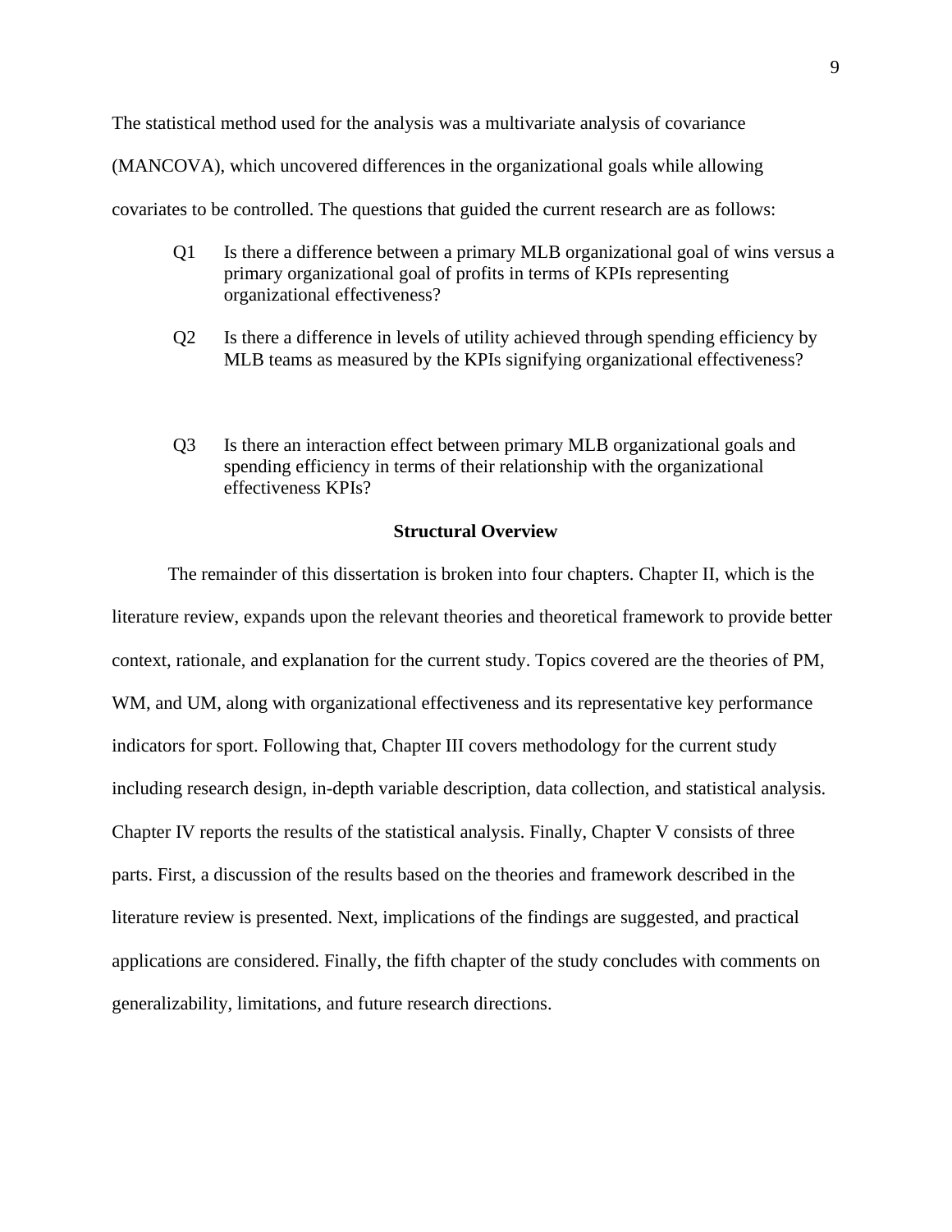The statistical method used for the analysis was a multivariate analysis of covariance (MANCOVA), which uncovered differences in the organizational goals while allowing covariates to be controlled. The questions that guided the current research are as follows:

> Q1 Is there a difference between a primary MLB organizational goal of wins versus a primary organizational goal of profits in terms of KPIs representing organizational effectiveness?
>
> Q2 Is there a difference in levels of utility achieved through spending efficiency by MLB teams as measured by the KPIs signifying organizational effectiveness?
>
> Q3 Is there an interaction effect between primary MLB organizational goals and spending efficiency in terms of their relationship with the organizational effectiveness KPIs?

## Structural Overview

The remainder of this dissertation is broken into four chapters. Chapter II, which is the literature review, expands upon the relevant theories and theoretical framework to provide better context, rationale, and explanation for the current study. Topics covered are the theories of PM, WM, and UM, along with organizational effectiveness and its representative key performance indicators for sport. Following that, Chapter III covers methodology for the current study including research design, in-depth variable description, data collection, and statistical analysis. Chapter IV reports the results of the statistical analysis. Finally, Chapter V consists of three parts. First, a discussion of the results based on the theories and framework described in the literature review is presented. Next, implications of the findings are suggested, and practical applications are considered. Finally, the fifth chapter of the study concludes with comments on generalizability, limitations, and future research directions.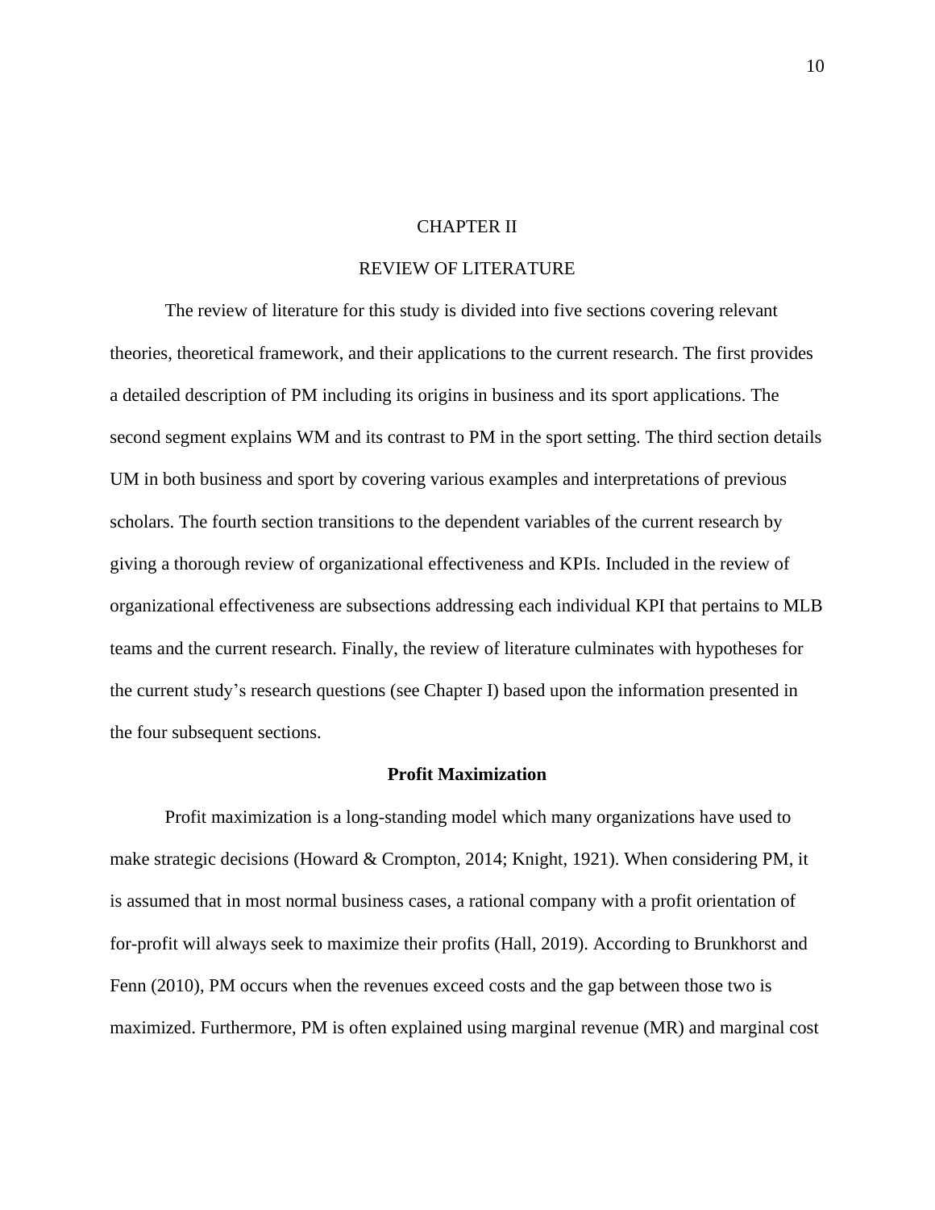# CHAPTER II

# REVIEW OF LITERATURE

The review of literature for this study is divided into five sections covering relevant theories, theoretical framework, and their applications to the current research. The first provides a detailed description of PM including its origins in business and its sport applications. The second segment explains WM and its contrast to PM in the sport setting. The third section details UM in both business and sport by covering various examples and interpretations of previous scholars. The fourth section transitions to the dependent variables of the current research by giving a thorough review of organizational effectiveness and KPIs. Included in the review of organizational effectiveness are subsections addressing each individual KPI that pertains to MLB teams and the current research. Finally, the review of literature culminates with hypotheses for the current study's research questions (see Chapter I) based upon the information presented in the four subsequent sections.

## Profit Maximization

Profit maximization is a long-standing model which many organizations have used to make strategic decisions (Howard & Crompton, 2014; Knight, 1921). When considering PM, it is assumed that in most normal business cases, a rational company with a profit orientation of for-profit will always seek to maximize their profits (Hall, 2019). According to Brunkhorst and Fenn (2010), PM occurs when the revenues exceed costs and the gap between those two is maximized. Furthermore, PM is often explained using marginal revenue (MR) and marginal cost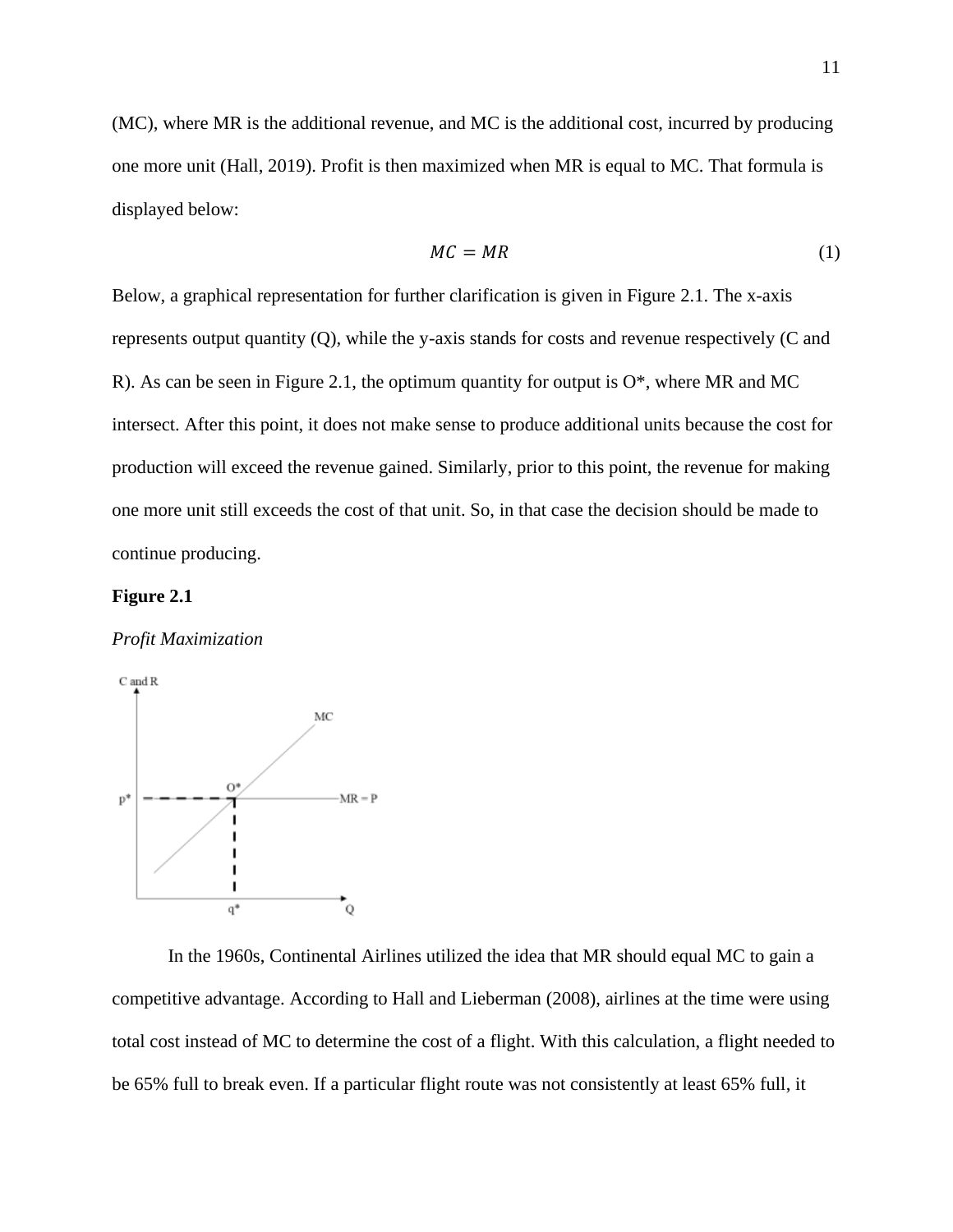(MC), where MR is the additional revenue, and MC is the additional cost, incurred by producing one more unit (Hall, 2019). Profit is then maximized when MR is equal to MC. That formula is displayed below:

$$MC = MR \tag{1}$$

Below, a graphical representation for further clarification is given in Figure 2.1. The x-axis represents output quantity (Q), while the y-axis stands for costs and revenue respectively (C and R). As can be seen in Figure 2.1, the optimum quantity for output is O*, where MR and MC intersect. After this point, it does not make sense to produce additional units because the cost for production will exceed the revenue gained. Similarly, prior to this point, the revenue for making one more unit still exceeds the cost of that unit. So, in that case the decision should be made to continue producing.

**Figure 2.1**

*Profit Maximization*

In the 1960s, Continental Airlines utilized the idea that MR should equal MC to gain a competitive advantage. According to Hall and Lieberman (2008), airlines at the time were using total cost instead of MC to determine the cost of a flight. With this calculation, a flight needed to be 65% full to break even. If a particular flight route was not consistently at least 65% full, it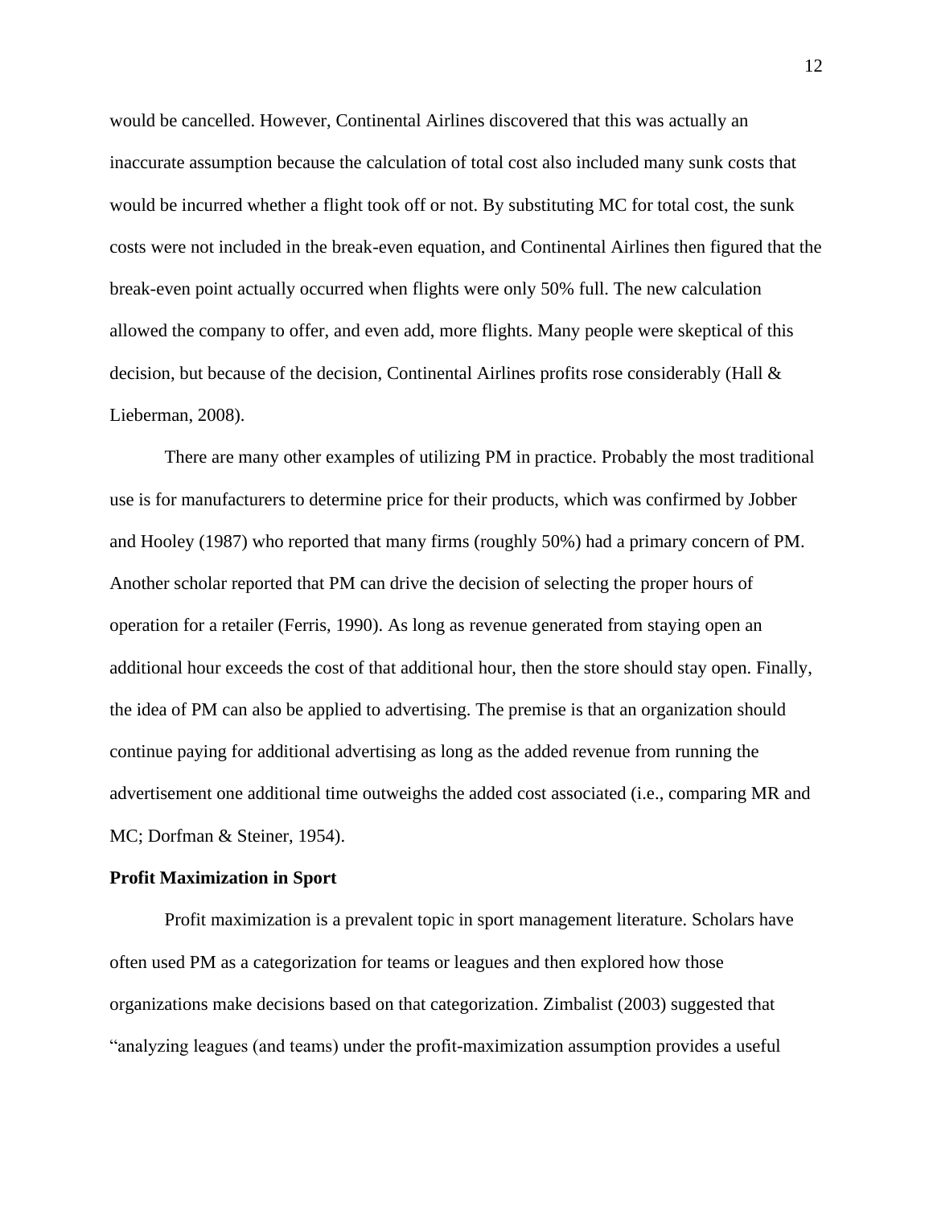would be cancelled. However, Continental Airlines discovered that this was actually an inaccurate assumption because the calculation of total cost also included many sunk costs that would be incurred whether a flight took off or not. By substituting MC for total cost, the sunk costs were not included in the break-even equation, and Continental Airlines then figured that the break-even point actually occurred when flights were only 50% full. The new calculation allowed the company to offer, and even add, more flights. Many people were skeptical of this decision, but because of the decision, Continental Airlines profits rose considerably (Hall & Lieberman, 2008).

There are many other examples of utilizing PM in practice. Probably the most traditional use is for manufacturers to determine price for their products, which was confirmed by Jobber and Hooley (1987) who reported that many firms (roughly 50%) had a primary concern of PM. Another scholar reported that PM can drive the decision of selecting the proper hours of operation for a retailer (Ferris, 1990). As long as revenue generated from staying open an additional hour exceeds the cost of that additional hour, then the store should stay open. Finally, the idea of PM can also be applied to advertising. The premise is that an organization should continue paying for additional advertising as long as the added revenue from running the advertisement one additional time outweighs the added cost associated (i.e., comparing MR and MC; Dorfman & Steiner, 1954).

**Profit Maximization in Sport**

Profit maximization is a prevalent topic in sport management literature. Scholars have often used PM as a categorization for teams or leagues and then explored how those organizations make decisions based on that categorization. Zimbalist (2003) suggested that "analyzing leagues (and teams) under the profit-maximization assumption provides a useful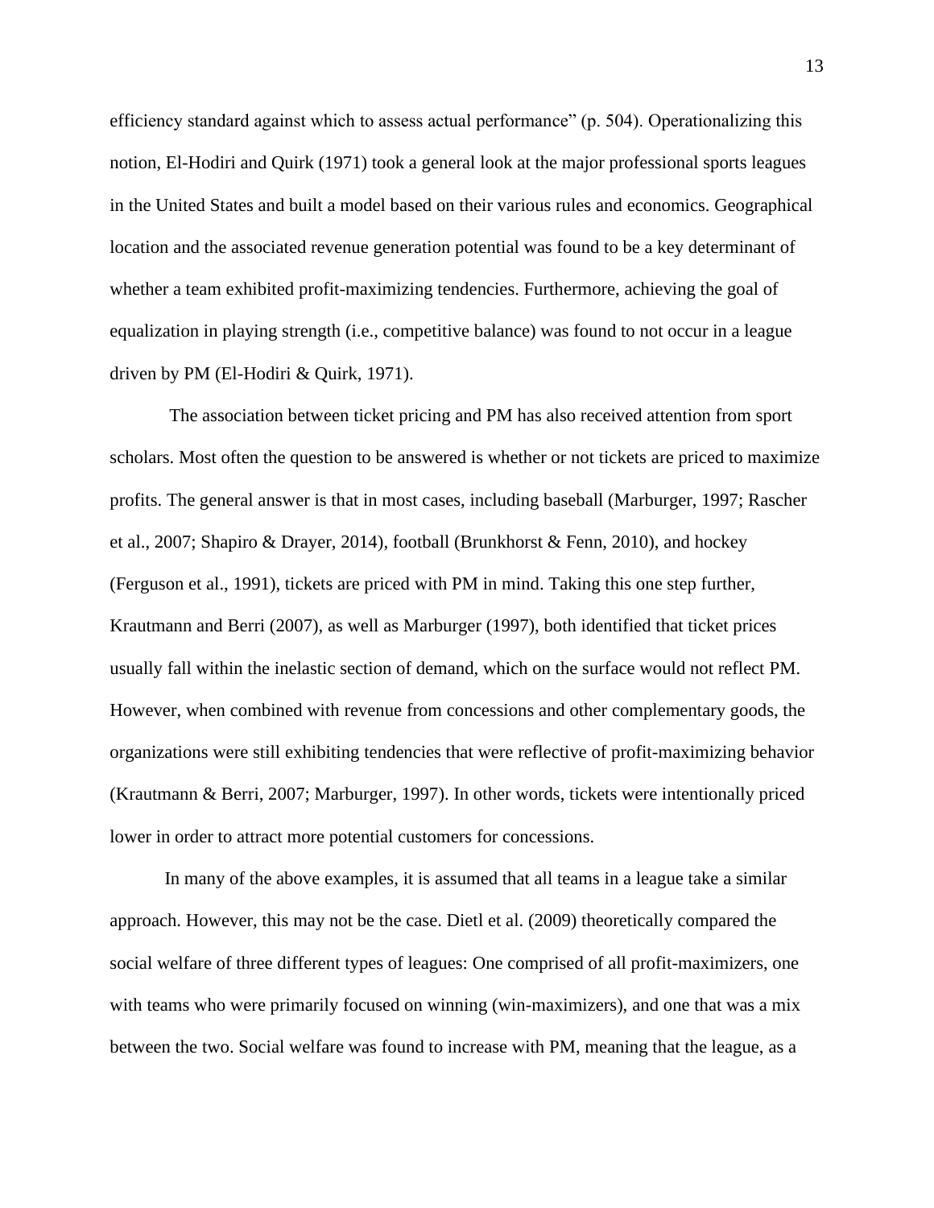efficiency standard against which to assess actual performance" (p. 504). Operationalizing this notion, El-Hodiri and Quirk (1971) took a general look at the major professional sports leagues in the United States and built a model based on their various rules and economics. Geographical location and the associated revenue generation potential was found to be a key determinant of whether a team exhibited profit-maximizing tendencies. Furthermore, achieving the goal of equalization in playing strength (i.e., competitive balance) was found to not occur in a league driven by PM (El-Hodiri & Quirk, 1971).

The association between ticket pricing and PM has also received attention from sport scholars. Most often the question to be answered is whether or not tickets are priced to maximize profits. The general answer is that in most cases, including baseball (Marburger, 1997; Rascher et al., 2007; Shapiro & Drayer, 2014), football (Brunkhorst & Fenn, 2010), and hockey (Ferguson et al., 1991), tickets are priced with PM in mind. Taking this one step further, Krautmann and Berri (2007), as well as Marburger (1997), both identified that ticket prices usually fall within the inelastic section of demand, which on the surface would not reflect PM. However, when combined with revenue from concessions and other complementary goods, the organizations were still exhibiting tendencies that were reflective of profit-maximizing behavior (Krautmann & Berri, 2007; Marburger, 1997). In other words, tickets were intentionally priced lower in order to attract more potential customers for concessions.

In many of the above examples, it is assumed that all teams in a league take a similar approach. However, this may not be the case. Dietl et al. (2009) theoretically compared the social welfare of three different types of leagues: One comprised of all profit-maximizers, one with teams who were primarily focused on winning (win-maximizers), and one that was a mix between the two. Social welfare was found to increase with PM, meaning that the league, as a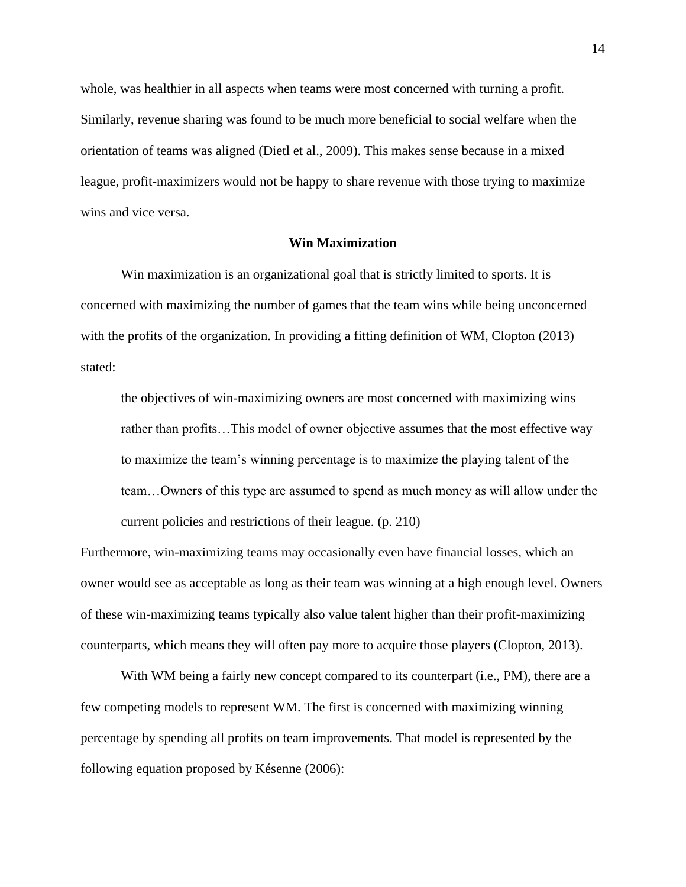whole, was healthier in all aspects when teams were most concerned with turning a profit. Similarly, revenue sharing was found to be much more beneficial to social welfare when the orientation of teams was aligned (Dietl et al., 2009). This makes sense because in a mixed league, profit-maximizers would not be happy to share revenue with those trying to maximize wins and vice versa.

## Win Maximization

Win maximization is an organizational goal that is strictly limited to sports. It is concerned with maximizing the number of games that the team wins while being unconcerned with the profits of the organization. In providing a fitting definition of WM, Clopton (2013) stated:

> the objectives of win-maximizing owners are most concerned with maximizing wins rather than profits…This model of owner objective assumes that the most effective way to maximize the team's winning percentage is to maximize the playing talent of the team…Owners of this type are assumed to spend as much money as will allow under the current policies and restrictions of their league. (p. 210)

Furthermore, win-maximizing teams may occasionally even have financial losses, which an owner would see as acceptable as long as their team was winning at a high enough level. Owners of these win-maximizing teams typically also value talent higher than their profit-maximizing counterparts, which means they will often pay more to acquire those players (Clopton, 2013).

With WM being a fairly new concept compared to its counterpart (i.e., PM), there are a few competing models to represent WM. The first is concerned with maximizing winning percentage by spending all profits on team improvements. That model is represented by the following equation proposed by Késenne (2006):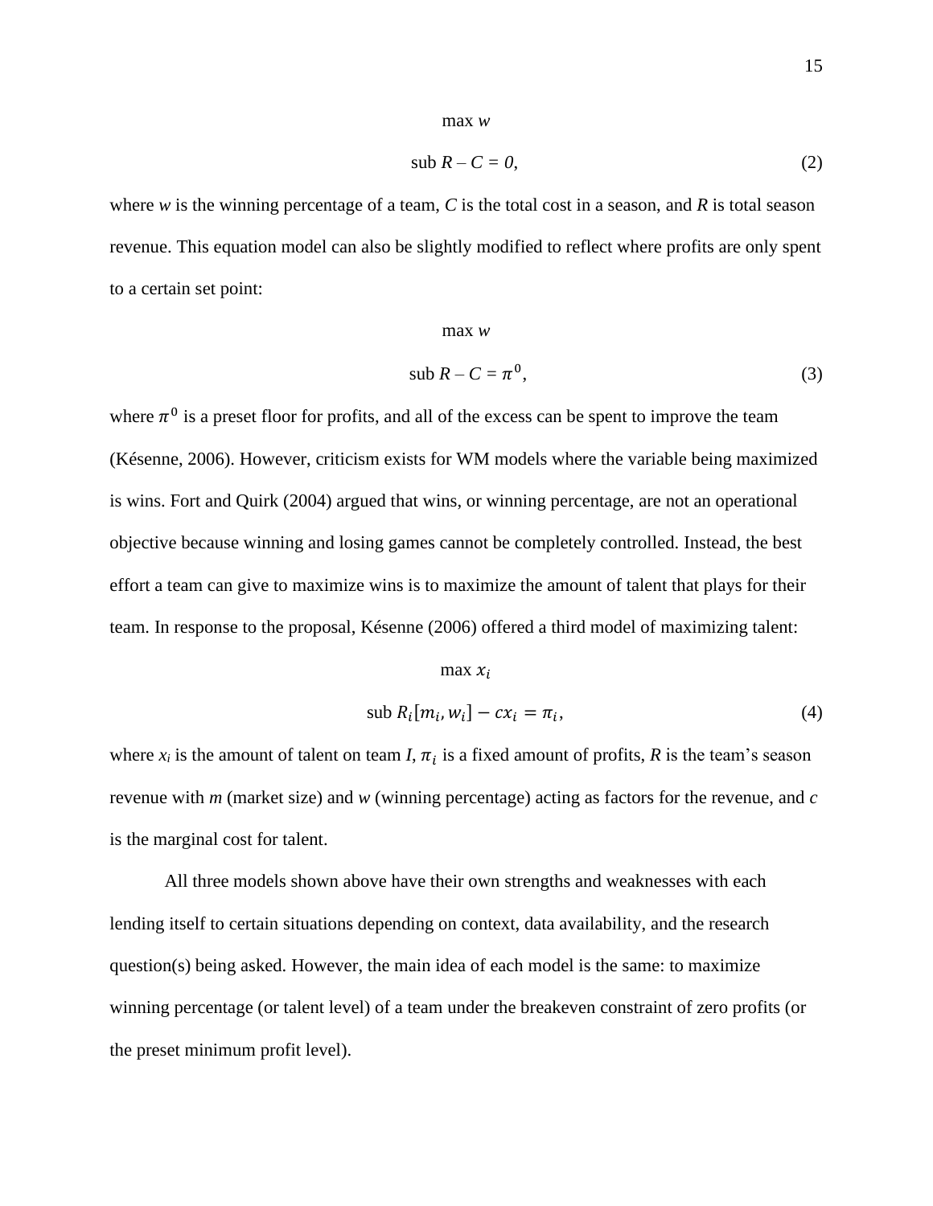$$\max w$$

$$\text{sub } R - C = 0, \tag{2}$$

where $w$ is the winning percentage of a team, $C$ is the total cost in a season, and $R$ is total season revenue. This equation model can also be slightly modified to reflect where profits are only spent to a certain set point:

$$\max w$$

$$\text{sub } R - C = \pi^0, \tag{3}$$

where $\pi^0$ is a preset floor for profits, and all of the excess can be spent to improve the team (Késenne, 2006). However, criticism exists for WM models where the variable being maximized is wins. Fort and Quirk (2004) argued that wins, or winning percentage, are not an operational objective because winning and losing games cannot be completely controlled. Instead, the best effort a team can give to maximize wins is to maximize the amount of talent that plays for their team. In response to the proposal, Késenne (2006) offered a third model of maximizing talent:

$$\max x_i$$

$$\text{sub } R_i[m_i, w_i] - cx_i = \pi_i, \tag{4}$$

where $x_i$ is the amount of talent on team $I$, $\pi_i$ is a fixed amount of profits, $R$ is the team's season revenue with $m$ (market size) and $w$ (winning percentage) acting as factors for the revenue, and $c$ is the marginal cost for talent.

All three models shown above have their own strengths and weaknesses with each lending itself to certain situations depending on context, data availability, and the research question(s) being asked. However, the main idea of each model is the same: to maximize winning percentage (or talent level) of a team under the breakeven constraint of zero profits (or the preset minimum profit level).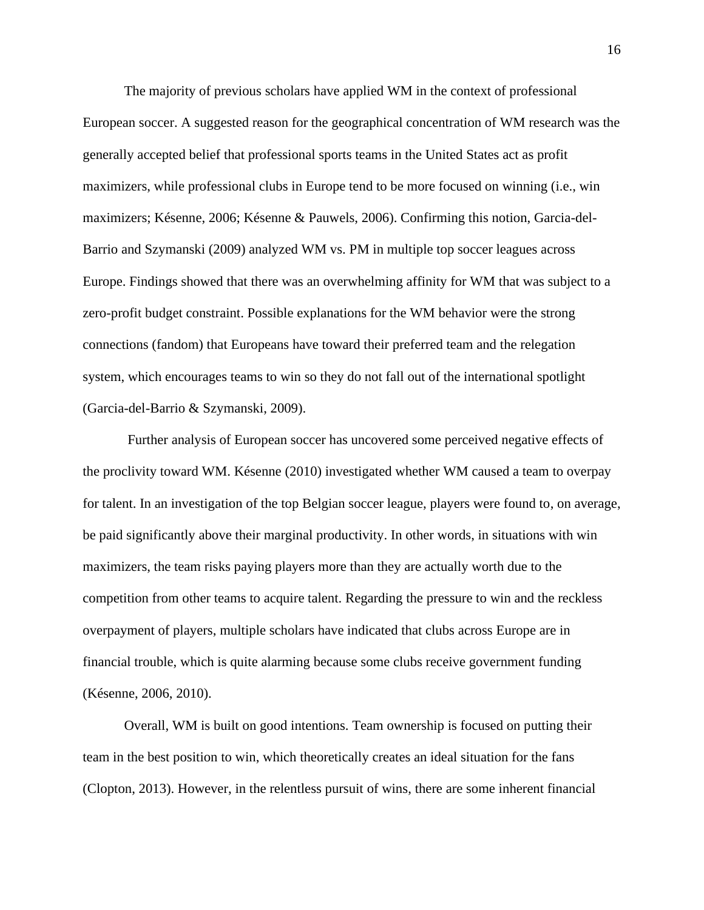The majority of previous scholars have applied WM in the context of professional European soccer. A suggested reason for the geographical concentration of WM research was the generally accepted belief that professional sports teams in the United States act as profit maximizers, while professional clubs in Europe tend to be more focused on winning (i.e., win maximizers; Késenne, 2006; Késenne & Pauwels, 2006). Confirming this notion, Garcia-del-Barrio and Szymanski (2009) analyzed WM vs. PM in multiple top soccer leagues across Europe. Findings showed that there was an overwhelming affinity for WM that was subject to a zero-profit budget constraint. Possible explanations for the WM behavior were the strong connections (fandom) that Europeans have toward their preferred team and the relegation system, which encourages teams to win so they do not fall out of the international spotlight (Garcia-del-Barrio & Szymanski, 2009).

Further analysis of European soccer has uncovered some perceived negative effects of the proclivity toward WM. Késenne (2010) investigated whether WM caused a team to overpay for talent. In an investigation of the top Belgian soccer league, players were found to, on average, be paid significantly above their marginal productivity. In other words, in situations with win maximizers, the team risks paying players more than they are actually worth due to the competition from other teams to acquire talent. Regarding the pressure to win and the reckless overpayment of players, multiple scholars have indicated that clubs across Europe are in financial trouble, which is quite alarming because some clubs receive government funding (Késenne, 2006, 2010).

Overall, WM is built on good intentions. Team ownership is focused on putting their team in the best position to win, which theoretically creates an ideal situation for the fans (Clopton, 2013). However, in the relentless pursuit of wins, there are some inherent financial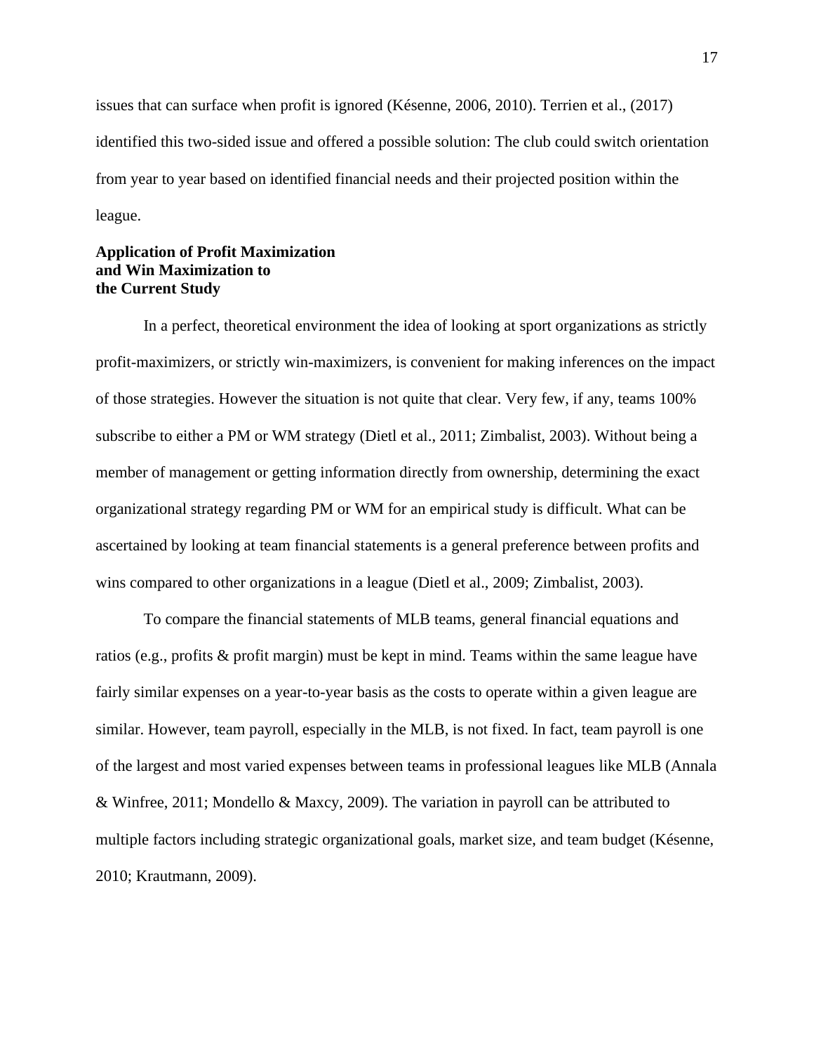issues that can surface when profit is ignored (Késenne, 2006, 2010). Terrien et al., (2017) identified this two-sided issue and offered a possible solution: The club could switch orientation from year to year based on identified financial needs and their projected position within the league.

### Application of Profit Maximization and Win Maximization to the Current Study

In a perfect, theoretical environment the idea of looking at sport organizations as strictly profit-maximizers, or strictly win-maximizers, is convenient for making inferences on the impact of those strategies. However the situation is not quite that clear. Very few, if any, teams 100% subscribe to either a PM or WM strategy (Dietl et al., 2011; Zimbalist, 2003). Without being a member of management or getting information directly from ownership, determining the exact organizational strategy regarding PM or WM for an empirical study is difficult. What can be ascertained by looking at team financial statements is a general preference between profits and wins compared to other organizations in a league (Dietl et al., 2009; Zimbalist, 2003).

To compare the financial statements of MLB teams, general financial equations and ratios (e.g., profits & profit margin) must be kept in mind. Teams within the same league have fairly similar expenses on a year-to-year basis as the costs to operate within a given league are similar. However, team payroll, especially in the MLB, is not fixed. In fact, team payroll is one of the largest and most varied expenses between teams in professional leagues like MLB (Annala & Winfree, 2011; Mondello & Maxcy, 2009). The variation in payroll can be attributed to multiple factors including strategic organizational goals, market size, and team budget (Késenne, 2010; Krautmann, 2009).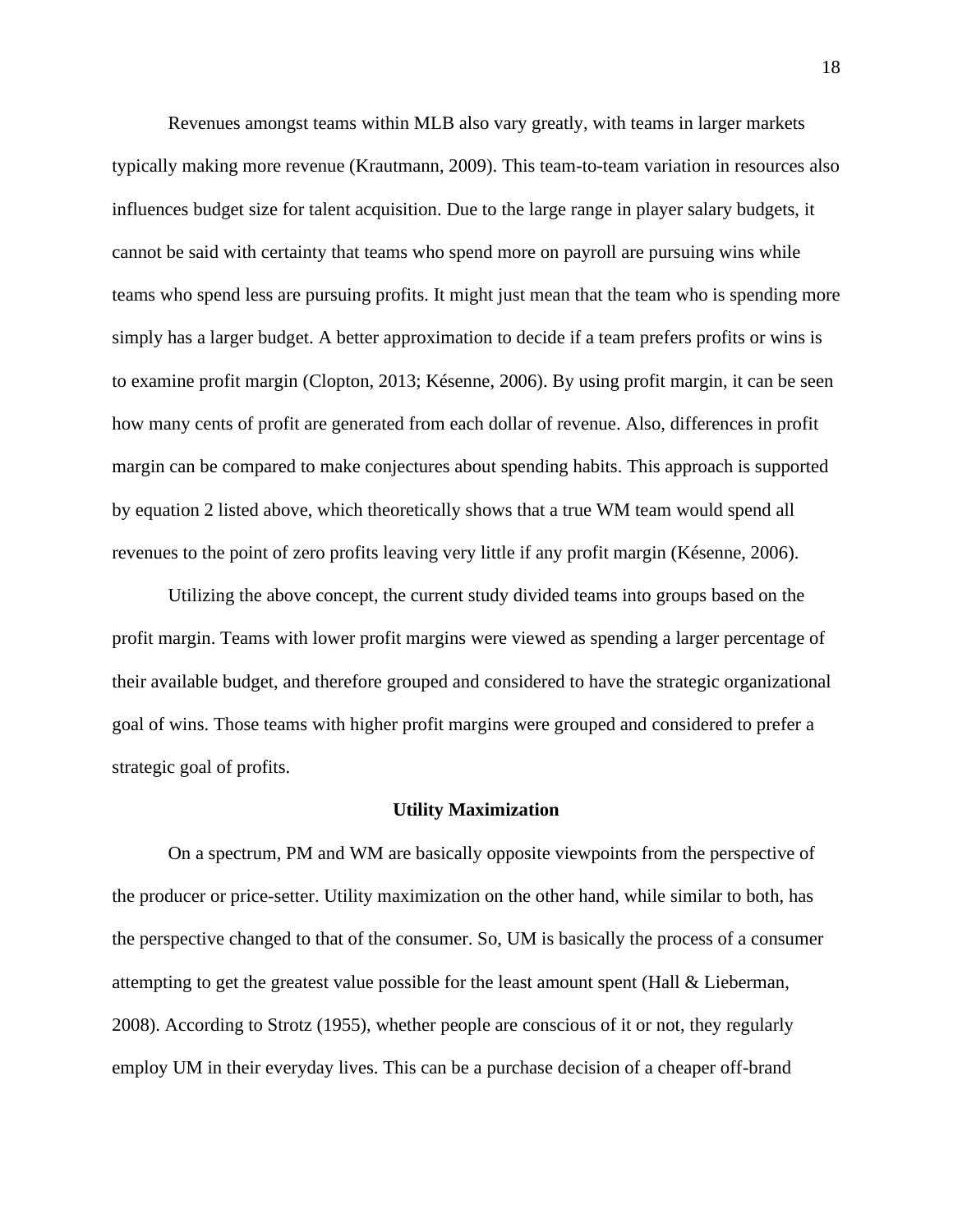Revenues amongst teams within MLB also vary greatly, with teams in larger markets typically making more revenue (Krautmann, 2009). This team-to-team variation in resources also influences budget size for talent acquisition. Due to the large range in player salary budgets, it cannot be said with certainty that teams who spend more on payroll are pursuing wins while teams who spend less are pursuing profits. It might just mean that the team who is spending more simply has a larger budget. A better approximation to decide if a team prefers profits or wins is to examine profit margin (Clopton, 2013; Késenne, 2006). By using profit margin, it can be seen how many cents of profit are generated from each dollar of revenue. Also, differences in profit margin can be compared to make conjectures about spending habits. This approach is supported by equation 2 listed above, which theoretically shows that a true WM team would spend all revenues to the point of zero profits leaving very little if any profit margin (Késenne, 2006).

Utilizing the above concept, the current study divided teams into groups based on the profit margin. Teams with lower profit margins were viewed as spending a larger percentage of their available budget, and therefore grouped and considered to have the strategic organizational goal of wins. Those teams with higher profit margins were grouped and considered to prefer a strategic goal of profits.

## Utility Maximization

On a spectrum, PM and WM are basically opposite viewpoints from the perspective of the producer or price-setter. Utility maximization on the other hand, while similar to both, has the perspective changed to that of the consumer. So, UM is basically the process of a consumer attempting to get the greatest value possible for the least amount spent (Hall & Lieberman, 2008). According to Strotz (1955), whether people are conscious of it or not, they regularly employ UM in their everyday lives. This can be a purchase decision of a cheaper off-brand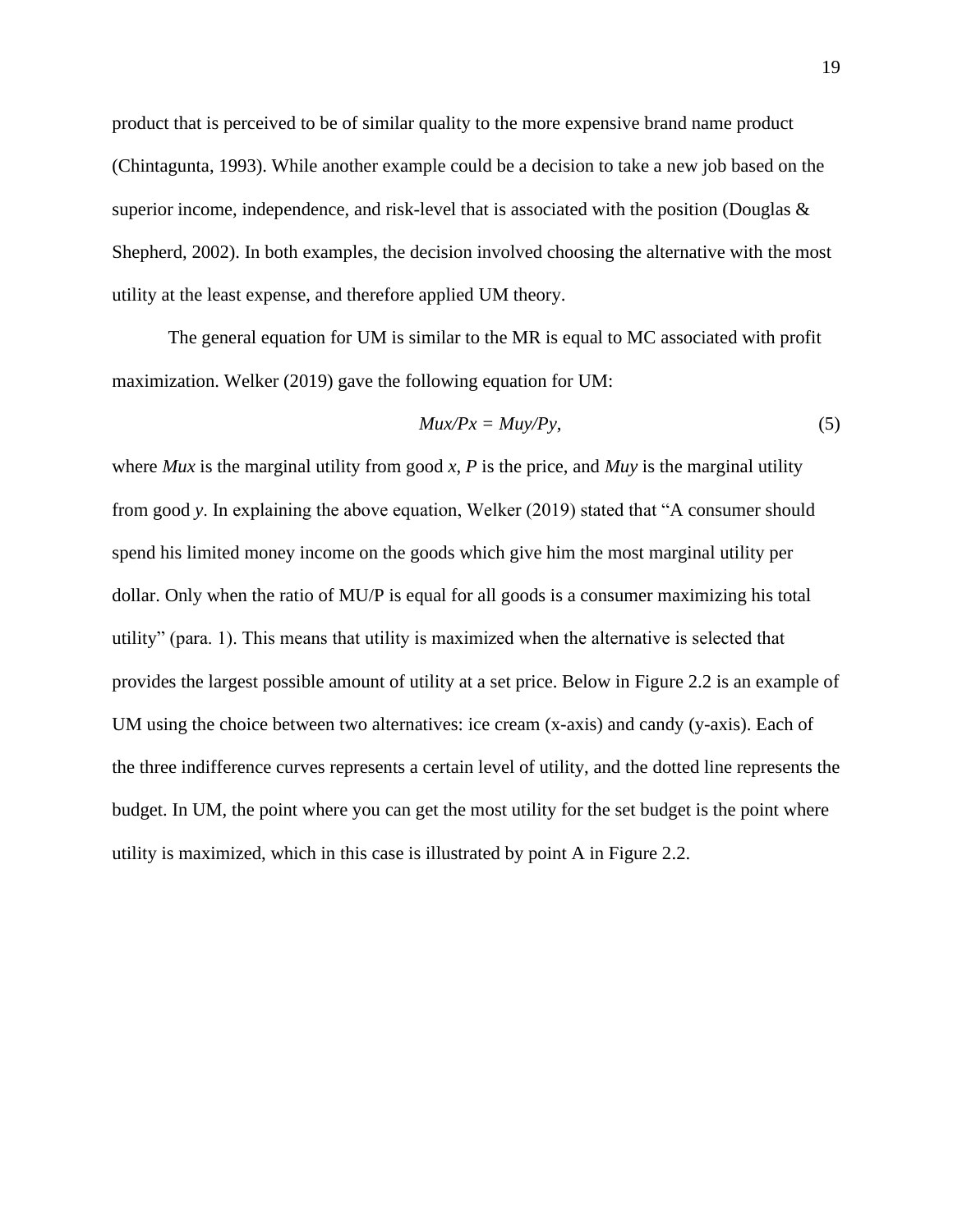product that is perceived to be of similar quality to the more expensive brand name product (Chintagunta, 1993). While another example could be a decision to take a new job based on the superior income, independence, and risk-level that is associated with the position (Douglas & Shepherd, 2002). In both examples, the decision involved choosing the alternative with the most utility at the least expense, and therefore applied UM theory.

The general equation for UM is similar to the MR is equal to MC associated with profit maximization. Welker (2019) gave the following equation for UM:

$$Mux/Px = Muy/Py, \tag{5}$$

where $Mux$ is the marginal utility from good $x$, $P$ is the price, and $Muy$ is the marginal utility from good $y$. In explaining the above equation, Welker (2019) stated that "A consumer should spend his limited money income on the goods which give him the most marginal utility per dollar. Only when the ratio of MU/P is equal for all goods is a consumer maximizing his total utility" (para. 1). This means that utility is maximized when the alternative is selected that provides the largest possible amount of utility at a set price. Below in Figure 2.2 is an example of UM using the choice between two alternatives: ice cream (x-axis) and candy (y-axis). Each of the three indifference curves represents a certain level of utility, and the dotted line represents the budget. In UM, the point where you can get the most utility for the set budget is the point where utility is maximized, which in this case is illustrated by point A in Figure 2.2.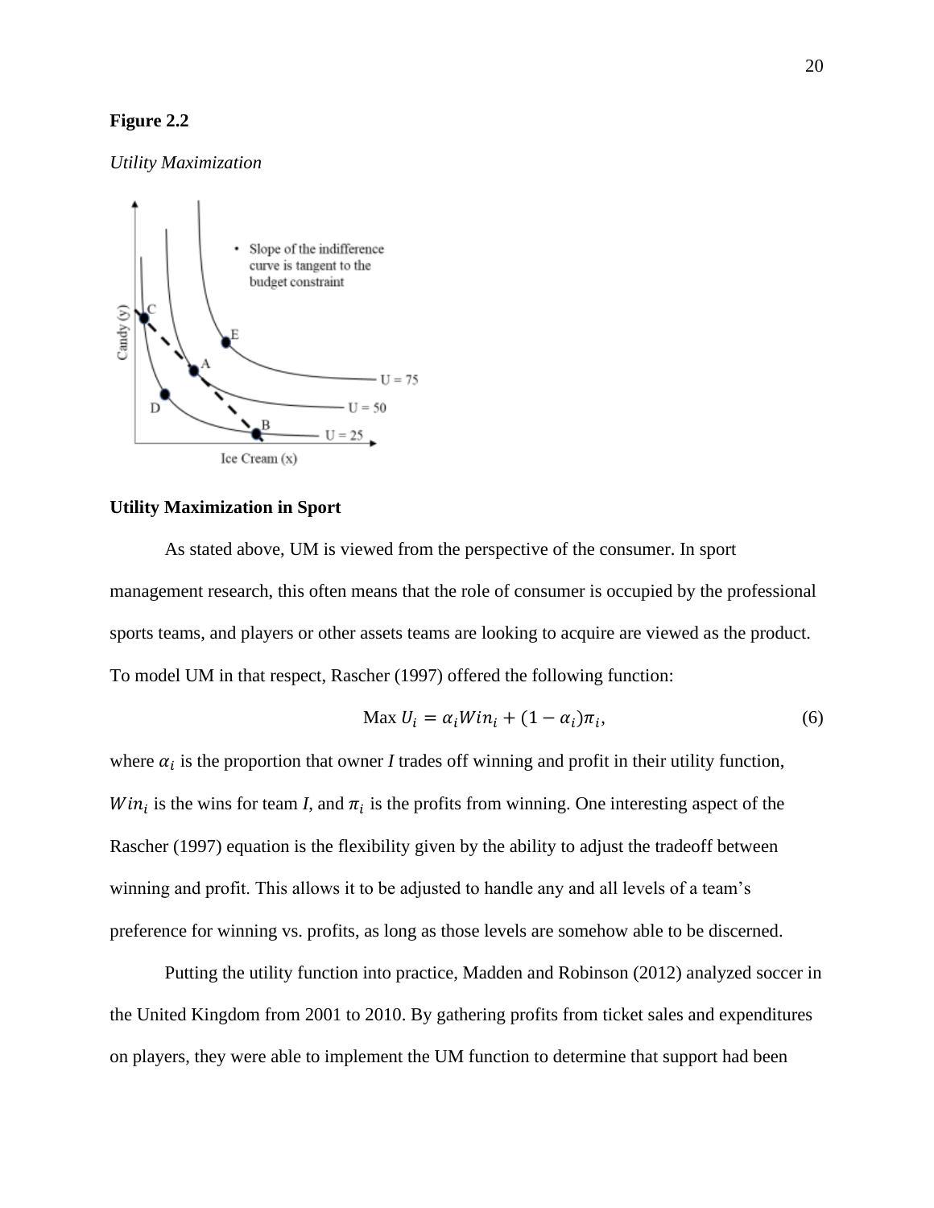**Figure 2.2**

*Utility Maximization*

## Utility Maximization in Sport

As stated above, UM is viewed from the perspective of the consumer. In sport management research, this often means that the role of consumer is occupied by the professional sports teams, and players or other assets teams are looking to acquire are viewed as the product. To model UM in that respect, Rascher (1997) offered the following function:

$$\text{Max } U_i = \alpha_i Win_i + (1 - \alpha_i)\pi_i, \tag{6}$$

where $\alpha_i$ is the proportion that owner *I* trades off winning and profit in their utility function, $Win_i$ is the wins for team *I*, and $\pi_i$ is the profits from winning. One interesting aspect of the Rascher (1997) equation is the flexibility given by the ability to adjust the tradeoff between winning and profit. This allows it to be adjusted to handle any and all levels of a team's preference for winning vs. profits, as long as those levels are somehow able to be discerned.

Putting the utility function into practice, Madden and Robinson (2012) analyzed soccer in the United Kingdom from 2001 to 2010. By gathering profits from ticket sales and expenditures on players, they were able to implement the UM function to determine that support had been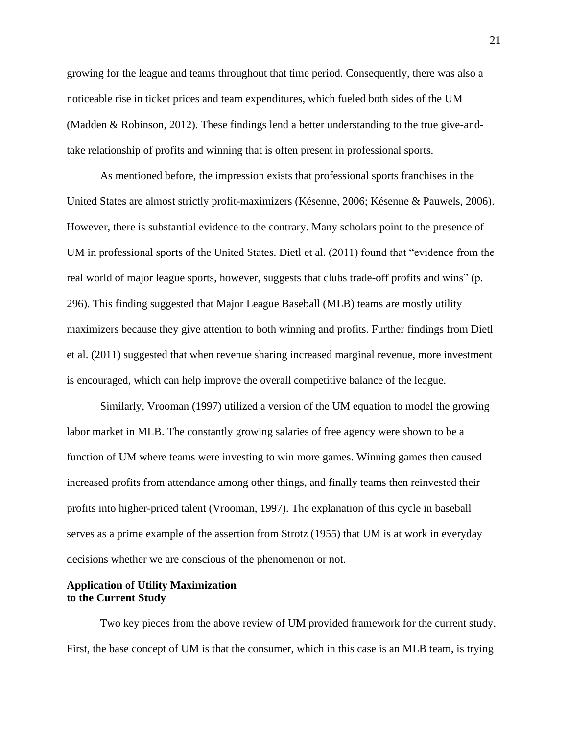growing for the league and teams throughout that time period. Consequently, there was also a noticeable rise in ticket prices and team expenditures, which fueled both sides of the UM (Madden & Robinson, 2012). These findings lend a better understanding to the true give-and-take relationship of profits and winning that is often present in professional sports.

As mentioned before, the impression exists that professional sports franchises in the United States are almost strictly profit-maximizers (Késenne, 2006; Késenne & Pauwels, 2006). However, there is substantial evidence to the contrary. Many scholars point to the presence of UM in professional sports of the United States. Dietl et al. (2011) found that "evidence from the real world of major league sports, however, suggests that clubs trade-off profits and wins" (p. 296). This finding suggested that Major League Baseball (MLB) teams are mostly utility maximizers because they give attention to both winning and profits. Further findings from Dietl et al. (2011) suggested that when revenue sharing increased marginal revenue, more investment is encouraged, which can help improve the overall competitive balance of the league.

Similarly, Vrooman (1997) utilized a version of the UM equation to model the growing labor market in MLB. The constantly growing salaries of free agency were shown to be a function of UM where teams were investing to win more games. Winning games then caused increased profits from attendance among other things, and finally teams then reinvested their profits into higher-priced talent (Vrooman, 1997). The explanation of this cycle in baseball serves as a prime example of the assertion from Strotz (1955) that UM is at work in everyday decisions whether we are conscious of the phenomenon or not.

### Application of Utility Maximization to the Current Study

Two key pieces from the above review of UM provided framework for the current study. First, the base concept of UM is that the consumer, which in this case is an MLB team, is trying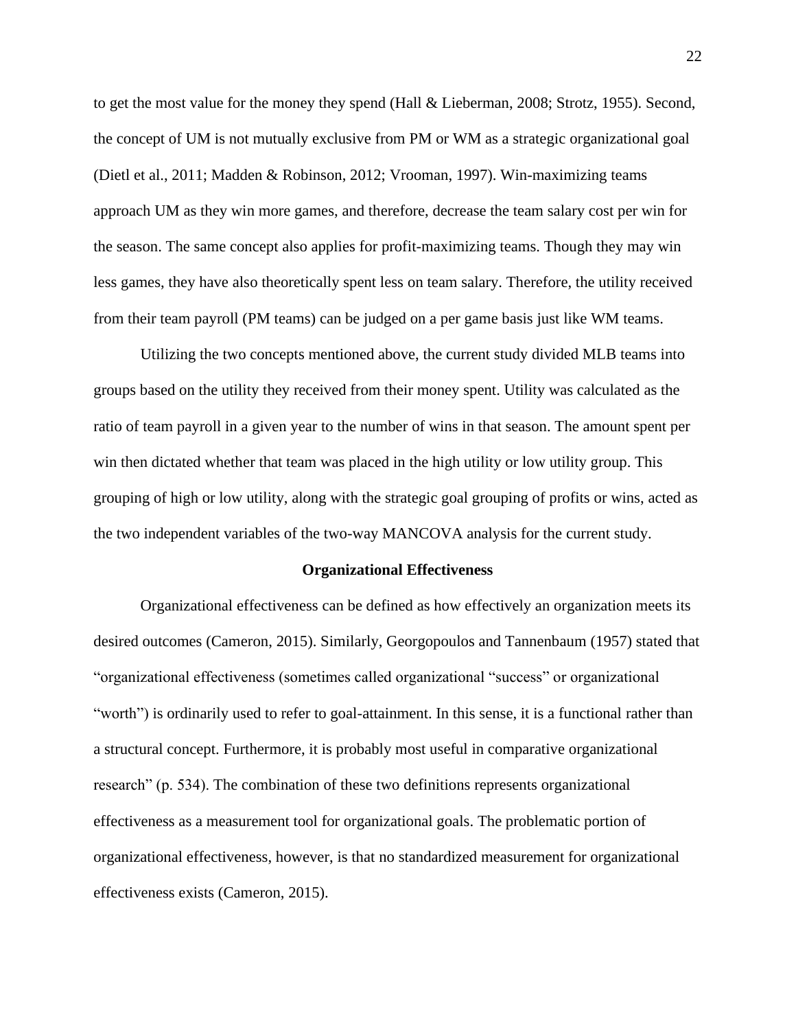to get the most value for the money they spend (Hall & Lieberman, 2008; Strotz, 1955). Second, the concept of UM is not mutually exclusive from PM or WM as a strategic organizational goal (Dietl et al., 2011; Madden & Robinson, 2012; Vrooman, 1997). Win-maximizing teams approach UM as they win more games, and therefore, decrease the team salary cost per win for the season. The same concept also applies for profit-maximizing teams. Though they may win less games, they have also theoretically spent less on team salary. Therefore, the utility received from their team payroll (PM teams) can be judged on a per game basis just like WM teams.

Utilizing the two concepts mentioned above, the current study divided MLB teams into groups based on the utility they received from their money spent. Utility was calculated as the ratio of team payroll in a given year to the number of wins in that season. The amount spent per win then dictated whether that team was placed in the high utility or low utility group. This grouping of high or low utility, along with the strategic goal grouping of profits or wins, acted as the two independent variables of the two-way MANCOVA analysis for the current study.

## Organizational Effectiveness

Organizational effectiveness can be defined as how effectively an organization meets its desired outcomes (Cameron, 2015). Similarly, Georgopoulos and Tannenbaum (1957) stated that "organizational effectiveness (sometimes called organizational "success" or organizational "worth") is ordinarily used to refer to goal-attainment. In this sense, it is a functional rather than a structural concept. Furthermore, it is probably most useful in comparative organizational research" (p. 534). The combination of these two definitions represents organizational effectiveness as a measurement tool for organizational goals. The problematic portion of organizational effectiveness, however, is that no standardized measurement for organizational effectiveness exists (Cameron, 2015).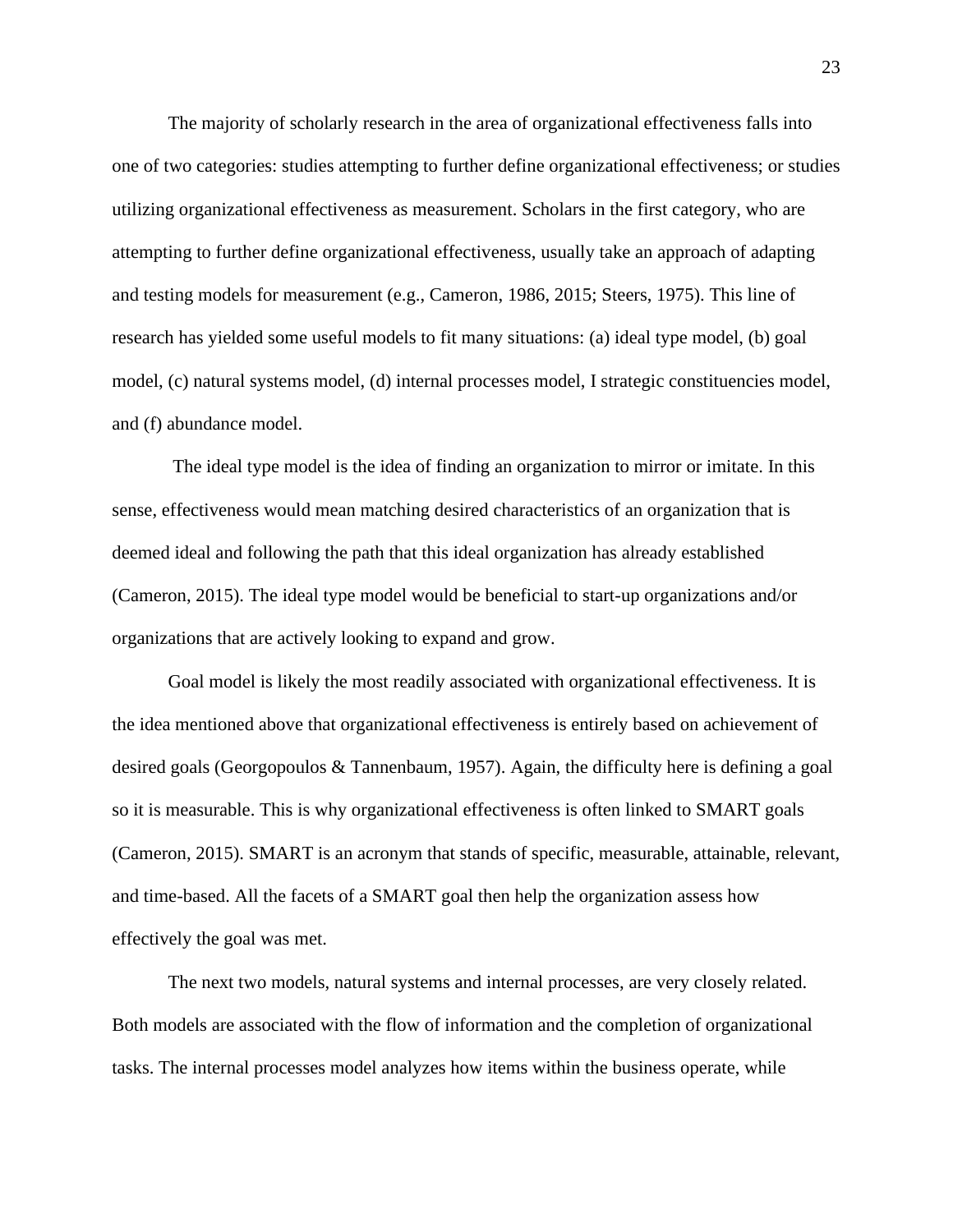The majority of scholarly research in the area of organizational effectiveness falls into one of two categories: studies attempting to further define organizational effectiveness; or studies utilizing organizational effectiveness as measurement. Scholars in the first category, who are attempting to further define organizational effectiveness, usually take an approach of adapting and testing models for measurement (e.g., Cameron, 1986, 2015; Steers, 1975). This line of research has yielded some useful models to fit many situations: (a) ideal type model, (b) goal model, (c) natural systems model, (d) internal processes model, I strategic constituencies model, and (f) abundance model.

The ideal type model is the idea of finding an organization to mirror or imitate. In this sense, effectiveness would mean matching desired characteristics of an organization that is deemed ideal and following the path that this ideal organization has already established (Cameron, 2015). The ideal type model would be beneficial to start-up organizations and/or organizations that are actively looking to expand and grow.

Goal model is likely the most readily associated with organizational effectiveness. It is the idea mentioned above that organizational effectiveness is entirely based on achievement of desired goals (Georgopoulos & Tannenbaum, 1957). Again, the difficulty here is defining a goal so it is measurable. This is why organizational effectiveness is often linked to SMART goals (Cameron, 2015). SMART is an acronym that stands of specific, measurable, attainable, relevant, and time-based. All the facets of a SMART goal then help the organization assess how effectively the goal was met.

The next two models, natural systems and internal processes, are very closely related. Both models are associated with the flow of information and the completion of organizational tasks. The internal processes model analyzes how items within the business operate, while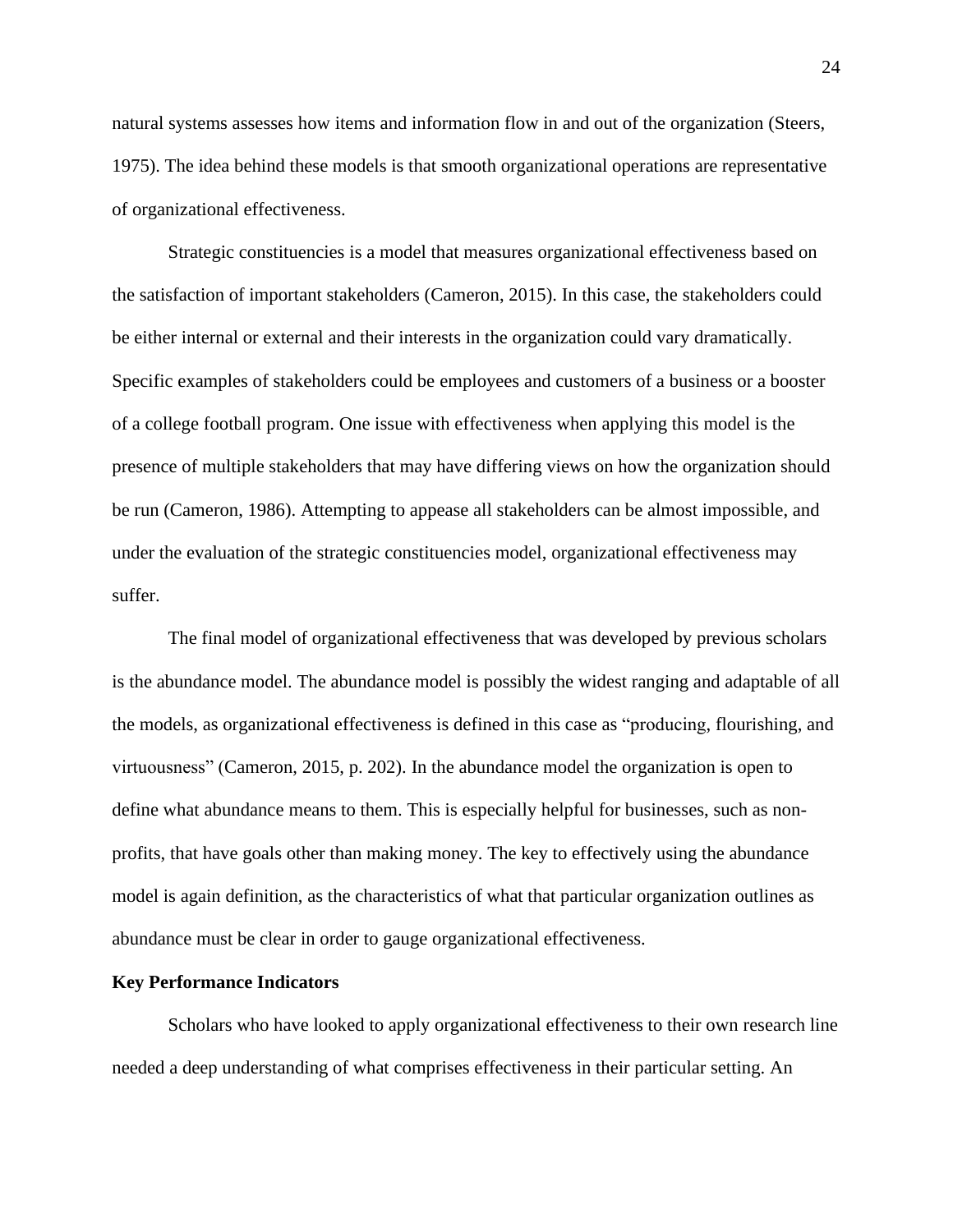natural systems assesses how items and information flow in and out of the organization (Steers, 1975). The idea behind these models is that smooth organizational operations are representative of organizational effectiveness.

Strategic constituencies is a model that measures organizational effectiveness based on the satisfaction of important stakeholders (Cameron, 2015). In this case, the stakeholders could be either internal or external and their interests in the organization could vary dramatically. Specific examples of stakeholders could be employees and customers of a business or a booster of a college football program. One issue with effectiveness when applying this model is the presence of multiple stakeholders that may have differing views on how the organization should be run (Cameron, 1986). Attempting to appease all stakeholders can be almost impossible, and under the evaluation of the strategic constituencies model, organizational effectiveness may suffer.

The final model of organizational effectiveness that was developed by previous scholars is the abundance model. The abundance model is possibly the widest ranging and adaptable of all the models, as organizational effectiveness is defined in this case as "producing, flourishing, and virtuousness" (Cameron, 2015, p. 202). In the abundance model the organization is open to define what abundance means to them. This is especially helpful for businesses, such as non-profits, that have goals other than making money. The key to effectively using the abundance model is again definition, as the characteristics of what that particular organization outlines as abundance must be clear in order to gauge organizational effectiveness.

**Key Performance Indicators**

Scholars who have looked to apply organizational effectiveness to their own research line needed a deep understanding of what comprises effectiveness in their particular setting. An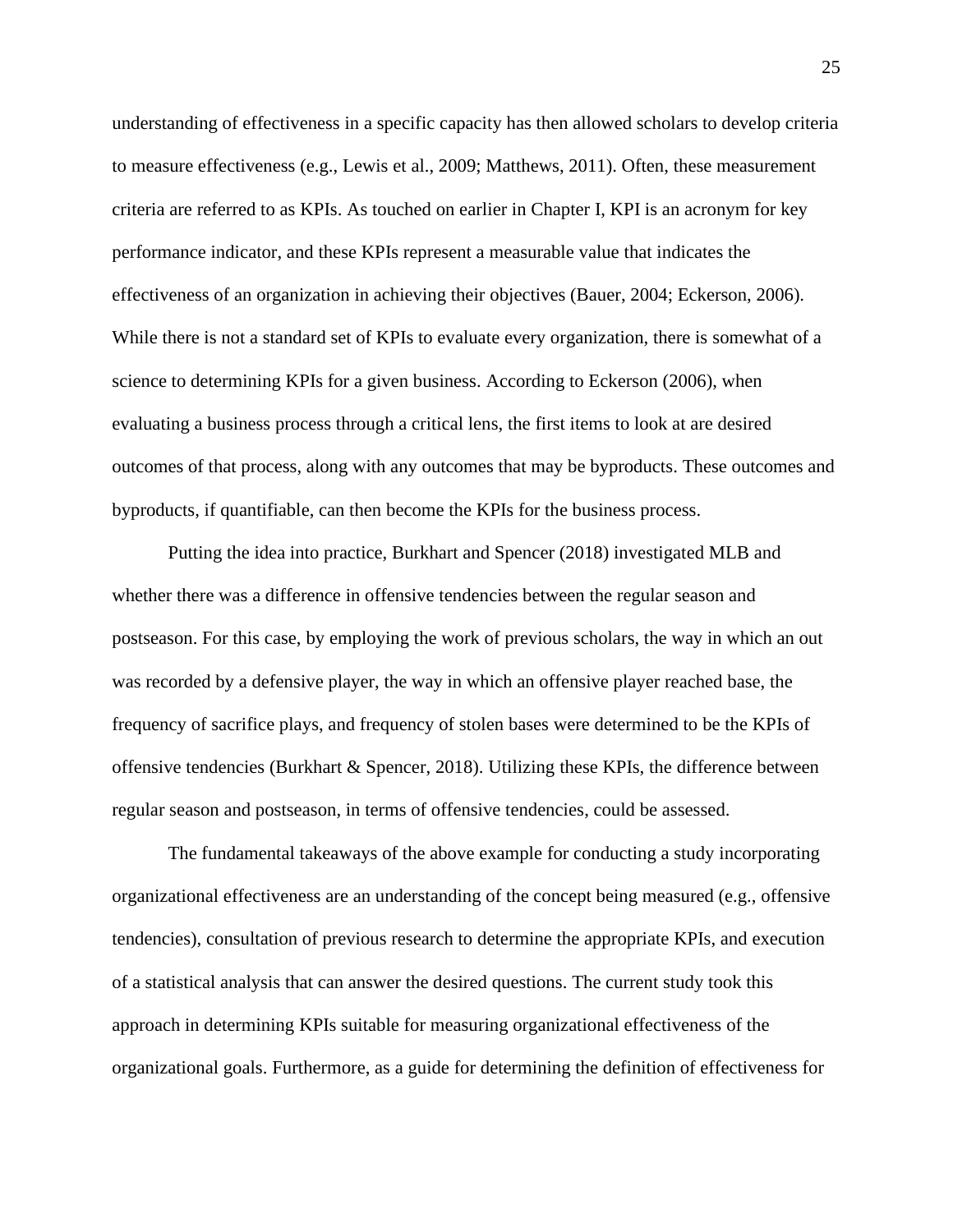understanding of effectiveness in a specific capacity has then allowed scholars to develop criteria to measure effectiveness (e.g., Lewis et al., 2009; Matthews, 2011). Often, these measurement criteria are referred to as KPIs. As touched on earlier in Chapter I, KPI is an acronym for key performance indicator, and these KPIs represent a measurable value that indicates the effectiveness of an organization in achieving their objectives (Bauer, 2004; Eckerson, 2006). While there is not a standard set of KPIs to evaluate every organization, there is somewhat of a science to determining KPIs for a given business. According to Eckerson (2006), when evaluating a business process through a critical lens, the first items to look at are desired outcomes of that process, along with any outcomes that may be byproducts. These outcomes and byproducts, if quantifiable, can then become the KPIs for the business process.

Putting the idea into practice, Burkhart and Spencer (2018) investigated MLB and whether there was a difference in offensive tendencies between the regular season and postseason. For this case, by employing the work of previous scholars, the way in which an out was recorded by a defensive player, the way in which an offensive player reached base, the frequency of sacrifice plays, and frequency of stolen bases were determined to be the KPIs of offensive tendencies (Burkhart & Spencer, 2018). Utilizing these KPIs, the difference between regular season and postseason, in terms of offensive tendencies, could be assessed.

The fundamental takeaways of the above example for conducting a study incorporating organizational effectiveness are an understanding of the concept being measured (e.g., offensive tendencies), consultation of previous research to determine the appropriate KPIs, and execution of a statistical analysis that can answer the desired questions. The current study took this approach in determining KPIs suitable for measuring organizational effectiveness of the organizational goals. Furthermore, as a guide for determining the definition of effectiveness for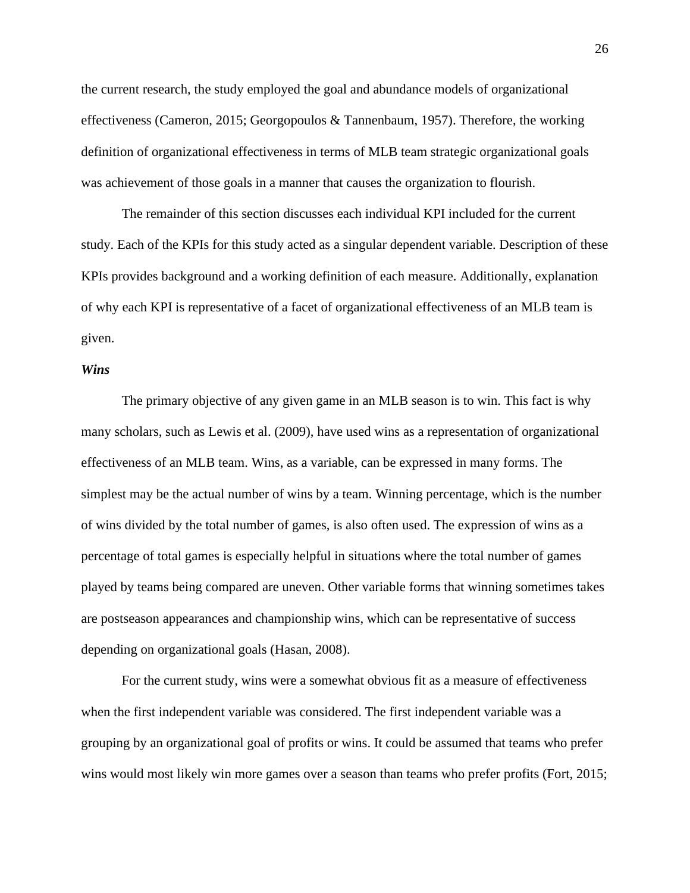the current research, the study employed the goal and abundance models of organizational effectiveness (Cameron, 2015; Georgopoulos & Tannenbaum, 1957). Therefore, the working definition of organizational effectiveness in terms of MLB team strategic organizational goals was achievement of those goals in a manner that causes the organization to flourish.

The remainder of this section discusses each individual KPI included for the current study. Each of the KPIs for this study acted as a singular dependent variable. Description of these KPIs provides background and a working definition of each measure. Additionally, explanation of why each KPI is representative of a facet of organizational effectiveness of an MLB team is given.

### *Wins*

The primary objective of any given game in an MLB season is to win. This fact is why many scholars, such as Lewis et al. (2009), have used wins as a representation of organizational effectiveness of an MLB team. Wins, as a variable, can be expressed in many forms. The simplest may be the actual number of wins by a team. Winning percentage, which is the number of wins divided by the total number of games, is also often used. The expression of wins as a percentage of total games is especially helpful in situations where the total number of games played by teams being compared are uneven. Other variable forms that winning sometimes takes are postseason appearances and championship wins, which can be representative of success depending on organizational goals (Hasan, 2008).

For the current study, wins were a somewhat obvious fit as a measure of effectiveness when the first independent variable was considered. The first independent variable was a grouping by an organizational goal of profits or wins. It could be assumed that teams who prefer wins would most likely win more games over a season than teams who prefer profits (Fort, 2015;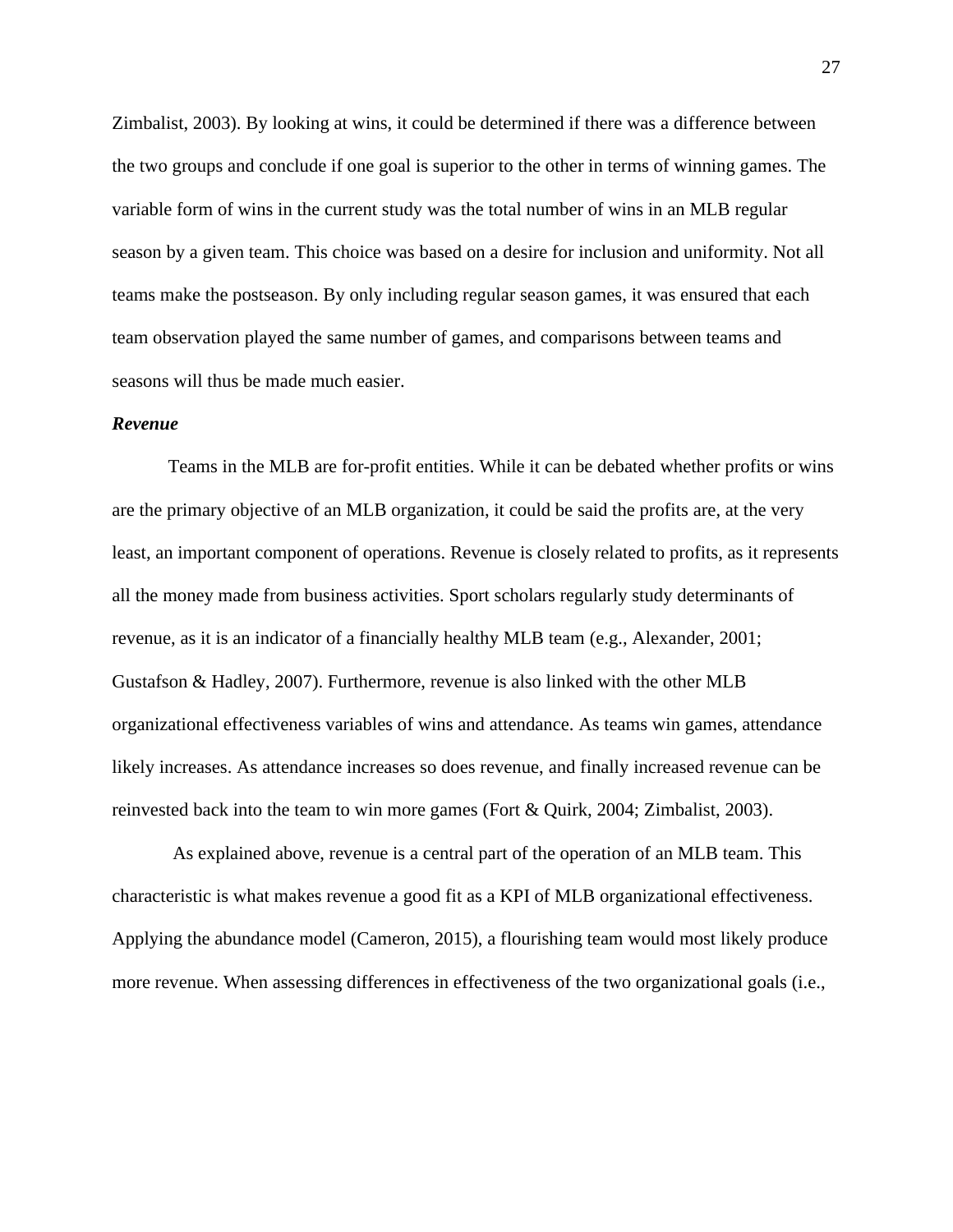Zimbalist, 2003). By looking at wins, it could be determined if there was a difference between the two groups and conclude if one goal is superior to the other in terms of winning games. The variable form of wins in the current study was the total number of wins in an MLB regular season by a given team. This choice was based on a desire for inclusion and uniformity. Not all teams make the postseason. By only including regular season games, it was ensured that each team observation played the same number of games, and comparisons between teams and seasons will thus be made much easier.

### *Revenue*

Teams in the MLB are for-profit entities. While it can be debated whether profits or wins are the primary objective of an MLB organization, it could be said the profits are, at the very least, an important component of operations. Revenue is closely related to profits, as it represents all the money made from business activities. Sport scholars regularly study determinants of revenue, as it is an indicator of a financially healthy MLB team (e.g., Alexander, 2001; Gustafson & Hadley, 2007). Furthermore, revenue is also linked with the other MLB organizational effectiveness variables of wins and attendance. As teams win games, attendance likely increases. As attendance increases so does revenue, and finally increased revenue can be reinvested back into the team to win more games (Fort & Quirk, 2004; Zimbalist, 2003).

As explained above, revenue is a central part of the operation of an MLB team. This characteristic is what makes revenue a good fit as a KPI of MLB organizational effectiveness. Applying the abundance model (Cameron, 2015), a flourishing team would most likely produce more revenue. When assessing differences in effectiveness of the two organizational goals (i.e.,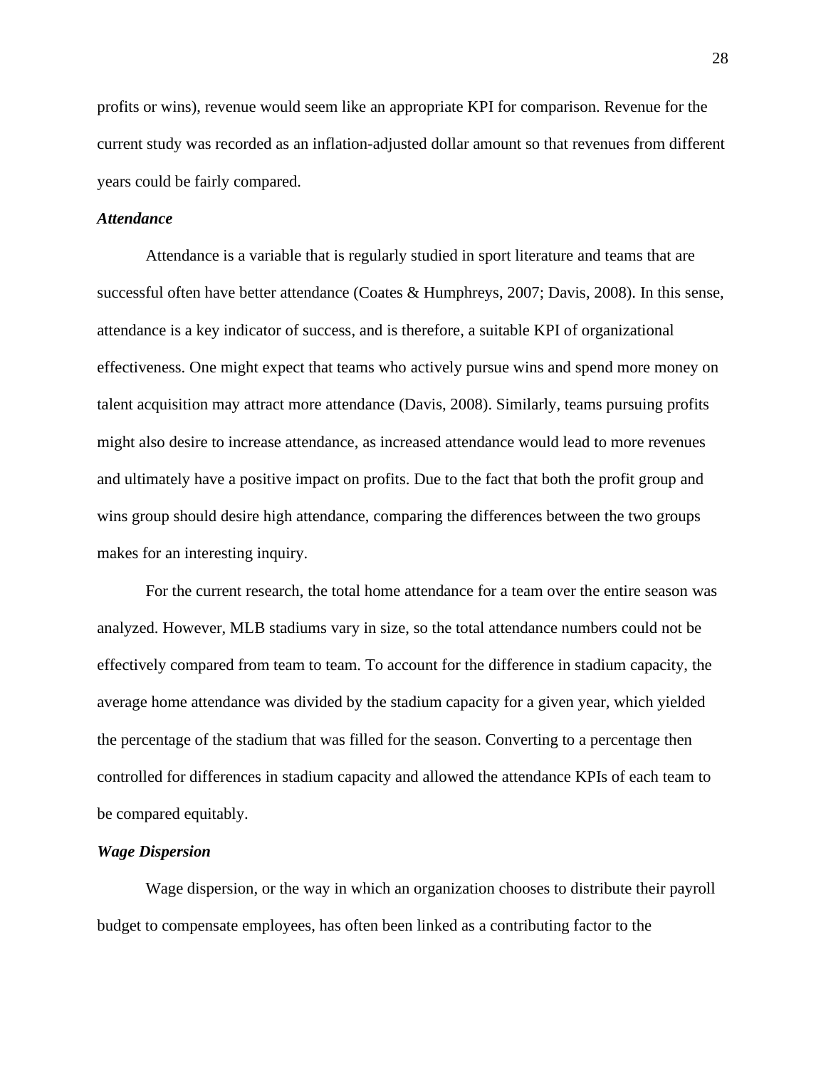profits or wins), revenue would seem like an appropriate KPI for comparison. Revenue for the current study was recorded as an inflation-adjusted dollar amount so that revenues from different years could be fairly compared.

### *Attendance*

Attendance is a variable that is regularly studied in sport literature and teams that are successful often have better attendance (Coates & Humphreys, 2007; Davis, 2008). In this sense, attendance is a key indicator of success, and is therefore, a suitable KPI of organizational effectiveness. One might expect that teams who actively pursue wins and spend more money on talent acquisition may attract more attendance (Davis, 2008). Similarly, teams pursuing profits might also desire to increase attendance, as increased attendance would lead to more revenues and ultimately have a positive impact on profits. Due to the fact that both the profit group and wins group should desire high attendance, comparing the differences between the two groups makes for an interesting inquiry.

For the current research, the total home attendance for a team over the entire season was analyzed. However, MLB stadiums vary in size, so the total attendance numbers could not be effectively compared from team to team. To account for the difference in stadium capacity, the average home attendance was divided by the stadium capacity for a given year, which yielded the percentage of the stadium that was filled for the season. Converting to a percentage then controlled for differences in stadium capacity and allowed the attendance KPIs of each team to be compared equitably.

### *Wage Dispersion*

Wage dispersion, or the way in which an organization chooses to distribute their payroll budget to compensate employees, has often been linked as a contributing factor to the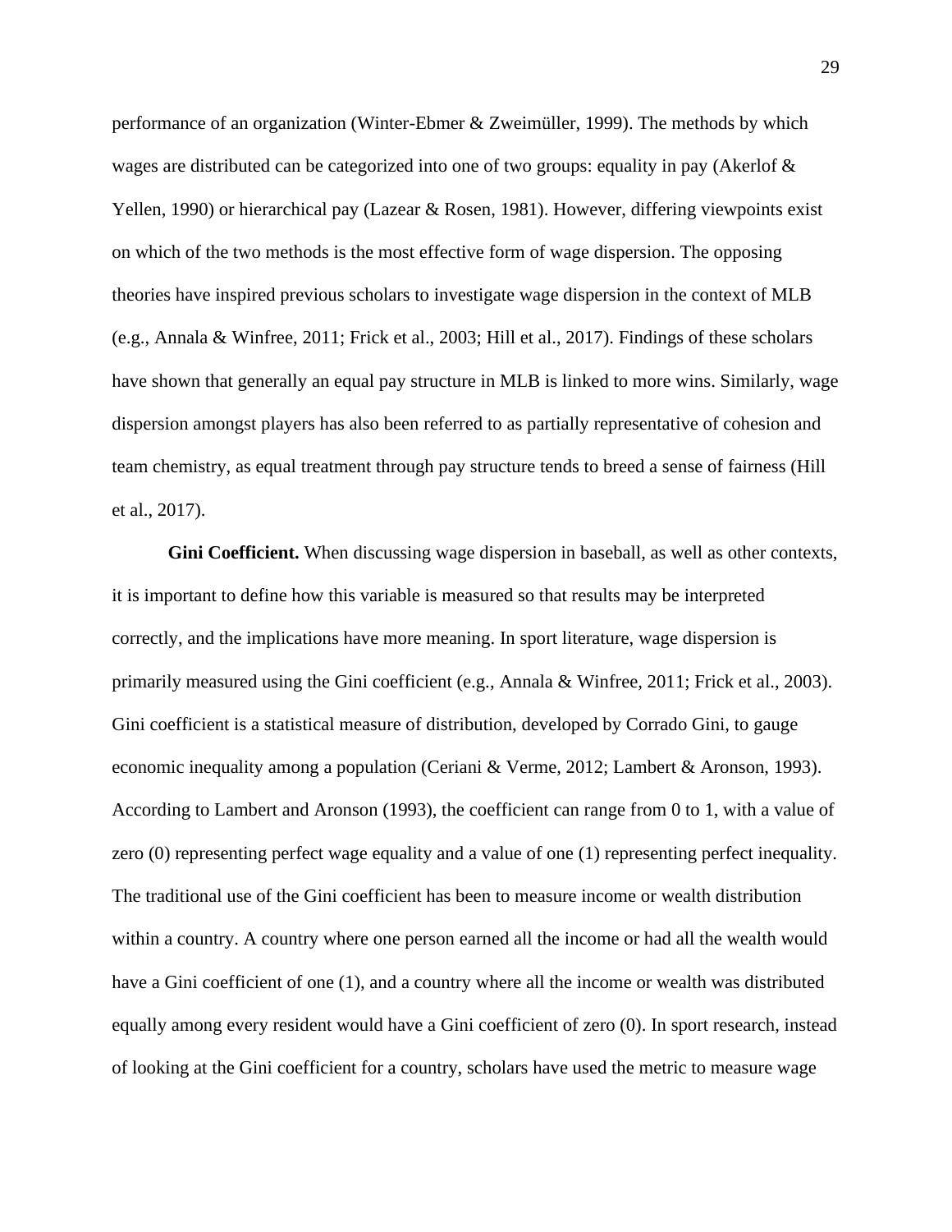performance of an organization (Winter-Ebmer & Zweimüller, 1999). The methods by which wages are distributed can be categorized into one of two groups: equality in pay (Akerlof & Yellen, 1990) or hierarchical pay (Lazear & Rosen, 1981). However, differing viewpoints exist on which of the two methods is the most effective form of wage dispersion. The opposing theories have inspired previous scholars to investigate wage dispersion in the context of MLB (e.g., Annala & Winfree, 2011; Frick et al., 2003; Hill et al., 2017). Findings of these scholars have shown that generally an equal pay structure in MLB is linked to more wins. Similarly, wage dispersion amongst players has also been referred to as partially representative of cohesion and team chemistry, as equal treatment through pay structure tends to breed a sense of fairness (Hill et al., 2017).

**Gini Coefficient.** When discussing wage dispersion in baseball, as well as other contexts, it is important to define how this variable is measured so that results may be interpreted correctly, and the implications have more meaning. In sport literature, wage dispersion is primarily measured using the Gini coefficient (e.g., Annala & Winfree, 2011; Frick et al., 2003). Gini coefficient is a statistical measure of distribution, developed by Corrado Gini, to gauge economic inequality among a population (Ceriani & Verme, 2012; Lambert & Aronson, 1993). According to Lambert and Aronson (1993), the coefficient can range from 0 to 1, with a value of zero (0) representing perfect wage equality and a value of one (1) representing perfect inequality. The traditional use of the Gini coefficient has been to measure income or wealth distribution within a country. A country where one person earned all the income or had all the wealth would have a Gini coefficient of one (1), and a country where all the income or wealth was distributed equally among every resident would have a Gini coefficient of zero (0). In sport research, instead of looking at the Gini coefficient for a country, scholars have used the metric to measure wage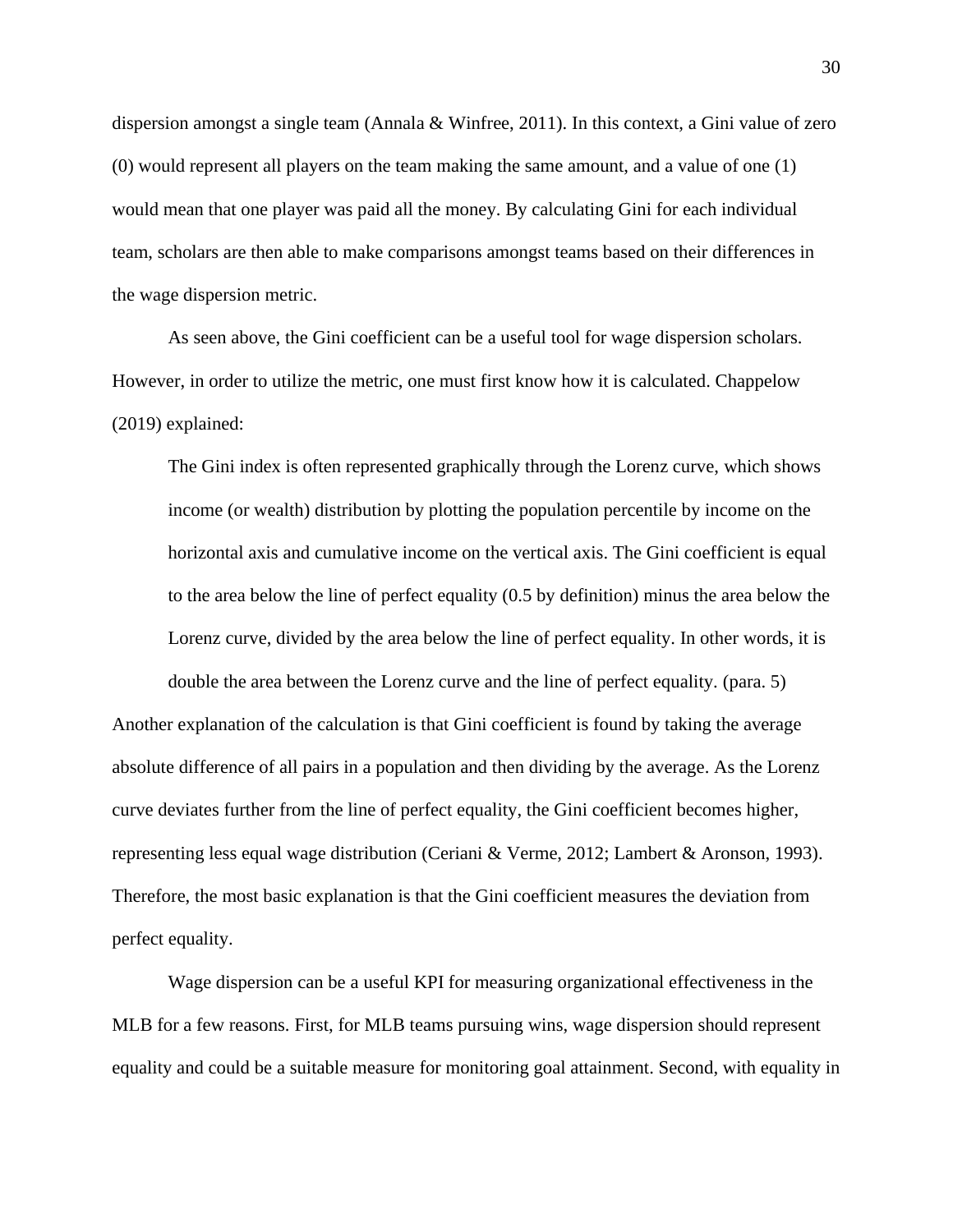dispersion amongst a single team (Annala & Winfree, 2011). In this context, a Gini value of zero (0) would represent all players on the team making the same amount, and a value of one (1) would mean that one player was paid all the money. By calculating Gini for each individual team, scholars are then able to make comparisons amongst teams based on their differences in the wage dispersion metric.

As seen above, the Gini coefficient can be a useful tool for wage dispersion scholars. However, in order to utilize the metric, one must first know how it is calculated. Chappelow (2019) explained:

> The Gini index is often represented graphically through the Lorenz curve, which shows income (or wealth) distribution by plotting the population percentile by income on the horizontal axis and cumulative income on the vertical axis. The Gini coefficient is equal to the area below the line of perfect equality (0.5 by definition) minus the area below the Lorenz curve, divided by the area below the line of perfect equality. In other words, it is double the area between the Lorenz curve and the line of perfect equality. (para. 5)

Another explanation of the calculation is that Gini coefficient is found by taking the average absolute difference of all pairs in a population and then dividing by the average. As the Lorenz curve deviates further from the line of perfect equality, the Gini coefficient becomes higher, representing less equal wage distribution (Ceriani & Verme, 2012; Lambert & Aronson, 1993). Therefore, the most basic explanation is that the Gini coefficient measures the deviation from perfect equality.

Wage dispersion can be a useful KPI for measuring organizational effectiveness in the MLB for a few reasons. First, for MLB teams pursuing wins, wage dispersion should represent equality and could be a suitable measure for monitoring goal attainment. Second, with equality in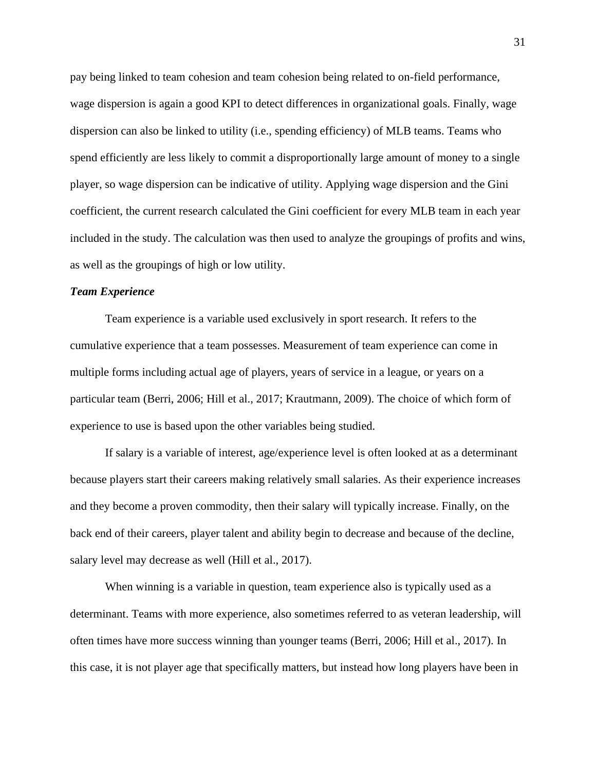pay being linked to team cohesion and team cohesion being related to on-field performance, wage dispersion is again a good KPI to detect differences in organizational goals. Finally, wage dispersion can also be linked to utility (i.e., spending efficiency) of MLB teams. Teams who spend efficiently are less likely to commit a disproportionally large amount of money to a single player, so wage dispersion can be indicative of utility. Applying wage dispersion and the Gini coefficient, the current research calculated the Gini coefficient for every MLB team in each year included in the study. The calculation was then used to analyze the groupings of profits and wins, as well as the groupings of high or low utility.

### ***Team Experience***

Team experience is a variable used exclusively in sport research. It refers to the cumulative experience that a team possesses. Measurement of team experience can come in multiple forms including actual age of players, years of service in a league, or years on a particular team (Berri, 2006; Hill et al., 2017; Krautmann, 2009). The choice of which form of experience to use is based upon the other variables being studied.

If salary is a variable of interest, age/experience level is often looked at as a determinant because players start their careers making relatively small salaries. As their experience increases and they become a proven commodity, then their salary will typically increase. Finally, on the back end of their careers, player talent and ability begin to decrease and because of the decline, salary level may decrease as well (Hill et al., 2017).

When winning is a variable in question, team experience also is typically used as a determinant. Teams with more experience, also sometimes referred to as veteran leadership, will often times have more success winning than younger teams (Berri, 2006; Hill et al., 2017). In this case, it is not player age that specifically matters, but instead how long players have been in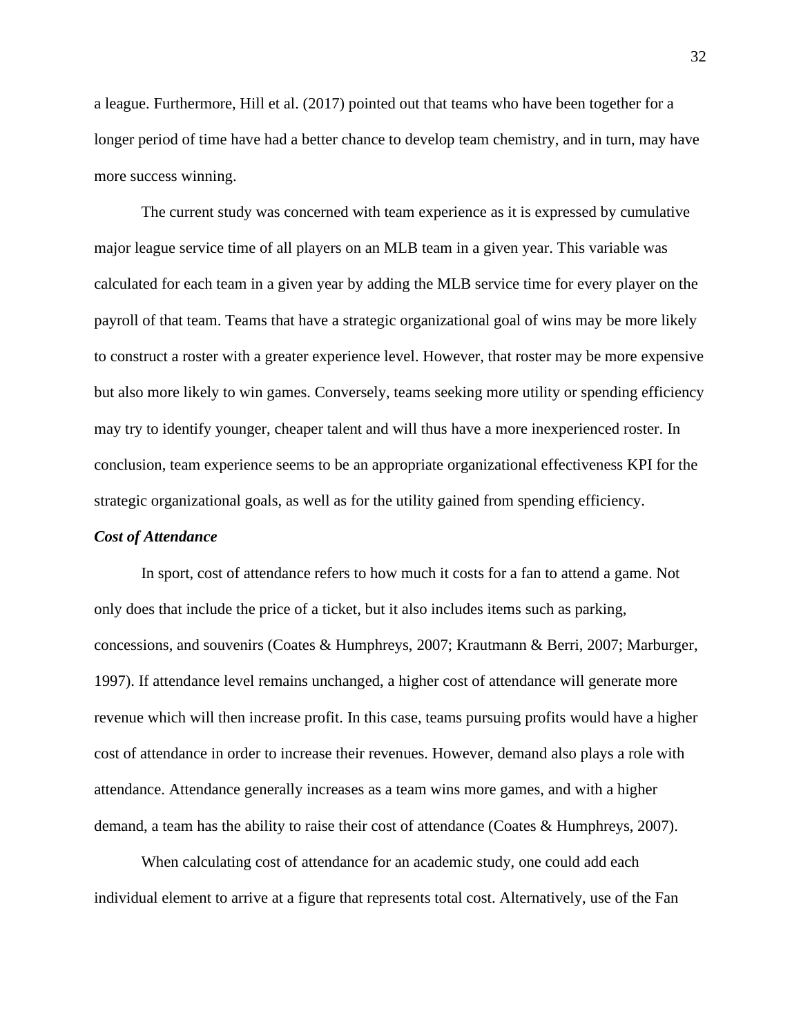a league. Furthermore, Hill et al. (2017) pointed out that teams who have been together for a longer period of time have had a better chance to develop team chemistry, and in turn, may have more success winning.

The current study was concerned with team experience as it is expressed by cumulative major league service time of all players on an MLB team in a given year. This variable was calculated for each team in a given year by adding the MLB service time for every player on the payroll of that team. Teams that have a strategic organizational goal of wins may be more likely to construct a roster with a greater experience level. However, that roster may be more expensive but also more likely to win games. Conversely, teams seeking more utility or spending efficiency may try to identify younger, cheaper talent and will thus have a more inexperienced roster. In conclusion, team experience seems to be an appropriate organizational effectiveness KPI for the strategic organizational goals, as well as for the utility gained from spending efficiency.

### *Cost of Attendance*

In sport, cost of attendance refers to how much it costs for a fan to attend a game. Not only does that include the price of a ticket, but it also includes items such as parking, concessions, and souvenirs (Coates & Humphreys, 2007; Krautmann & Berri, 2007; Marburger, 1997). If attendance level remains unchanged, a higher cost of attendance will generate more revenue which will then increase profit. In this case, teams pursuing profits would have a higher cost of attendance in order to increase their revenues. However, demand also plays a role with attendance. Attendance generally increases as a team wins more games, and with a higher demand, a team has the ability to raise their cost of attendance (Coates & Humphreys, 2007).

When calculating cost of attendance for an academic study, one could add each individual element to arrive at a figure that represents total cost. Alternatively, use of the Fan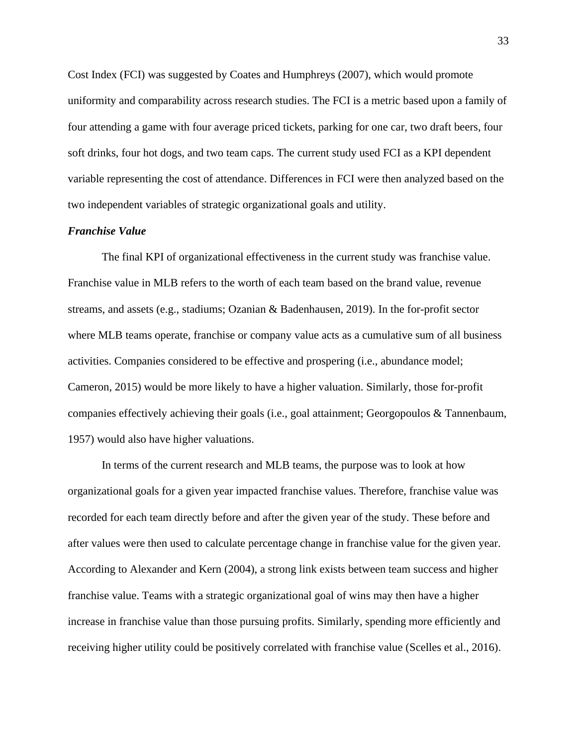Cost Index (FCI) was suggested by Coates and Humphreys (2007), which would promote uniformity and comparability across research studies. The FCI is a metric based upon a family of four attending a game with four average priced tickets, parking for one car, two draft beers, four soft drinks, four hot dogs, and two team caps. The current study used FCI as a KPI dependent variable representing the cost of attendance. Differences in FCI were then analyzed based on the two independent variables of strategic organizational goals and utility.

### *Franchise Value*

The final KPI of organizational effectiveness in the current study was franchise value. Franchise value in MLB refers to the worth of each team based on the brand value, revenue streams, and assets (e.g., stadiums; Ozanian & Badenhausen, 2019). In the for-profit sector where MLB teams operate, franchise or company value acts as a cumulative sum of all business activities. Companies considered to be effective and prospering (i.e., abundance model; Cameron, 2015) would be more likely to have a higher valuation. Similarly, those for-profit companies effectively achieving their goals (i.e., goal attainment; Georgopoulos & Tannenbaum, 1957) would also have higher valuations.

In terms of the current research and MLB teams, the purpose was to look at how organizational goals for a given year impacted franchise values. Therefore, franchise value was recorded for each team directly before and after the given year of the study. These before and after values were then used to calculate percentage change in franchise value for the given year. According to Alexander and Kern (2004), a strong link exists between team success and higher franchise value. Teams with a strategic organizational goal of wins may then have a higher increase in franchise value than those pursuing profits. Similarly, spending more efficiently and receiving higher utility could be positively correlated with franchise value (Scelles et al., 2016).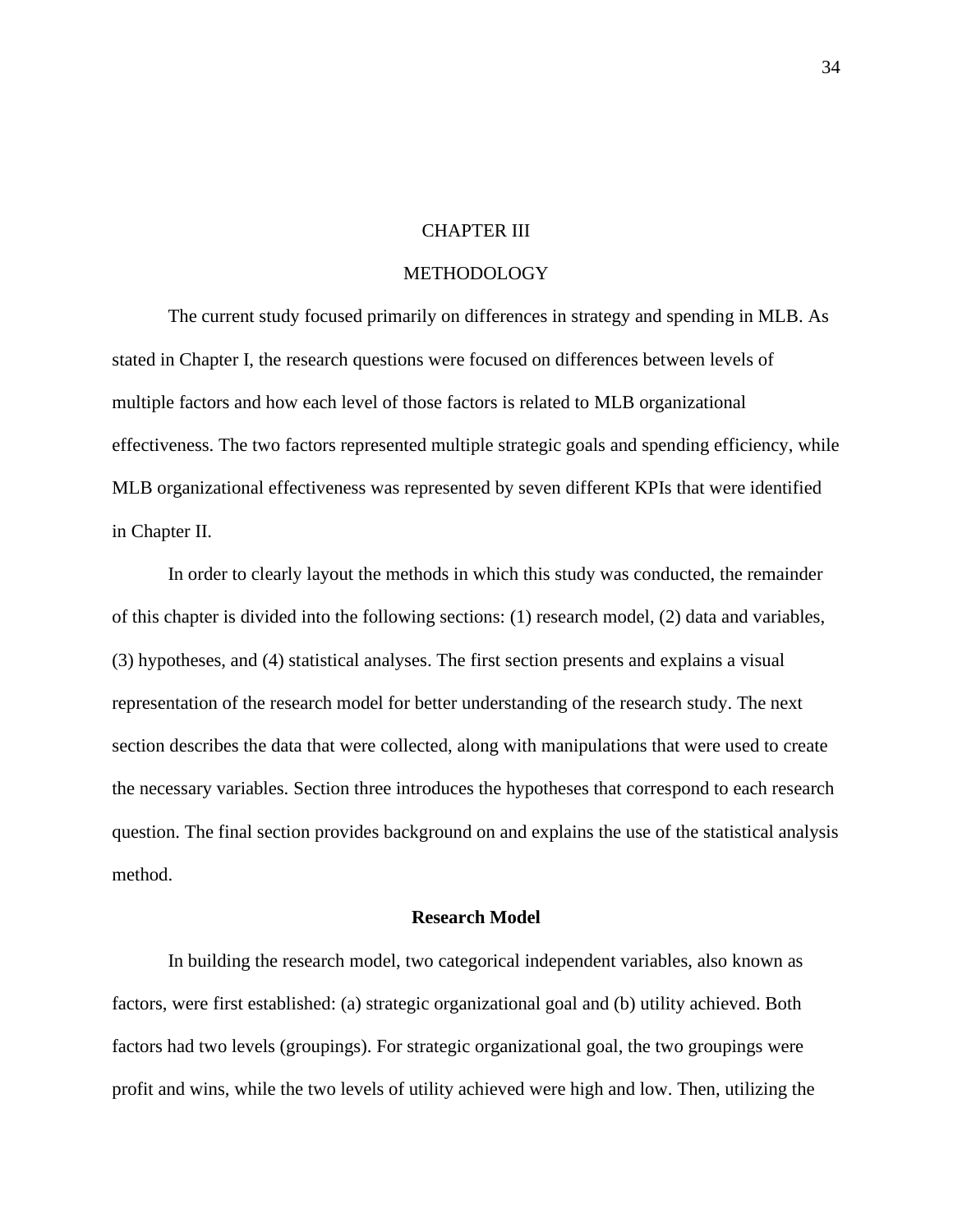# CHAPTER III

# METHODOLOGY

The current study focused primarily on differences in strategy and spending in MLB. As stated in Chapter I, the research questions were focused on differences between levels of multiple factors and how each level of those factors is related to MLB organizational effectiveness. The two factors represented multiple strategic goals and spending efficiency, while MLB organizational effectiveness was represented by seven different KPIs that were identified in Chapter II.

In order to clearly layout the methods in which this study was conducted, the remainder of this chapter is divided into the following sections: (1) research model, (2) data and variables, (3) hypotheses, and (4) statistical analyses. The first section presents and explains a visual representation of the research model for better understanding of the research study. The next section describes the data that were collected, along with manipulations that were used to create the necessary variables. Section three introduces the hypotheses that correspond to each research question. The final section provides background on and explains the use of the statistical analysis method.

## Research Model

In building the research model, two categorical independent variables, also known as factors, were first established: (a) strategic organizational goal and (b) utility achieved. Both factors had two levels (groupings). For strategic organizational goal, the two groupings were profit and wins, while the two levels of utility achieved were high and low. Then, utilizing the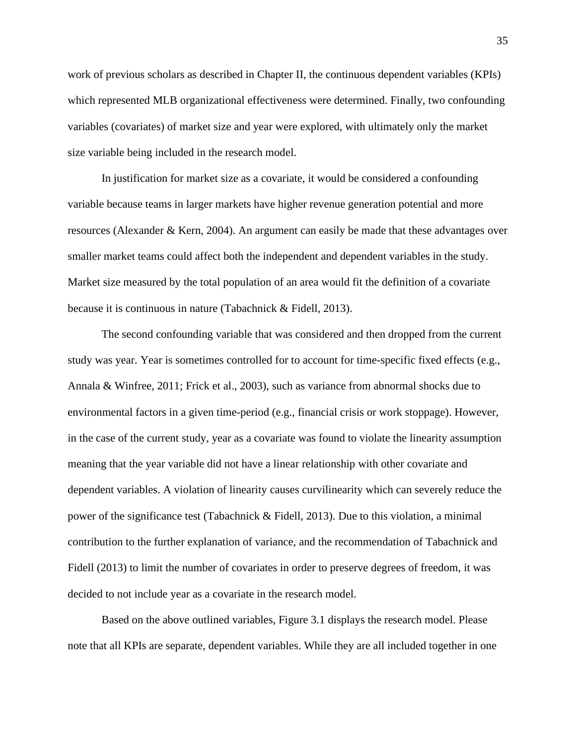work of previous scholars as described in Chapter II, the continuous dependent variables (KPIs) which represented MLB organizational effectiveness were determined. Finally, two confounding variables (covariates) of market size and year were explored, with ultimately only the market size variable being included in the research model.

In justification for market size as a covariate, it would be considered a confounding variable because teams in larger markets have higher revenue generation potential and more resources (Alexander & Kern, 2004). An argument can easily be made that these advantages over smaller market teams could affect both the independent and dependent variables in the study. Market size measured by the total population of an area would fit the definition of a covariate because it is continuous in nature (Tabachnick & Fidell, 2013).

The second confounding variable that was considered and then dropped from the current study was year. Year is sometimes controlled for to account for time-specific fixed effects (e.g., Annala & Winfree, 2011; Frick et al., 2003), such as variance from abnormal shocks due to environmental factors in a given time-period (e.g., financial crisis or work stoppage). However, in the case of the current study, year as a covariate was found to violate the linearity assumption meaning that the year variable did not have a linear relationship with other covariate and dependent variables. A violation of linearity causes curvilinearity which can severely reduce the power of the significance test (Tabachnick & Fidell, 2013). Due to this violation, a minimal contribution to the further explanation of variance, and the recommendation of Tabachnick and Fidell (2013) to limit the number of covariates in order to preserve degrees of freedom, it was decided to not include year as a covariate in the research model.

Based on the above outlined variables, Figure 3.1 displays the research model. Please note that all KPIs are separate, dependent variables. While they are all included together in one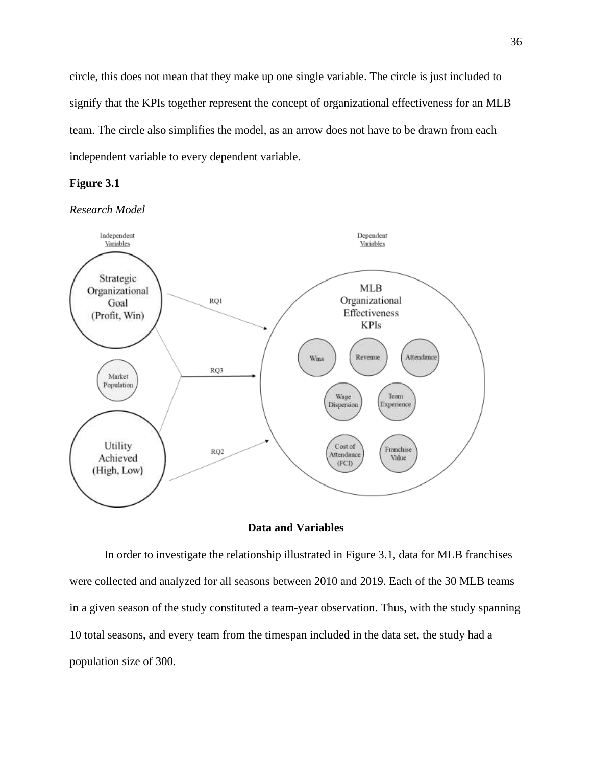circle, this does not mean that they make up one single variable. The circle is just included to signify that the KPIs together represent the concept of organizational effectiveness for an MLB team. The circle also simplifies the model, as an arrow does not have to be drawn from each independent variable to every dependent variable.

**Figure 3.1**

*Research Model*

## Data and Variables

In order to investigate the relationship illustrated in Figure 3.1, data for MLB franchises were collected and analyzed for all seasons between 2010 and 2019. Each of the 30 MLB teams in a given season of the study constituted a team-year observation. Thus, with the study spanning 10 total seasons, and every team from the timespan included in the data set, the study had a population size of 300.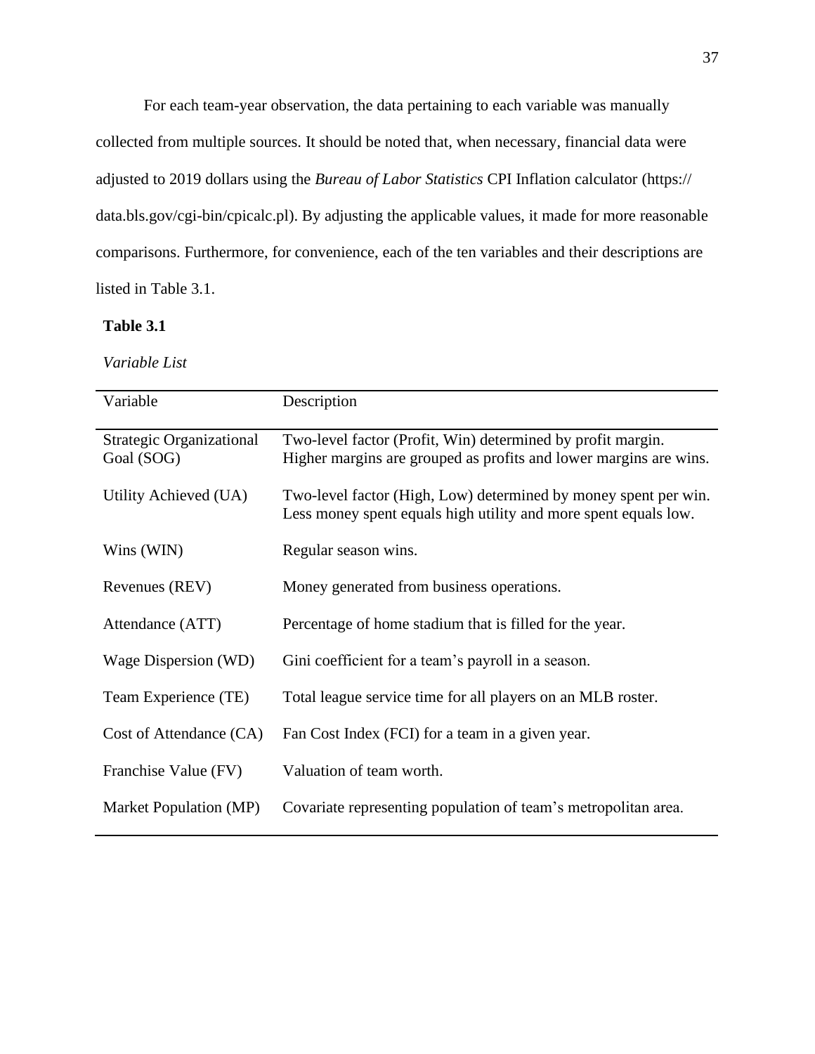For each team-year observation, the data pertaining to each variable was manually collected from multiple sources. It should be noted that, when necessary, financial data were adjusted to 2019 dollars using the *Bureau of Labor Statistics* CPI Inflation calculator (https://data.bls.gov/cgi-bin/cpicalc.pl). By adjusting the applicable values, it made for more reasonable comparisons. Furthermore, for convenience, each of the ten variables and their descriptions are listed in Table 3.1.

**Table 3.1**

*Variable List*

| Variable | Description |
|---|---|
| Strategic Organizational Goal (SOG) | Two-level factor (Profit, Win) determined by profit margin. Higher margins are grouped as profits and lower margins are wins. |
| Utility Achieved (UA) | Two-level factor (High, Low) determined by money spent per win. Less money spent equals high utility and more spent equals low. |
| Wins (WIN) | Regular season wins. |
| Revenues (REV) | Money generated from business operations. |
| Attendance (ATT) | Percentage of home stadium that is filled for the year. |
| Wage Dispersion (WD) | Gini coefficient for a team's payroll in a season. |
| Team Experience (TE) | Total league service time for all players on an MLB roster. |
| Cost of Attendance (CA) | Fan Cost Index (FCI) for a team in a given year. |
| Franchise Value (FV) | Valuation of team worth. |
| Market Population (MP) | Covariate representing population of team's metropolitan area. |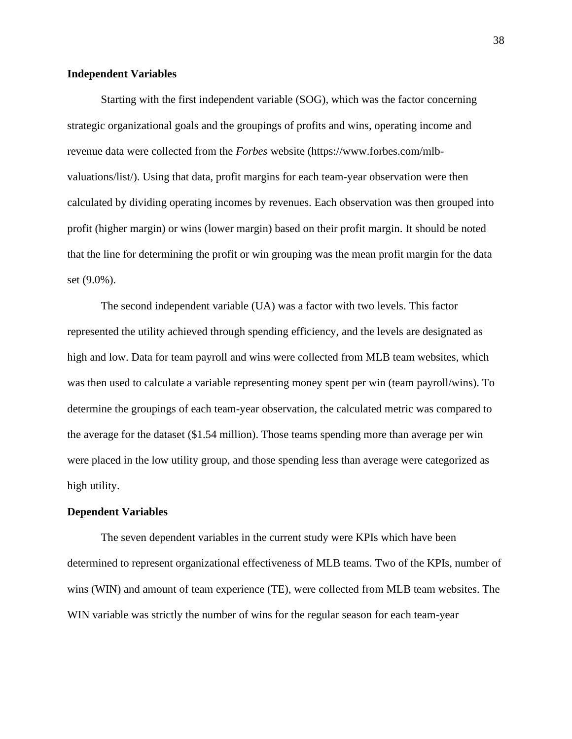**Independent Variables**

Starting with the first independent variable (SOG), which was the factor concerning strategic organizational goals and the groupings of profits and wins, operating income and revenue data were collected from the *Forbes* website (https://www.forbes.com/mlb-valuations/list/). Using that data, profit margins for each team-year observation were then calculated by dividing operating incomes by revenues. Each observation was then grouped into profit (higher margin) or wins (lower margin) based on their profit margin. It should be noted that the line for determining the profit or win grouping was the mean profit margin for the data set (9.0%).

The second independent variable (UA) was a factor with two levels. This factor represented the utility achieved through spending efficiency, and the levels are designated as high and low. Data for team payroll and wins were collected from MLB team websites, which was then used to calculate a variable representing money spent per win (team payroll/wins). To determine the groupings of each team-year observation, the calculated metric was compared to the average for the dataset ($1.54 million). Those teams spending more than average per win were placed in the low utility group, and those spending less than average were categorized as high utility.

**Dependent Variables**

The seven dependent variables in the current study were KPIs which have been determined to represent organizational effectiveness of MLB teams. Two of the KPIs, number of wins (WIN) and amount of team experience (TE), were collected from MLB team websites. The WIN variable was strictly the number of wins for the regular season for each team-year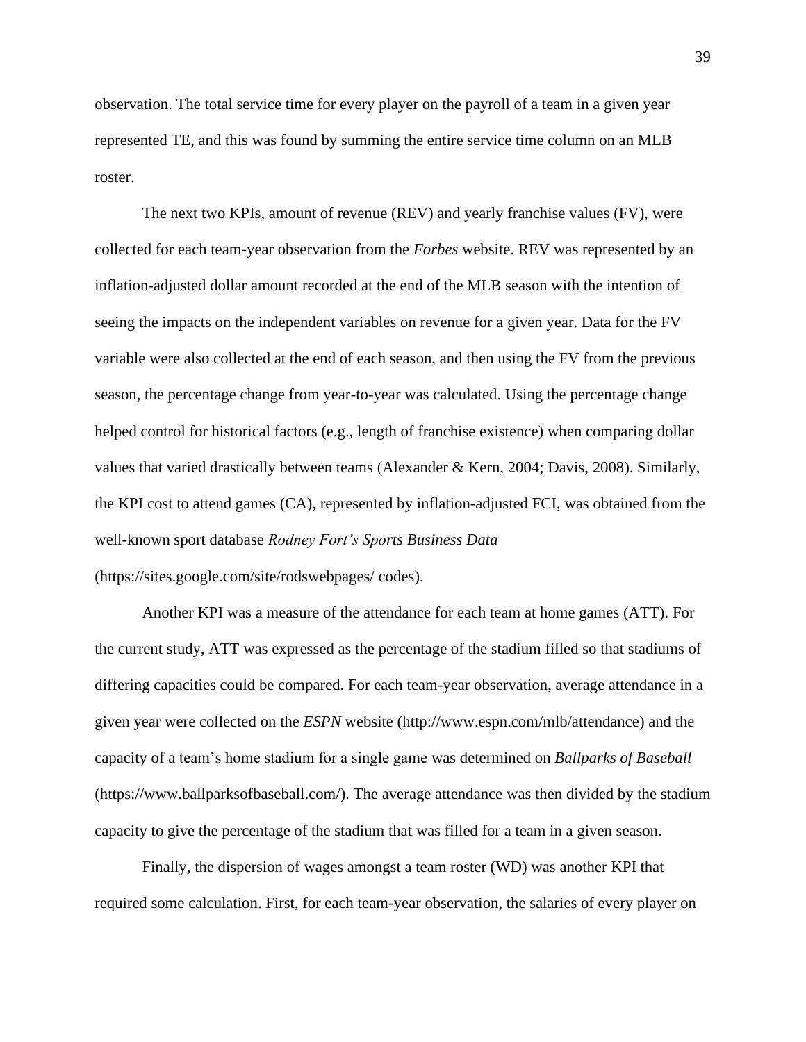observation. The total service time for every player on the payroll of a team in a given year represented TE, and this was found by summing the entire service time column on an MLB roster.

The next two KPIs, amount of revenue (REV) and yearly franchise values (FV), were collected for each team-year observation from the *Forbes* website. REV was represented by an inflation-adjusted dollar amount recorded at the end of the MLB season with the intention of seeing the impacts on the independent variables on revenue for a given year. Data for the FV variable were also collected at the end of each season, and then using the FV from the previous season, the percentage change from year-to-year was calculated. Using the percentage change helped control for historical factors (e.g., length of franchise existence) when comparing dollar values that varied drastically between teams (Alexander & Kern, 2004; Davis, 2008). Similarly, the KPI cost to attend games (CA), represented by inflation-adjusted FCI, was obtained from the well-known sport database *Rodney Fort's Sports Business Data* (https://sites.google.com/site/rodswebpages/ codes).

Another KPI was a measure of the attendance for each team at home games (ATT). For the current study, ATT was expressed as the percentage of the stadium filled so that stadiums of differing capacities could be compared. For each team-year observation, average attendance in a given year were collected on the *ESPN* website (http://www.espn.com/mlb/attendance) and the capacity of a team's home stadium for a single game was determined on *Ballparks of Baseball* (https://www.ballparksofbaseball.com/). The average attendance was then divided by the stadium capacity to give the percentage of the stadium that was filled for a team in a given season.

Finally, the dispersion of wages amongst a team roster (WD) was another KPI that required some calculation. First, for each team-year observation, the salaries of every player on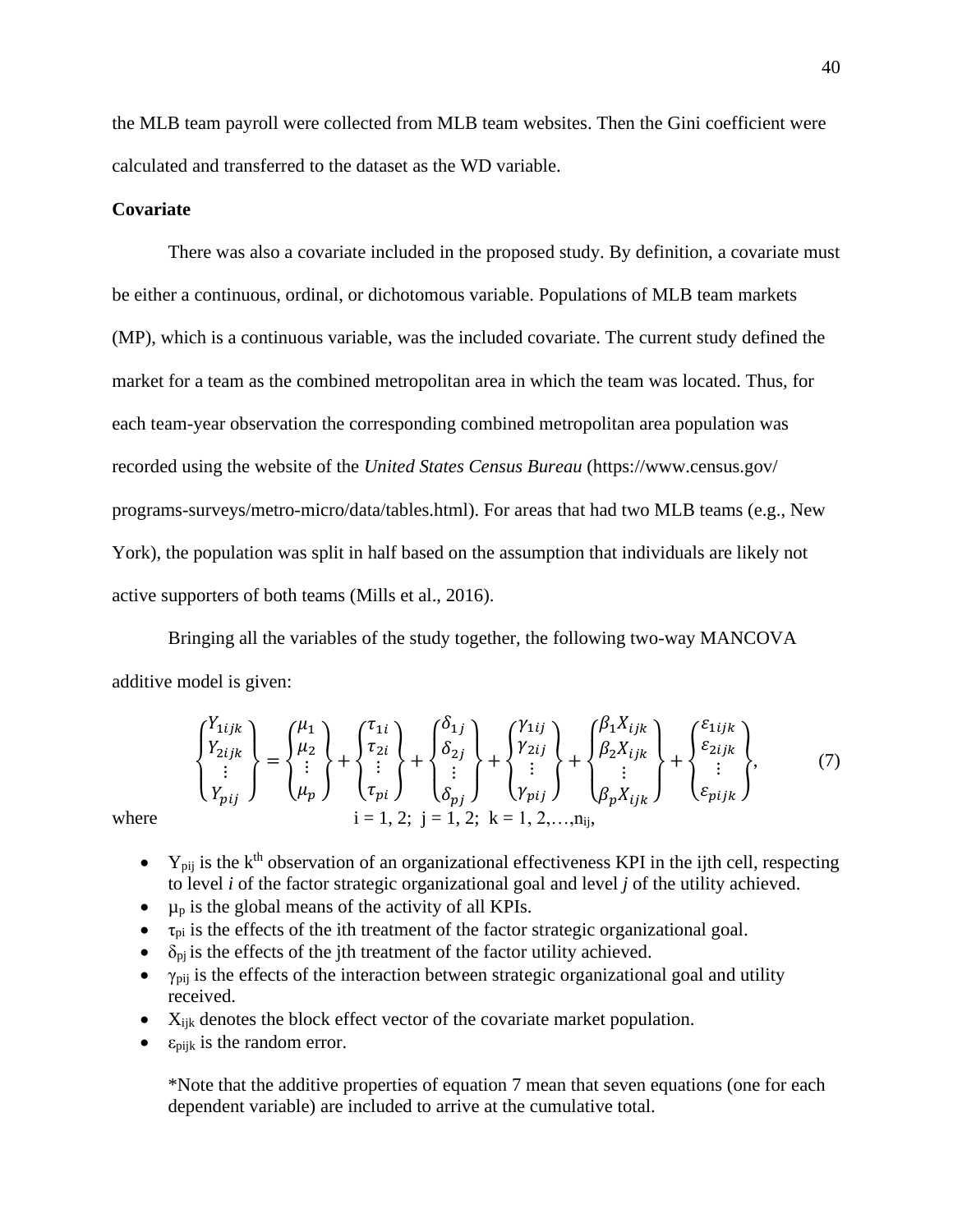the MLB team payroll were collected from MLB team websites. Then the Gini coefficient were calculated and transferred to the dataset as the WD variable.

**Covariate**

There was also a covariate included in the proposed study. By definition, a covariate must be either a continuous, ordinal, or dichotomous variable. Populations of MLB team markets (MP), which is a continuous variable, was the included covariate. The current study defined the market for a team as the combined metropolitan area in which the team was located. Thus, for each team-year observation the corresponding combined metropolitan area population was recorded using the website of the *United States Census Bureau* (https://www.census.gov/ programs-surveys/metro-micro/data/tables.html). For areas that had two MLB teams (e.g., New York), the population was split in half based on the assumption that individuals are likely not active supporters of both teams (Mills et al., 2016).

Bringing all the variables of the study together, the following two-way MANCOVA additive model is given:

$$\begin{Bmatrix} Y_{1ijk} \\ Y_{2ijk} \\ \vdots \\ Y_{pij} \end{Bmatrix} = \begin{Bmatrix} \mu_1 \\ \mu_2 \\ \vdots \\ \mu_p \end{Bmatrix} + \begin{Bmatrix} \tau_{1i} \\ \tau_{2i} \\ \vdots \\ \tau_{pi} \end{Bmatrix} + \begin{Bmatrix} \delta_{1j} \\ \delta_{2j} \\ \vdots \\ \delta_{pj} \end{Bmatrix} + \begin{Bmatrix} \gamma_{1ij} \\ \gamma_{2ij} \\ \vdots \\ \gamma_{pij} \end{Bmatrix} + \begin{Bmatrix} \beta_1 X_{ijk} \\ \beta_2 X_{ijk} \\ \vdots \\ \beta_p X_{ijk} \end{Bmatrix} + \begin{Bmatrix} \varepsilon_{1ijk} \\ \varepsilon_{2ijk} \\ \vdots \\ \varepsilon_{pijk} \end{Bmatrix}, \tag{7}$$

where $i = 1, 2;\ j = 1, 2;\ k = 1, 2, \ldots, n_{ij}$,

- $Y_{pij}$ is the k[th] observation of an organizational effectiveness KPI in the ijth cell, respecting to level *i* of the factor strategic organizational goal and level *j* of the utility achieved.
- $\mu_p$ is the global means of the activity of all KPIs.
- $\tau_{pi}$ is the effects of the ith treatment of the factor strategic organizational goal.
- $\delta_{pj}$ is the effects of the jth treatment of the factor utility achieved.
- $\gamma_{pij}$ is the effects of the interaction between strategic organizational goal and utility received.
- $X_{ijk}$ denotes the block effect vector of the covariate market population.
- $\varepsilon_{pijk}$ is the random error.

*Note that the additive properties of equation 7 mean that seven equations (one for each dependent variable) are included to arrive at the cumulative total.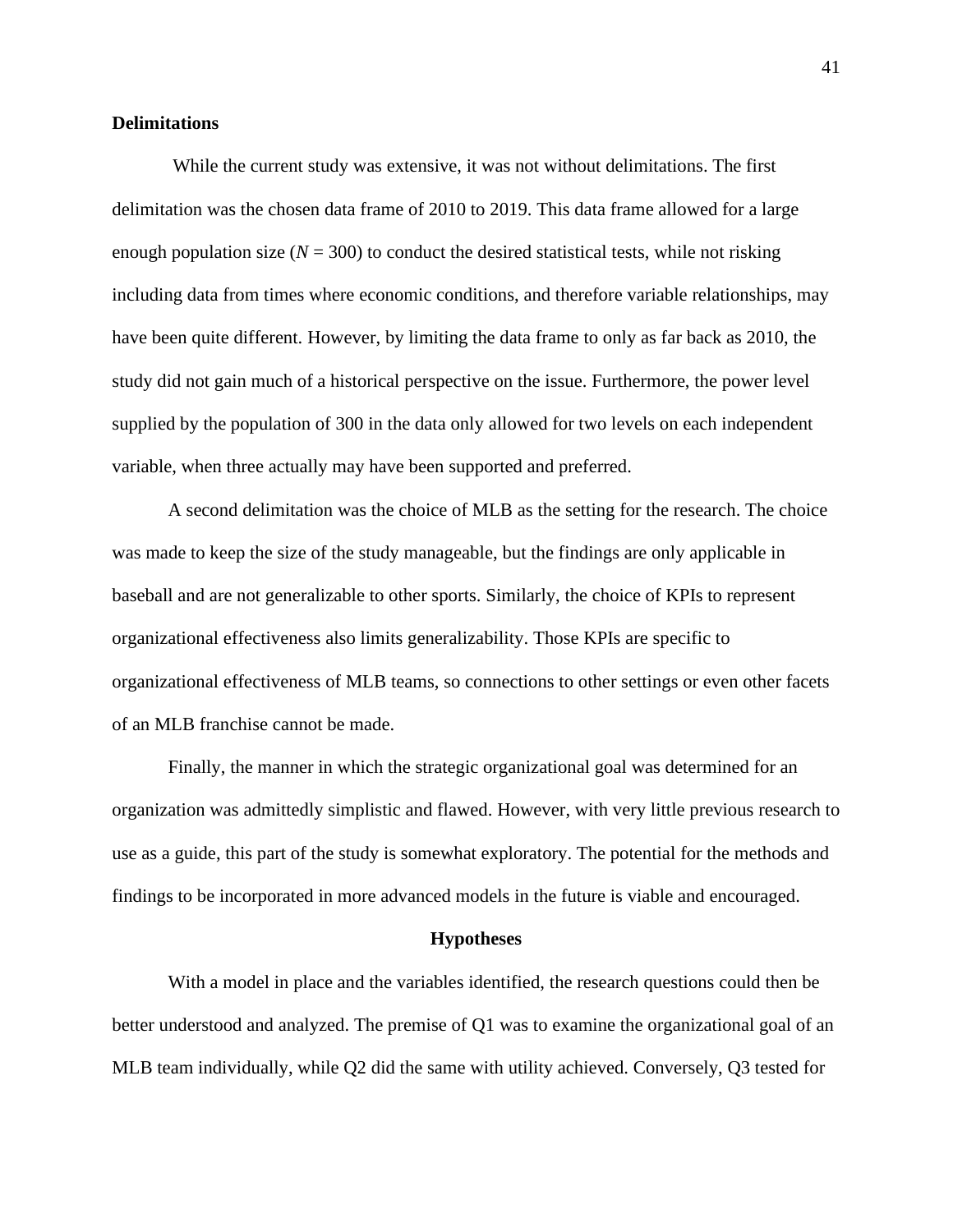**Delimitations**

While the current study was extensive, it was not without delimitations. The first delimitation was the chosen data frame of 2010 to 2019. This data frame allowed for a large enough population size ($N = 300$) to conduct the desired statistical tests, while not risking including data from times where economic conditions, and therefore variable relationships, may have been quite different. However, by limiting the data frame to only as far back as 2010, the study did not gain much of a historical perspective on the issue. Furthermore, the power level supplied by the population of 300 in the data only allowed for two levels on each independent variable, when three actually may have been supported and preferred.

A second delimitation was the choice of MLB as the setting for the research. The choice was made to keep the size of the study manageable, but the findings are only applicable in baseball and are not generalizable to other sports. Similarly, the choice of KPIs to represent organizational effectiveness also limits generalizability. Those KPIs are specific to organizational effectiveness of MLB teams, so connections to other settings or even other facets of an MLB franchise cannot be made.

Finally, the manner in which the strategic organizational goal was determined for an organization was admittedly simplistic and flawed. However, with very little previous research to use as a guide, this part of the study is somewhat exploratory. The potential for the methods and findings to be incorporated in more advanced models in the future is viable and encouraged.

## Hypotheses

With a model in place and the variables identified, the research questions could then be better understood and analyzed. The premise of Q1 was to examine the organizational goal of an MLB team individually, while Q2 did the same with utility achieved. Conversely, Q3 tested for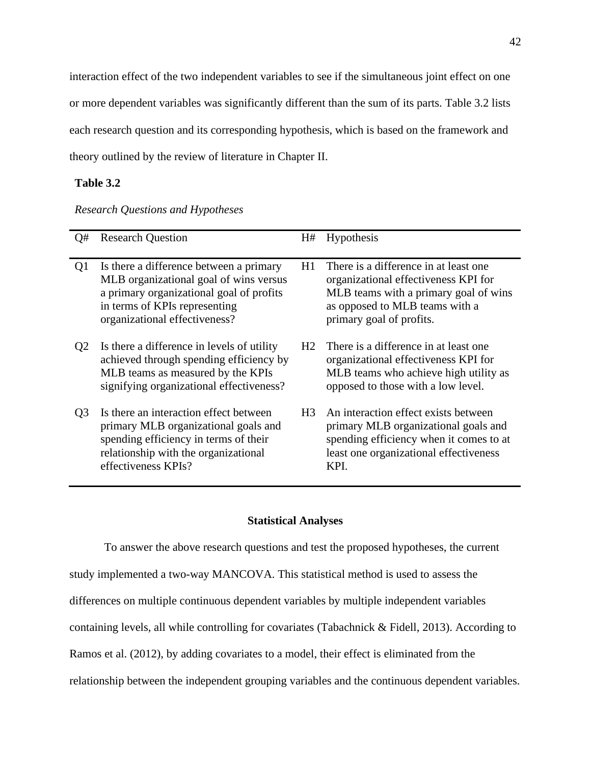interaction effect of the two independent variables to see if the simultaneous joint effect on one or more dependent variables was significantly different than the sum of its parts. Table 3.2 lists each research question and its corresponding hypothesis, which is based on the framework and theory outlined by the review of literature in Chapter II.

**Table 3.2**

*Research Questions and Hypotheses*

| Q# | Research Question | H# | Hypothesis |
|---|---|---|---|
| Q1 | Is there a difference between a primary MLB organizational goal of wins versus a primary organizational goal of profits in terms of KPIs representing organizational effectiveness? | H1 | There is a difference in at least one organizational effectiveness KPI for MLB teams with a primary goal of wins as opposed to MLB teams with a primary goal of profits. |
| Q2 | Is there a difference in levels of utility achieved through spending efficiency by MLB teams as measured by the KPIs signifying organizational effectiveness? | H2 | There is a difference in at least one organizational effectiveness KPI for MLB teams who achieve high utility as opposed to those with a low level. |
| Q3 | Is there an interaction effect between primary MLB organizational goals and spending efficiency in terms of their relationship with the organizational effectiveness KPIs? | H3 | An interaction effect exists between primary MLB organizational goals and spending efficiency when it comes to at least one organizational effectiveness KPI. |

## Statistical Analyses

To answer the above research questions and test the proposed hypotheses, the current study implemented a two-way MANCOVA. This statistical method is used to assess the differences on multiple continuous dependent variables by multiple independent variables containing levels, all while controlling for covariates (Tabachnick & Fidell, 2013). According to Ramos et al. (2012), by adding covariates to a model, their effect is eliminated from the relationship between the independent grouping variables and the continuous dependent variables.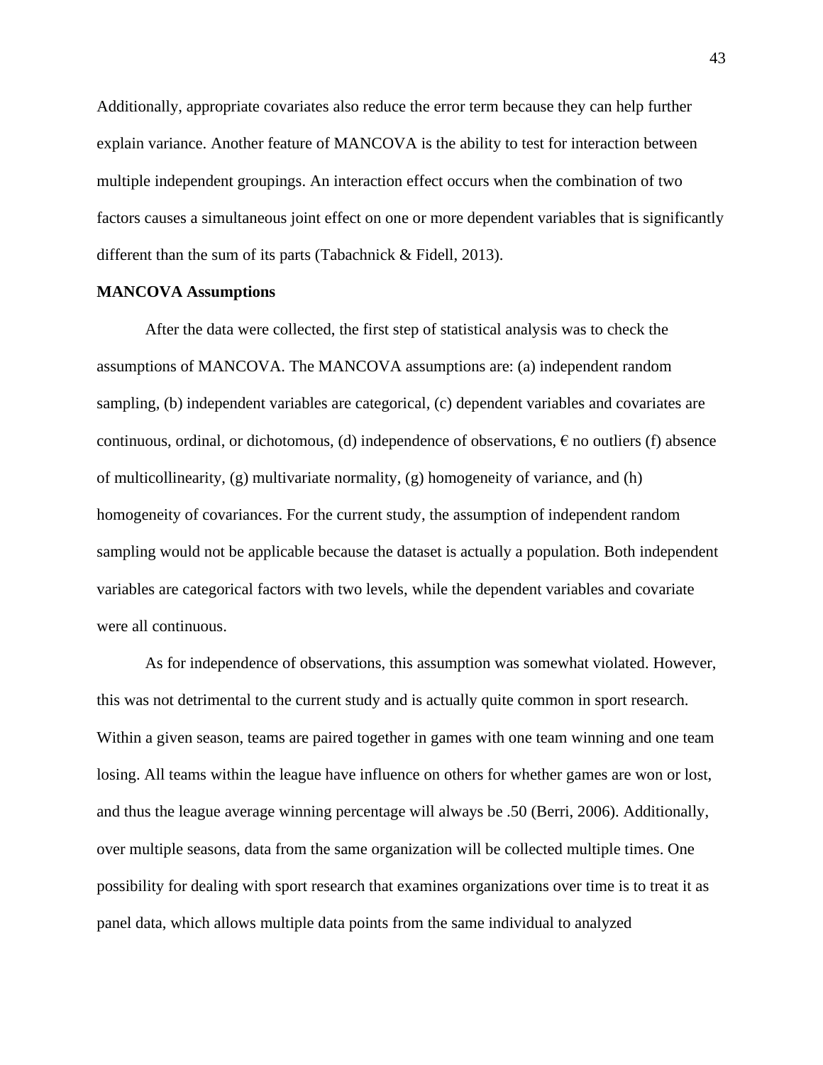Additionally, appropriate covariates also reduce the error term because they can help further explain variance. Another feature of MANCOVA is the ability to test for interaction between multiple independent groupings. An interaction effect occurs when the combination of two factors causes a simultaneous joint effect on one or more dependent variables that is significantly different than the sum of its parts (Tabachnick & Fidell, 2013).

**MANCOVA Assumptions**

After the data were collected, the first step of statistical analysis was to check the assumptions of MANCOVA. The MANCOVA assumptions are: (a) independent random sampling, (b) independent variables are categorical, (c) dependent variables and covariates are continuous, ordinal, or dichotomous, (d) independence of observations, € no outliers (f) absence of multicollinearity, (g) multivariate normality, (g) homogeneity of variance, and (h) homogeneity of covariances. For the current study, the assumption of independent random sampling would not be applicable because the dataset is actually a population. Both independent variables are categorical factors with two levels, while the dependent variables and covariate were all continuous.

As for independence of observations, this assumption was somewhat violated. However, this was not detrimental to the current study and is actually quite common in sport research. Within a given season, teams are paired together in games with one team winning and one team losing. All teams within the league have influence on others for whether games are won or lost, and thus the league average winning percentage will always be .50 (Berri, 2006). Additionally, over multiple seasons, data from the same organization will be collected multiple times. One possibility for dealing with sport research that examines organizations over time is to treat it as panel data, which allows multiple data points from the same individual to analyzed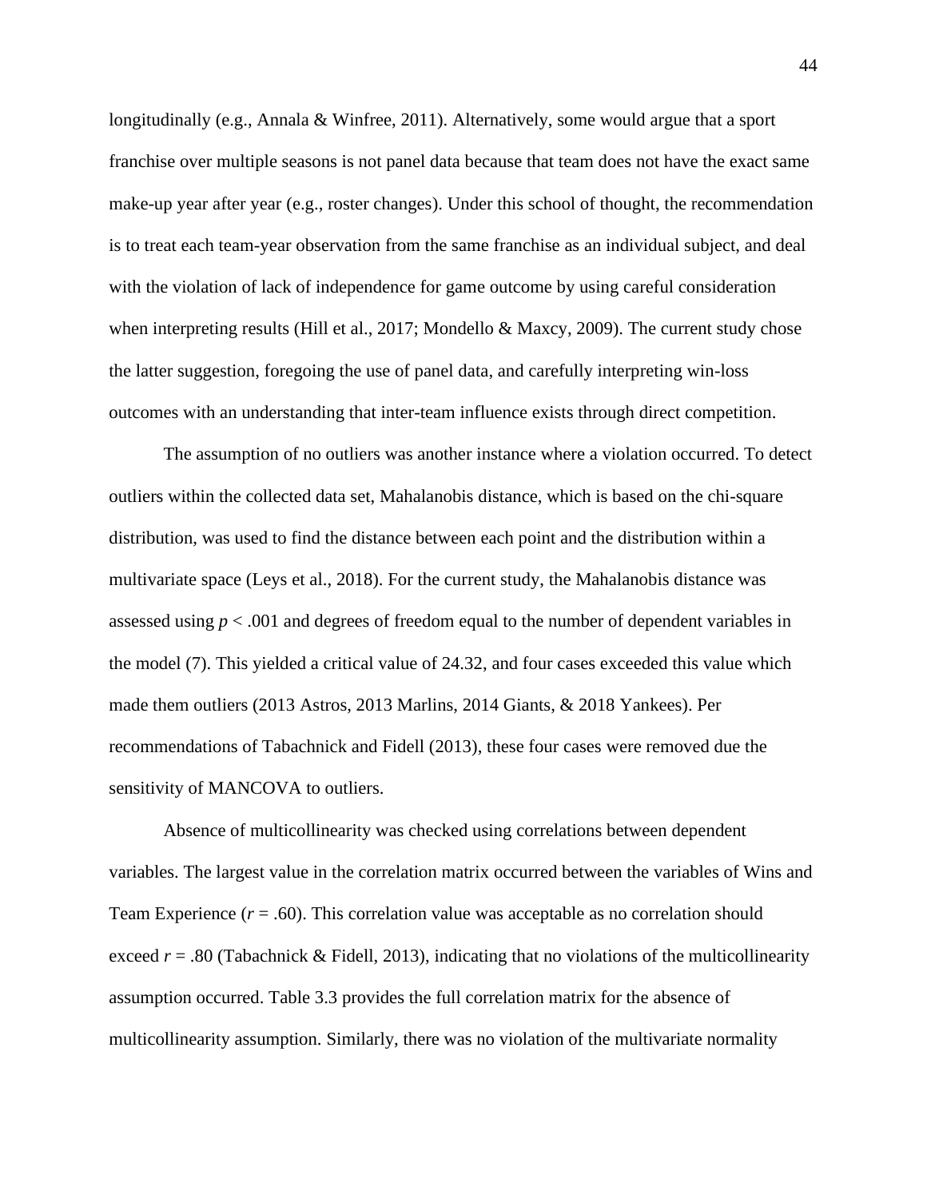longitudinally (e.g., Annala & Winfree, 2011). Alternatively, some would argue that a sport franchise over multiple seasons is not panel data because that team does not have the exact same make-up year after year (e.g., roster changes). Under this school of thought, the recommendation is to treat each team-year observation from the same franchise as an individual subject, and deal with the violation of lack of independence for game outcome by using careful consideration when interpreting results (Hill et al., 2017; Mondello & Maxcy, 2009). The current study chose the latter suggestion, foregoing the use of panel data, and carefully interpreting win-loss outcomes with an understanding that inter-team influence exists through direct competition.

The assumption of no outliers was another instance where a violation occurred. To detect outliers within the collected data set, Mahalanobis distance, which is based on the chi-square distribution, was used to find the distance between each point and the distribution within a multivariate space (Leys et al., 2018). For the current study, the Mahalanobis distance was assessed using $p < .001$ and degrees of freedom equal to the number of dependent variables in the model (7). This yielded a critical value of 24.32, and four cases exceeded this value which made them outliers (2013 Astros, 2013 Marlins, 2014 Giants, & 2018 Yankees). Per recommendations of Tabachnick and Fidell (2013), these four cases were removed due the sensitivity of MANCOVA to outliers.

Absence of multicollinearity was checked using correlations between dependent variables. The largest value in the correlation matrix occurred between the variables of Wins and Team Experience ($r = .60$). This correlation value was acceptable as no correlation should exceed $r = .80$ (Tabachnick & Fidell, 2013), indicating that no violations of the multicollinearity assumption occurred. Table 3.3 provides the full correlation matrix for the absence of multicollinearity assumption. Similarly, there was no violation of the multivariate normality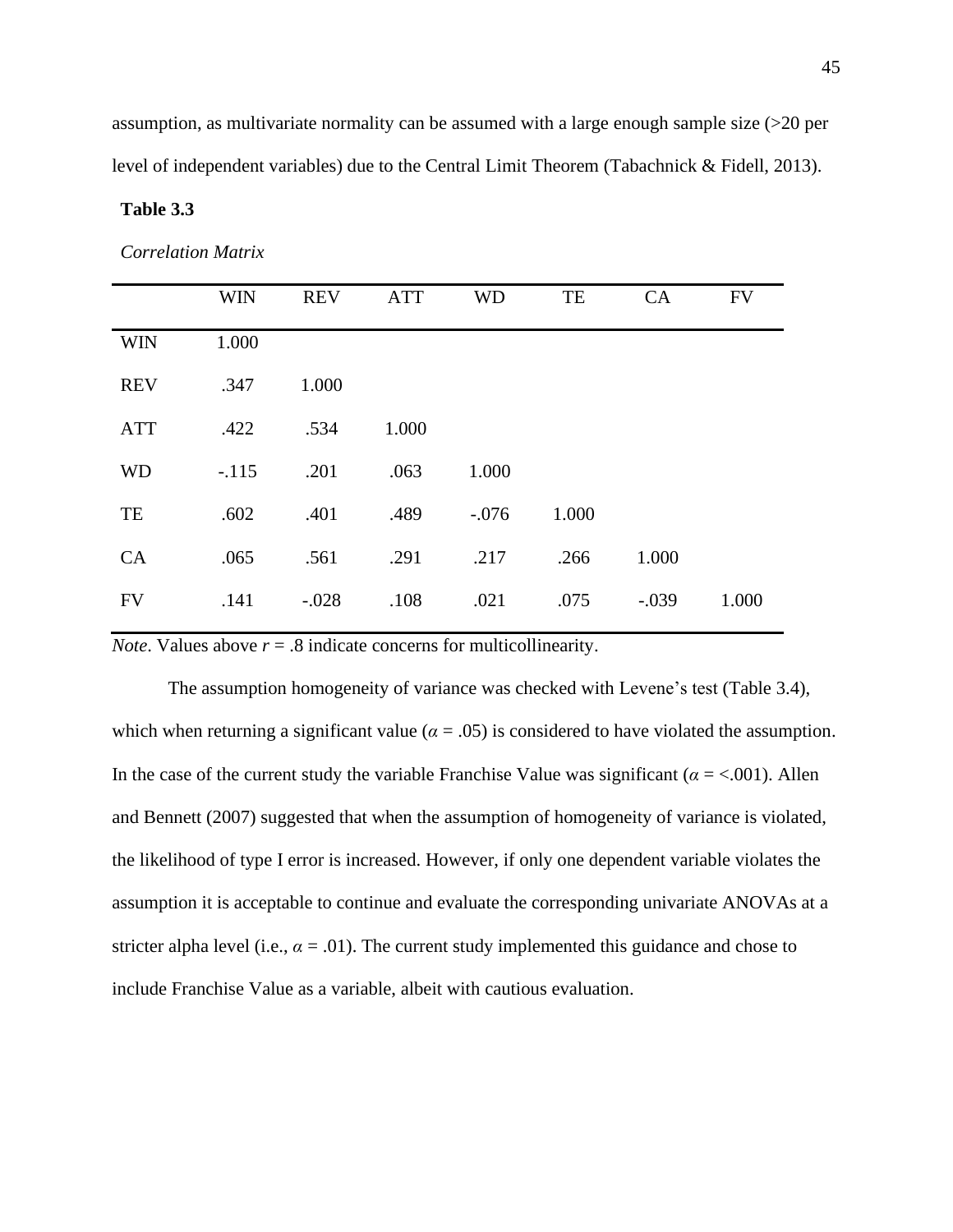assumption, as multivariate normality can be assumed with a large enough sample size (>20 per level of independent variables) due to the Central Limit Theorem (Tabachnick & Fidell, 2013).

**Table 3.3**

*Correlation Matrix*

| | WIN | REV | ATT | WD | TE | CA | FV |
|---|---|---|---|---|---|---|---|
| WIN | 1.000 | | | | | | |
| REV | .347 | 1.000 | | | | | |
| ATT | .422 | .534 | 1.000 | | | | |
| WD | -.115 | .201 | .063 | 1.000 | | | |
| TE | .602 | .401 | .489 | -.076 | 1.000 | | |
| CA | .065 | .561 | .291 | .217 | .266 | 1.000 | |
| FV | .141 | -.028 | .108 | .021 | .075 | -.039 | 1.000 |

*Note*. Values above $r = .8$ indicate concerns for multicollinearity.

The assumption homogeneity of variance was checked with Levene's test (Table 3.4), which when returning a significant value ($\alpha = .05$) is considered to have violated the assumption. In the case of the current study the variable Franchise Value was significant ($\alpha = <.001$). Allen and Bennett (2007) suggested that when the assumption of homogeneity of variance is violated, the likelihood of type I error is increased. However, if only one dependent variable violates the assumption it is acceptable to continue and evaluate the corresponding univariate ANOVAs at a stricter alpha level (i.e., $\alpha = .01$). The current study implemented this guidance and chose to include Franchise Value as a variable, albeit with cautious evaluation.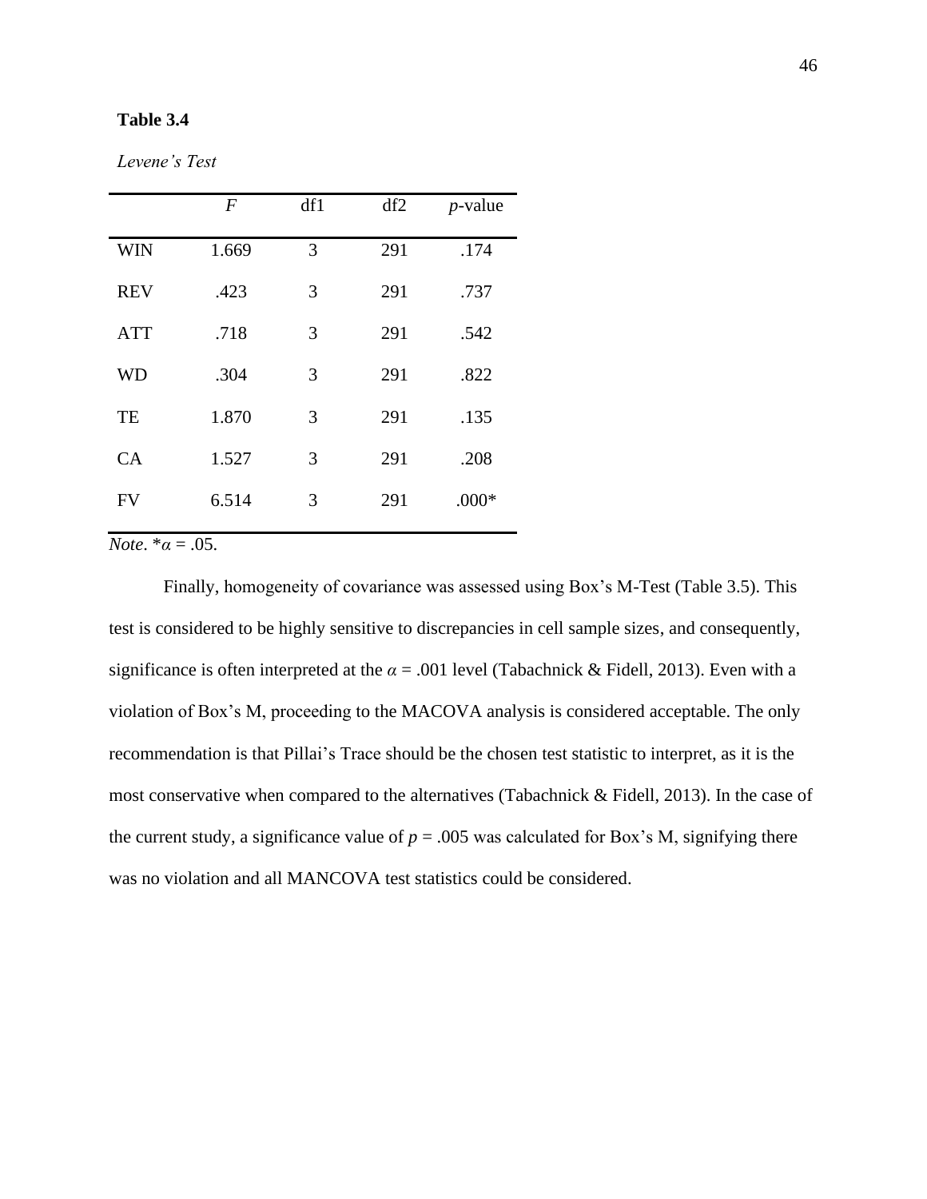**Table 3.4**

*Levene's Test*

| | *F* | df1 | df2 | *p*-value |
|---|---|---|---|---|
| WIN | 1.669 | 3 | 291 | .174 |
| REV | .423 | 3 | 291 | .737 |
| ATT | .718 | 3 | 291 | .542 |
| WD | .304 | 3 | 291 | .822 |
| TE | 1.870 | 3 | 291 | .135 |
| CA | 1.527 | 3 | 291 | .208 |
| FV | 6.514 | 3 | 291 | .000* |

*Note*. $^*\alpha = .05$.

Finally, homogeneity of covariance was assessed using Box's M-Test (Table 3.5). This test is considered to be highly sensitive to discrepancies in cell sample sizes, and consequently, significance is often interpreted at the $\alpha = .001$ level (Tabachnick & Fidell, 2013). Even with a violation of Box's M, proceeding to the MACOVA analysis is considered acceptable. The only recommendation is that Pillai's Trace should be the chosen test statistic to interpret, as it is the most conservative when compared to the alternatives (Tabachnick & Fidell, 2013). In the case of the current study, a significance value of $p = .005$ was calculated for Box's M, signifying there was no violation and all MANCOVA test statistics could be considered.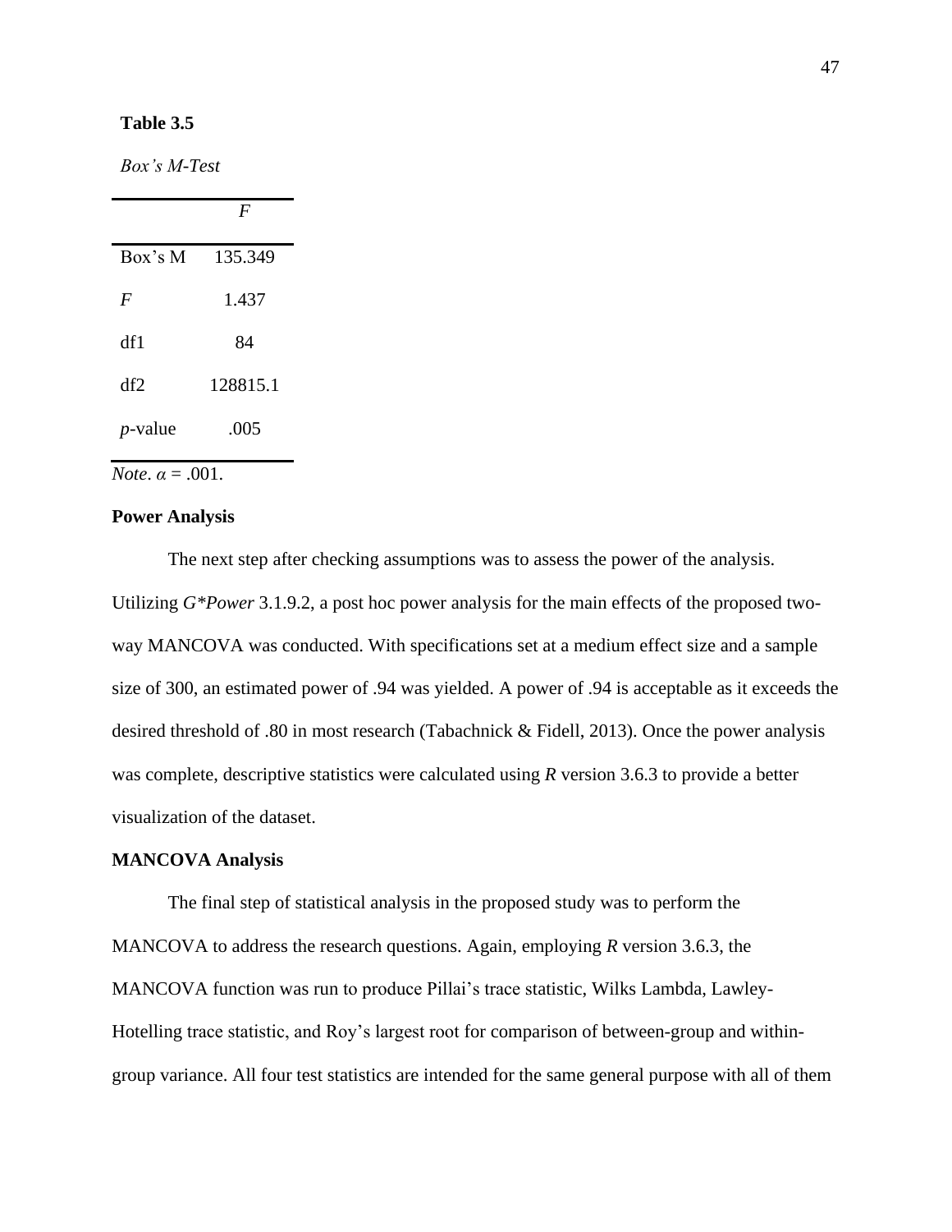**Table 3.5**

*Box's M-Test*

| | *F* |
|---|---|
| Box's M | 135.349 |
| *F* | 1.437 |
| df1 | 84 |
| df2 | 128815.1 |
| *p*-value | .005 |

*Note*. $\alpha = .001$.

**Power Analysis**

The next step after checking assumptions was to assess the power of the analysis. Utilizing *G\*Power* 3.1.9.2, a post hoc power analysis for the main effects of the proposed two-way MANCOVA was conducted. With specifications set at a medium effect size and a sample size of 300, an estimated power of .94 was yielded. A power of .94 is acceptable as it exceeds the desired threshold of .80 in most research (Tabachnick & Fidell, 2013). Once the power analysis was complete, descriptive statistics were calculated using *R* version 3.6.3 to provide a better visualization of the dataset.

**MANCOVA Analysis**

The final step of statistical analysis in the proposed study was to perform the MANCOVA to address the research questions. Again, employing *R* version 3.6.3, the MANCOVA function was run to produce Pillai's trace statistic, Wilks Lambda, Lawley-Hotelling trace statistic, and Roy's largest root for comparison of between-group and within-group variance. All four test statistics are intended for the same general purpose with all of them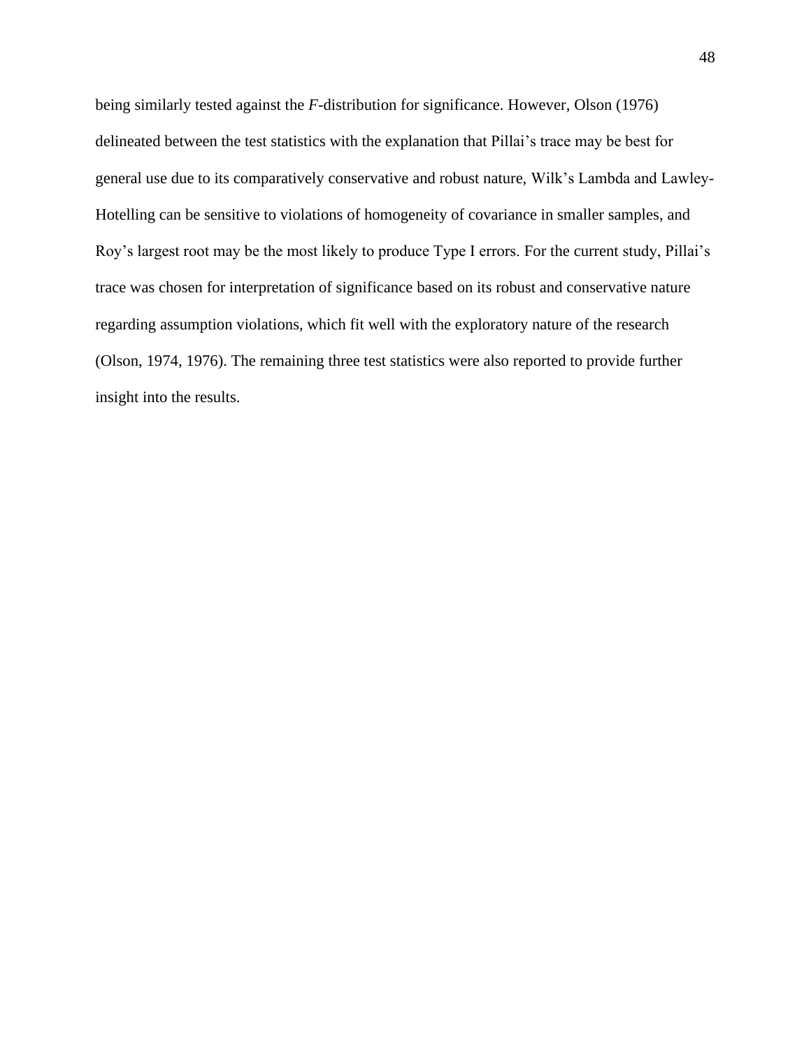being similarly tested against the *F*-distribution for significance. However, Olson (1976) delineated between the test statistics with the explanation that Pillai's trace may be best for general use due to its comparatively conservative and robust nature, Wilk's Lambda and Lawley-Hotelling can be sensitive to violations of homogeneity of covariance in smaller samples, and Roy's largest root may be the most likely to produce Type I errors. For the current study, Pillai's trace was chosen for interpretation of significance based on its robust and conservative nature regarding assumption violations, which fit well with the exploratory nature of the research (Olson, 1974, 1976). The remaining three test statistics were also reported to provide further insight into the results.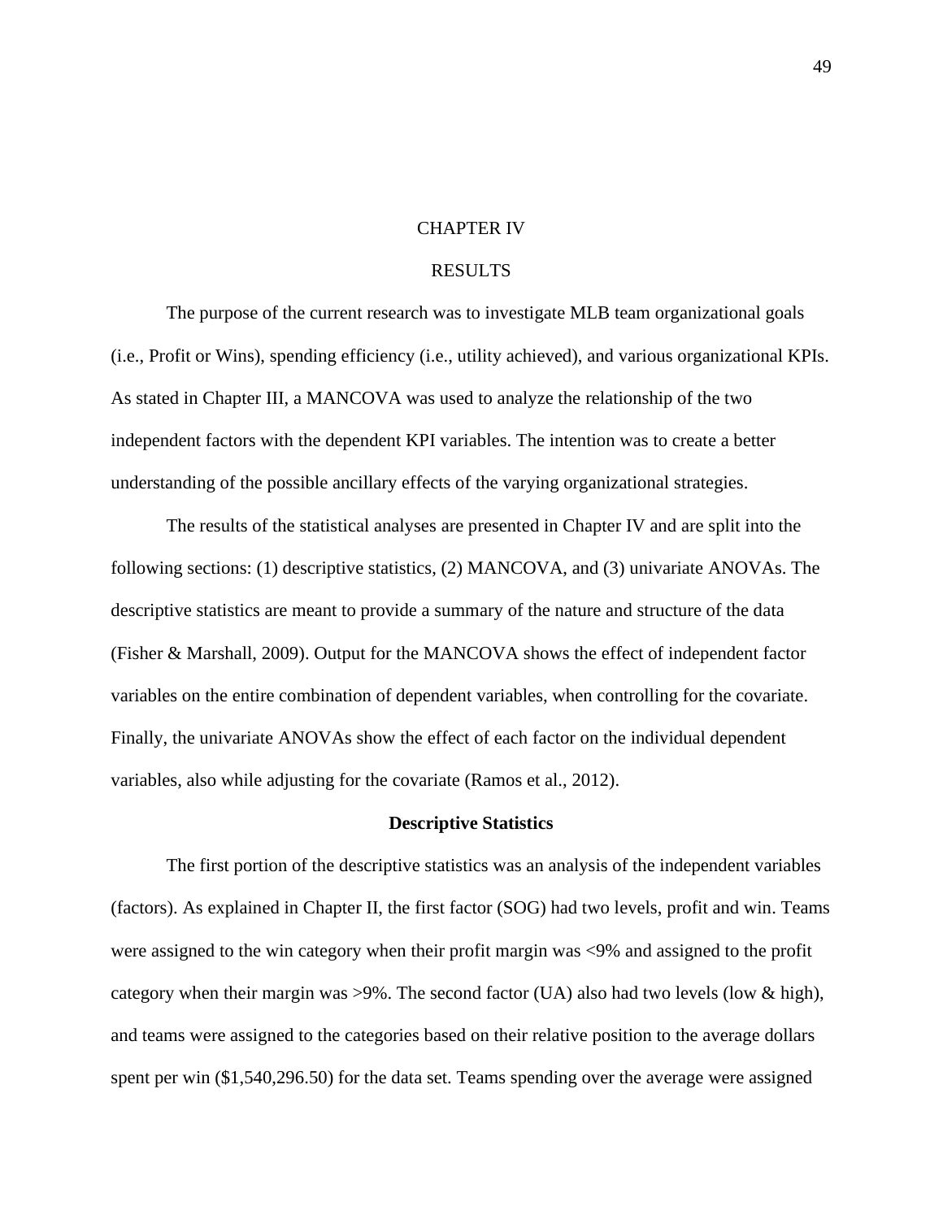# CHAPTER IV

# RESULTS

The purpose of the current research was to investigate MLB team organizational goals (i.e., Profit or Wins), spending efficiency (i.e., utility achieved), and various organizational KPIs. As stated in Chapter III, a MANCOVA was used to analyze the relationship of the two independent factors with the dependent KPI variables. The intention was to create a better understanding of the possible ancillary effects of the varying organizational strategies.

The results of the statistical analyses are presented in Chapter IV and are split into the following sections: (1) descriptive statistics, (2) MANCOVA, and (3) univariate ANOVAs. The descriptive statistics are meant to provide a summary of the nature and structure of the data (Fisher & Marshall, 2009). Output for the MANCOVA shows the effect of independent factor variables on the entire combination of dependent variables, when controlling for the covariate. Finally, the univariate ANOVAs show the effect of each factor on the individual dependent variables, also while adjusting for the covariate (Ramos et al., 2012).

## Descriptive Statistics

The first portion of the descriptive statistics was an analysis of the independent variables (factors). As explained in Chapter II, the first factor (SOG) had two levels, profit and win. Teams were assigned to the win category when their profit margin was <9% and assigned to the profit category when their margin was >9%. The second factor (UA) also had two levels (low & high), and teams were assigned to the categories based on their relative position to the average dollars spent per win ($1,540,296.50) for the data set. Teams spending over the average were assigned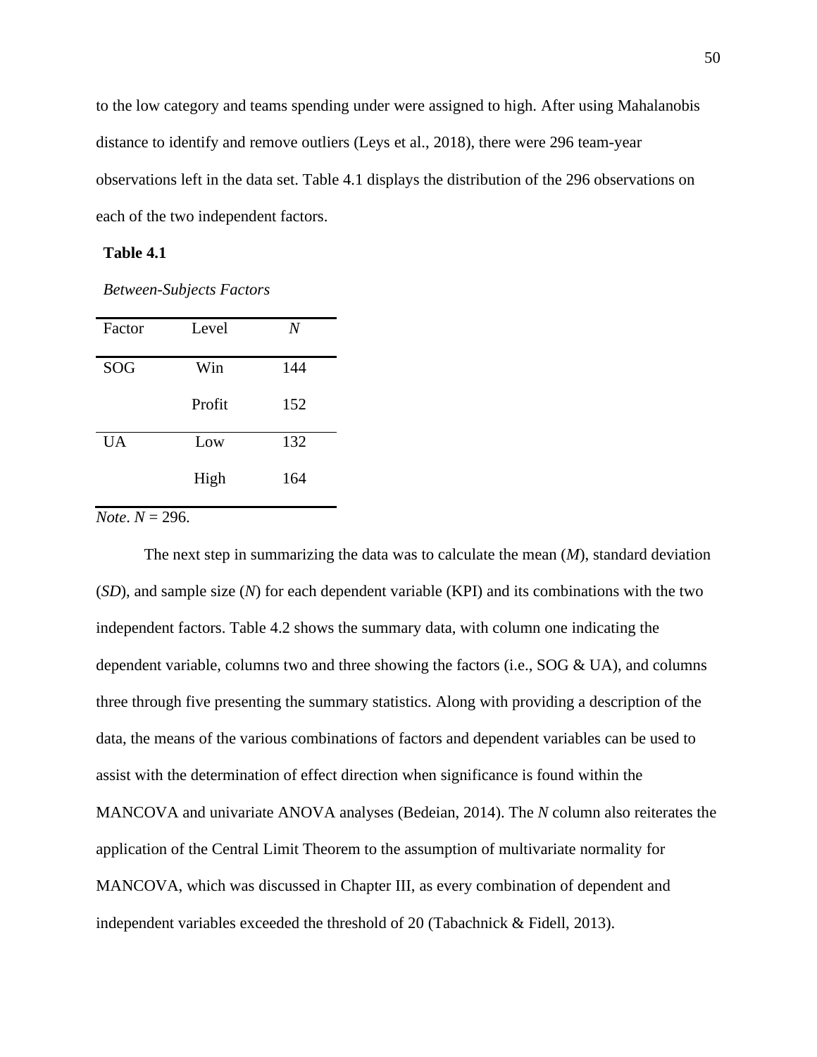to the low category and teams spending under were assigned to high. After using Mahalanobis distance to identify and remove outliers (Leys et al., 2018), there were 296 team-year observations left in the data set. Table 4.1 displays the distribution of the 296 observations on each of the two independent factors.

**Table 4.1**

*Between-Subjects Factors*

| Factor | Level | *N* |
|---|---|---|
| SOG | Win | 144 |
| | Profit | 152 |
| UA | Low | 132 |
| | High | 164 |

*Note*. *N* = 296.

The next step in summarizing the data was to calculate the mean (*M*), standard deviation (*SD*), and sample size (*N*) for each dependent variable (KPI) and its combinations with the two independent factors. Table 4.2 shows the summary data, with column one indicating the dependent variable, columns two and three showing the factors (i.e., SOG & UA), and columns three through five presenting the summary statistics. Along with providing a description of the data, the means of the various combinations of factors and dependent variables can be used to assist with the determination of effect direction when significance is found within the MANCOVA and univariate ANOVA analyses (Bedeian, 2014). The *N* column also reiterates the application of the Central Limit Theorem to the assumption of multivariate normality for MANCOVA, which was discussed in Chapter III, as every combination of dependent and independent variables exceeded the threshold of 20 (Tabachnick & Fidell, 2013).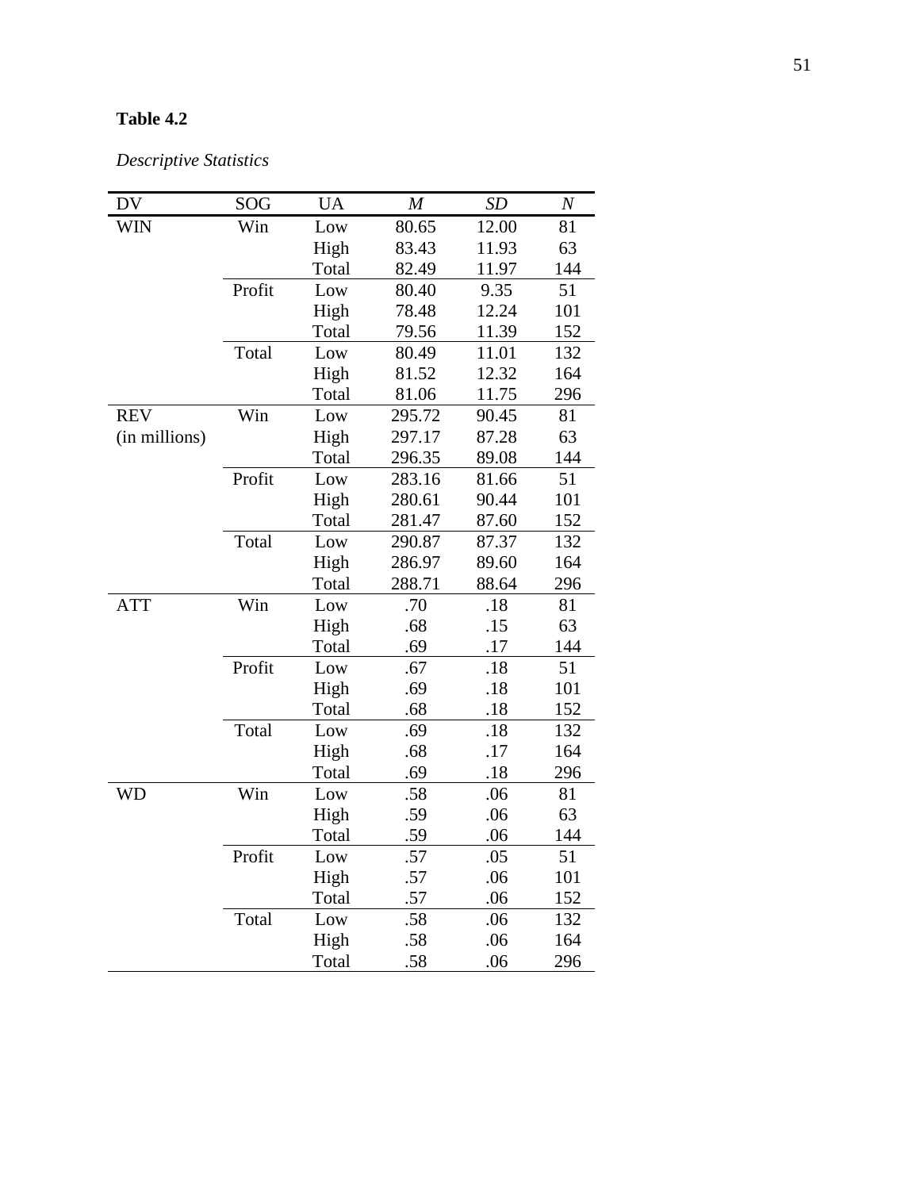**Table 4.2**

*Descriptive Statistics*

| DV | SOG | UA | *M* | *SD* | *N* |
|---|---|---|---|---|---|
| WIN | Win | Low | 80.65 | 12.00 | 81 |
| | | High | 83.43 | 11.93 | 63 |
| | | Total | 82.49 | 11.97 | 144 |
| | Profit | Low | 80.40 | 9.35 | 51 |
| | | High | 78.48 | 12.24 | 101 |
| | | Total | 79.56 | 11.39 | 152 |
| | Total | Low | 80.49 | 11.01 | 132 |
| | | High | 81.52 | 12.32 | 164 |
| | | Total | 81.06 | 11.75 | 296 |
| REV (in millions) | Win | Low | 295.72 | 90.45 | 81 |
| | | High | 297.17 | 87.28 | 63 |
| | | Total | 296.35 | 89.08 | 144 |
| | Profit | Low | 283.16 | 81.66 | 51 |
| | | High | 280.61 | 90.44 | 101 |
| | | Total | 281.47 | 87.60 | 152 |
| | Total | Low | 290.87 | 87.37 | 132 |
| | | High | 286.97 | 89.60 | 164 |
| | | Total | 288.71 | 88.64 | 296 |
| ATT | Win | Low | .70 | .18 | 81 |
| | | High | .68 | .15 | 63 |
| | | Total | .69 | .17 | 144 |
| | Profit | Low | .67 | .18 | 51 |
| | | High | .69 | .18 | 101 |
| | | Total | .68 | .18 | 152 |
| | Total | Low | .69 | .18 | 132 |
| | | High | .68 | .17 | 164 |
| | | Total | .69 | .18 | 296 |
| WD | Win | Low | .58 | .06 | 81 |
| | | High | .59 | .06 | 63 |
| | | Total | .59 | .06 | 144 |
| | Profit | Low | .57 | .05 | 51 |
| | | High | .57 | .06 | 101 |
| | | Total | .57 | .06 | 152 |
| | Total | Low | .58 | .06 | 132 |
| | | High | .58 | .06 | 164 |
| | | Total | .58 | .06 | 296 |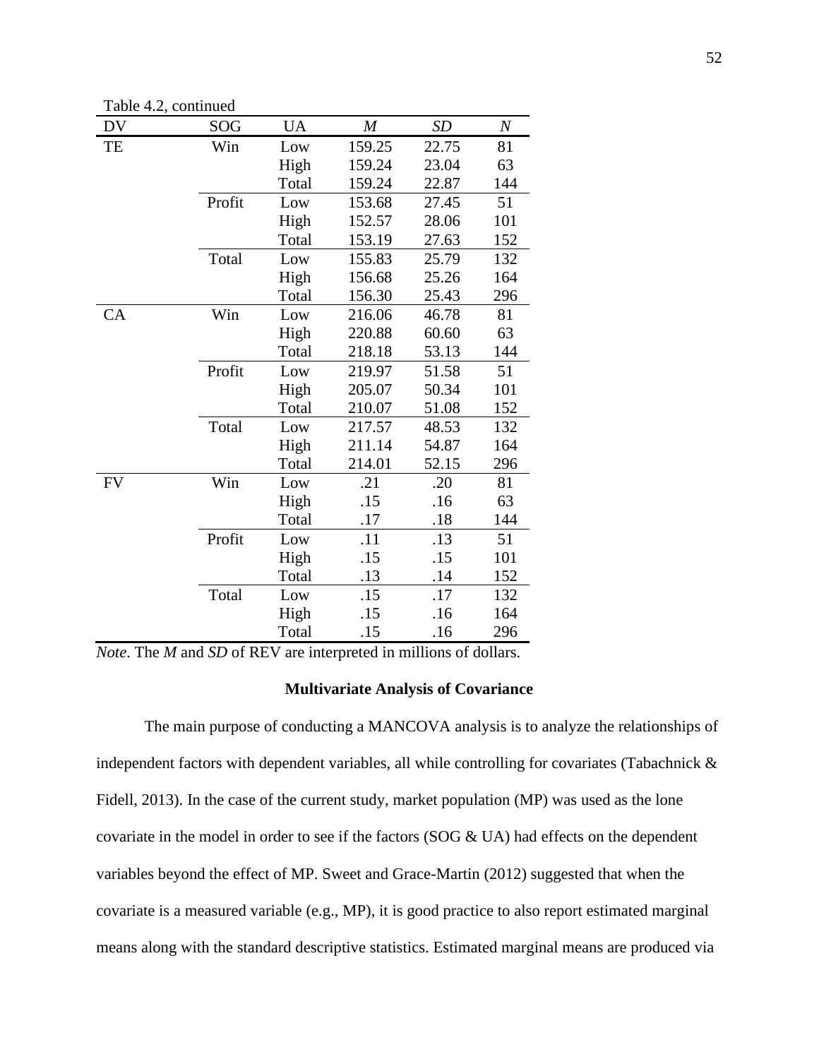Table 4.2, continued

| DV | SOG | UA | *M* | *SD* | *N* |
|---|---|---|---|---|---|
| TE | Win | Low | 159.25 | 22.75 | 81 |
| | | High | 159.24 | 23.04 | 63 |
| | | Total | 159.24 | 22.87 | 144 |
| | Profit | Low | 153.68 | 27.45 | 51 |
| | | High | 152.57 | 28.06 | 101 |
| | | Total | 153.19 | 27.63 | 152 |
| | Total | Low | 155.83 | 25.79 | 132 |
| | | High | 156.68 | 25.26 | 164 |
| | | Total | 156.30 | 25.43 | 296 |
| CA | Win | Low | 216.06 | 46.78 | 81 |
| | | High | 220.88 | 60.60 | 63 |
| | | Total | 218.18 | 53.13 | 144 |
| | Profit | Low | 219.97 | 51.58 | 51 |
| | | High | 205.07 | 50.34 | 101 |
| | | Total | 210.07 | 51.08 | 152 |
| | Total | Low | 217.57 | 48.53 | 132 |
| | | High | 211.14 | 54.87 | 164 |
| | | Total | 214.01 | 52.15 | 296 |
| FV | Win | Low | .21 | .20 | 81 |
| | | High | .15 | .16 | 63 |
| | | Total | .17 | .18 | 144 |
| | Profit | Low | .11 | .13 | 51 |
| | | High | .15 | .15 | 101 |
| | | Total | .13 | .14 | 152 |
| | Total | Low | .15 | .17 | 132 |
| | | High | .15 | .16 | 164 |
| | | Total | .15 | .16 | 296 |

*Note*. The *M* and *SD* of REV are interpreted in millions of dollars.

**Multivariate Analysis of Covariance**

The main purpose of conducting a MANCOVA analysis is to analyze the relationships of independent factors with dependent variables, all while controlling for covariates (Tabachnick & Fidell, 2013). In the case of the current study, market population (MP) was used as the lone covariate in the model in order to see if the factors (SOG & UA) had effects on the dependent variables beyond the effect of MP. Sweet and Grace-Martin (2012) suggested that when the covariate is a measured variable (e.g., MP), it is good practice to also report estimated marginal means along with the standard descriptive statistics. Estimated marginal means are produced via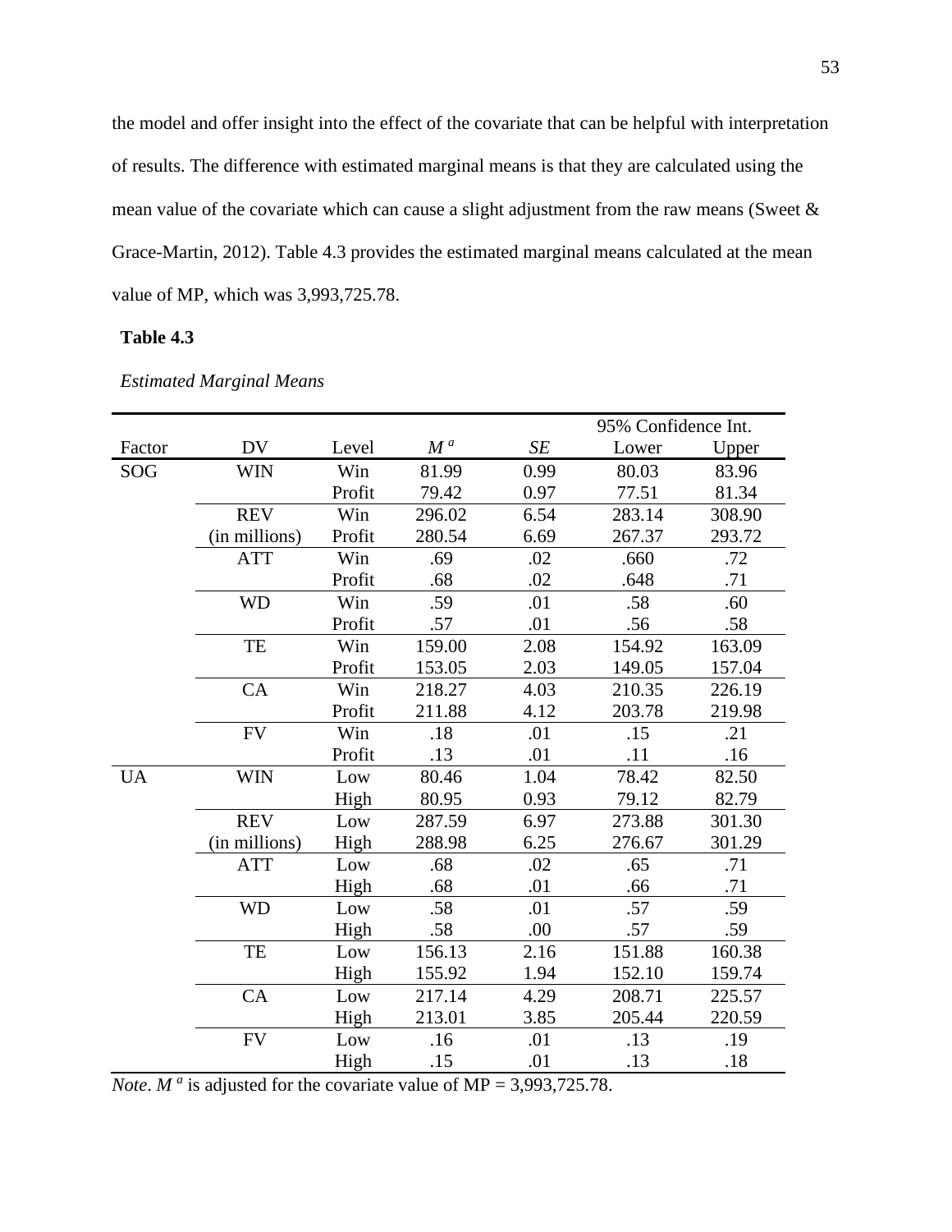the model and offer insight into the effect of the covariate that can be helpful with interpretation of results. The difference with estimated marginal means is that they are calculated using the mean value of the covariate which can cause a slight adjustment from the raw means (Sweet & Grace-Martin, 2012). Table 4.3 provides the estimated marginal means calculated at the mean value of MP, which was 3,993,725.78.

**Table 4.3**

*Estimated Marginal Means*

| | | | | | 95% Confidence Int. | |
|---|---|---|---|---|---|---|
| Factor | DV | Level | *M* [a] | *SE* | Lower | Upper |
| SOG | WIN | Win | 81.99 | 0.99 | 80.03 | 83.96 |
| | | Profit | 79.42 | 0.97 | 77.51 | 81.34 |
| | REV (in millions) | Win | 296.02 | 6.54 | 283.14 | 308.90 |
| | | Profit | 280.54 | 6.69 | 267.37 | 293.72 |
| | ATT | Win | .69 | .02 | .660 | .72 |
| | | Profit | .68 | .02 | .648 | .71 |
| | WD | Win | .59 | .01 | .58 | .60 |
| | | Profit | .57 | .01 | .56 | .58 |
| | TE | Win | 159.00 | 2.08 | 154.92 | 163.09 |
| | | Profit | 153.05 | 2.03 | 149.05 | 157.04 |
| | CA | Win | 218.27 | 4.03 | 210.35 | 226.19 |
| | | Profit | 211.88 | 4.12 | 203.78 | 219.98 |
| | FV | Win | .18 | .01 | .15 | .21 |
| | | Profit | .13 | .01 | .11 | .16 |
| UA | WIN | Low | 80.46 | 1.04 | 78.42 | 82.50 |
| | | High | 80.95 | 0.93 | 79.12 | 82.79 |
| | REV (in millions) | Low | 287.59 | 6.97 | 273.88 | 301.30 |
| | | High | 288.98 | 6.25 | 276.67 | 301.29 |
| | ATT | Low | .68 | .02 | .65 | .71 |
| | | High | .68 | .01 | .66 | .71 |
| | WD | Low | .58 | .01 | .57 | .59 |
| | | High | .58 | .00 | .57 | .59 |
| | TE | Low | 156.13 | 2.16 | 151.88 | 160.38 |
| | | High | 155.92 | 1.94 | 152.10 | 159.74 |
| | CA | Low | 217.14 | 4.29 | 208.71 | 225.57 |
| | | High | 213.01 | 3.85 | 205.44 | 220.59 |
| | FV | Low | .16 | .01 | .13 | .19 |
| | | High | .15 | .01 | .13 | .18 |

*Note*. *M* [a] is adjusted for the covariate value of MP = 3,993,725.78.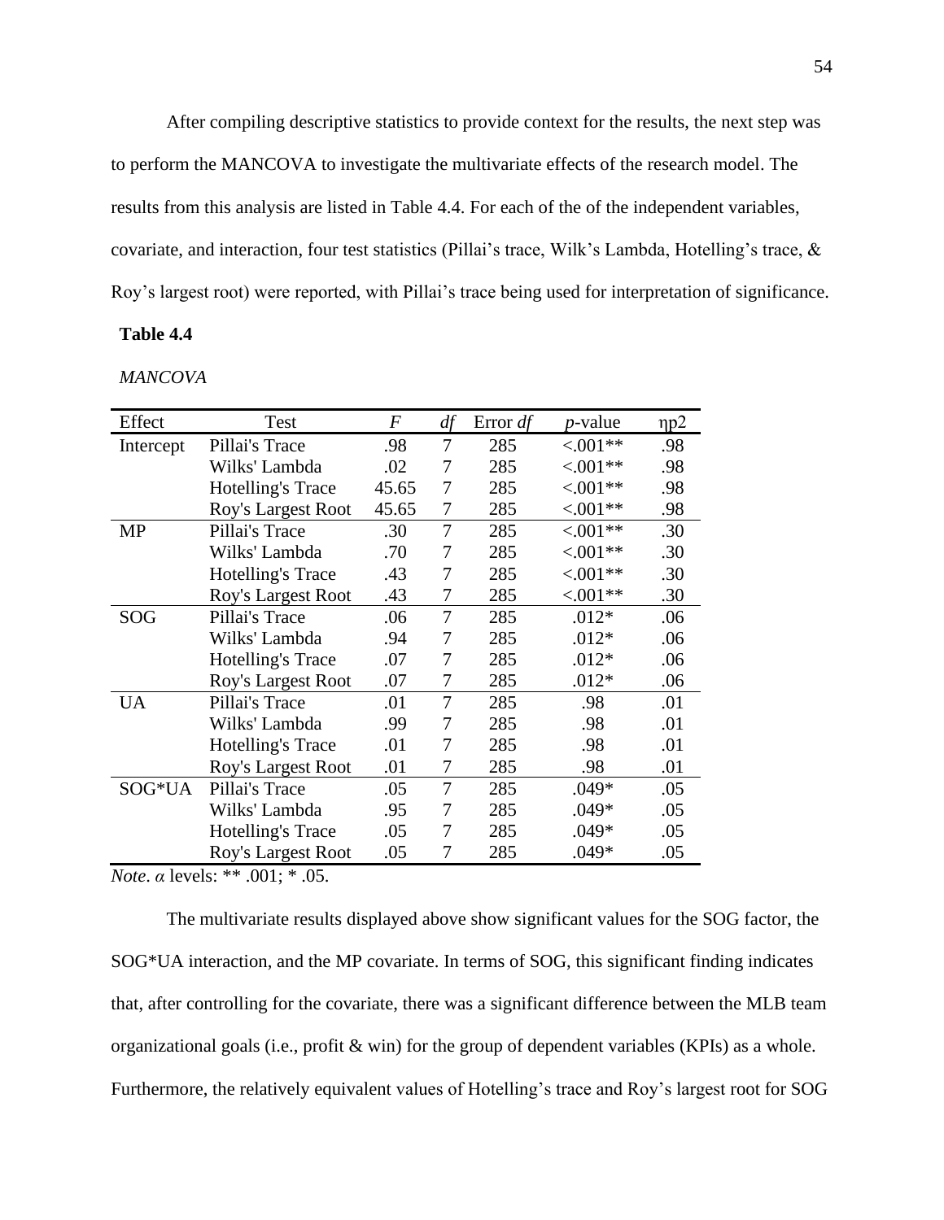After compiling descriptive statistics to provide context for the results, the next step was to perform the MANCOVA to investigate the multivariate effects of the research model. The results from this analysis are listed in Table 4.4. For each of the of the independent variables, covariate, and interaction, four test statistics (Pillai's trace, Wilk's Lambda, Hotelling's trace, & Roy's largest root) were reported, with Pillai's trace being used for interpretation of significance.

**Table 4.4**

*MANCOVA*

| Effect | Test | *F* | *df* | Error *df* | *p*-value | ηp2 |
|---|---|---|---|---|---|---|
| Intercept | Pillai's Trace | .98 | 7 | 285 | <.001** | .98 |
| | Wilks' Lambda | .02 | 7 | 285 | <.001** | .98 |
| | Hotelling's Trace | 45.65 | 7 | 285 | <.001** | .98 |
| | Roy's Largest Root | 45.65 | 7 | 285 | <.001** | .98 |
| MP | Pillai's Trace | .30 | 7 | 285 | <.001** | .30 |
| | Wilks' Lambda | .70 | 7 | 285 | <.001** | .30 |
| | Hotelling's Trace | .43 | 7 | 285 | <.001** | .30 |
| | Roy's Largest Root | .43 | 7 | 285 | <.001** | .30 |
| SOG | Pillai's Trace | .06 | 7 | 285 | .012* | .06 |
| | Wilks' Lambda | .94 | 7 | 285 | .012* | .06 |
| | Hotelling's Trace | .07 | 7 | 285 | .012* | .06 |
| | Roy's Largest Root | .07 | 7 | 285 | .012* | .06 |
| UA | Pillai's Trace | .01 | 7 | 285 | .98 | .01 |
| | Wilks' Lambda | .99 | 7 | 285 | .98 | .01 |
| | Hotelling's Trace | .01 | 7 | 285 | .98 | .01 |
| | Roy's Largest Root | .01 | 7 | 285 | .98 | .01 |
| SOG*UA | Pillai's Trace | .05 | 7 | 285 | .049* | .05 |
| | Wilks' Lambda | .95 | 7 | 285 | .049* | .05 |
| | Hotelling's Trace | .05 | 7 | 285 | .049* | .05 |
| | Roy's Largest Root | .05 | 7 | 285 | .049* | .05 |

*Note*. *α* levels: ** .001; * .05.

The multivariate results displayed above show significant values for the SOG factor, the SOG*UA interaction, and the MP covariate. In terms of SOG, this significant finding indicates that, after controlling for the covariate, there was a significant difference between the MLB team organizational goals (i.e., profit & win) for the group of dependent variables (KPIs) as a whole. Furthermore, the relatively equivalent values of Hotelling's trace and Roy's largest root for SOG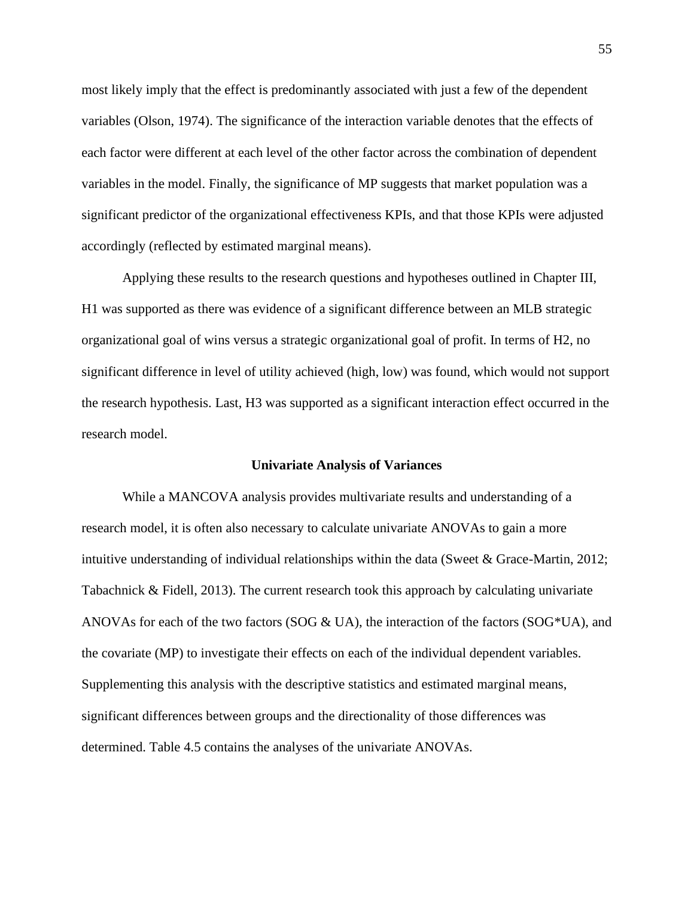most likely imply that the effect is predominantly associated with just a few of the dependent variables (Olson, 1974). The significance of the interaction variable denotes that the effects of each factor were different at each level of the other factor across the combination of dependent variables in the model. Finally, the significance of MP suggests that market population was a significant predictor of the organizational effectiveness KPIs, and that those KPIs were adjusted accordingly (reflected by estimated marginal means).

Applying these results to the research questions and hypotheses outlined in Chapter III, H1 was supported as there was evidence of a significant difference between an MLB strategic organizational goal of wins versus a strategic organizational goal of profit. In terms of H2, no significant difference in level of utility achieved (high, low) was found, which would not support the research hypothesis. Last, H3 was supported as a significant interaction effect occurred in the research model.

### Univariate Analysis of Variances

While a MANCOVA analysis provides multivariate results and understanding of a research model, it is often also necessary to calculate univariate ANOVAs to gain a more intuitive understanding of individual relationships within the data (Sweet & Grace-Martin, 2012; Tabachnick & Fidell, 2013). The current research took this approach by calculating univariate ANOVAs for each of the two factors (SOG & UA), the interaction of the factors (SOG*UA), and the covariate (MP) to investigate their effects on each of the individual dependent variables. Supplementing this analysis with the descriptive statistics and estimated marginal means, significant differences between groups and the directionality of those differences was determined. Table 4.5 contains the analyses of the univariate ANOVAs.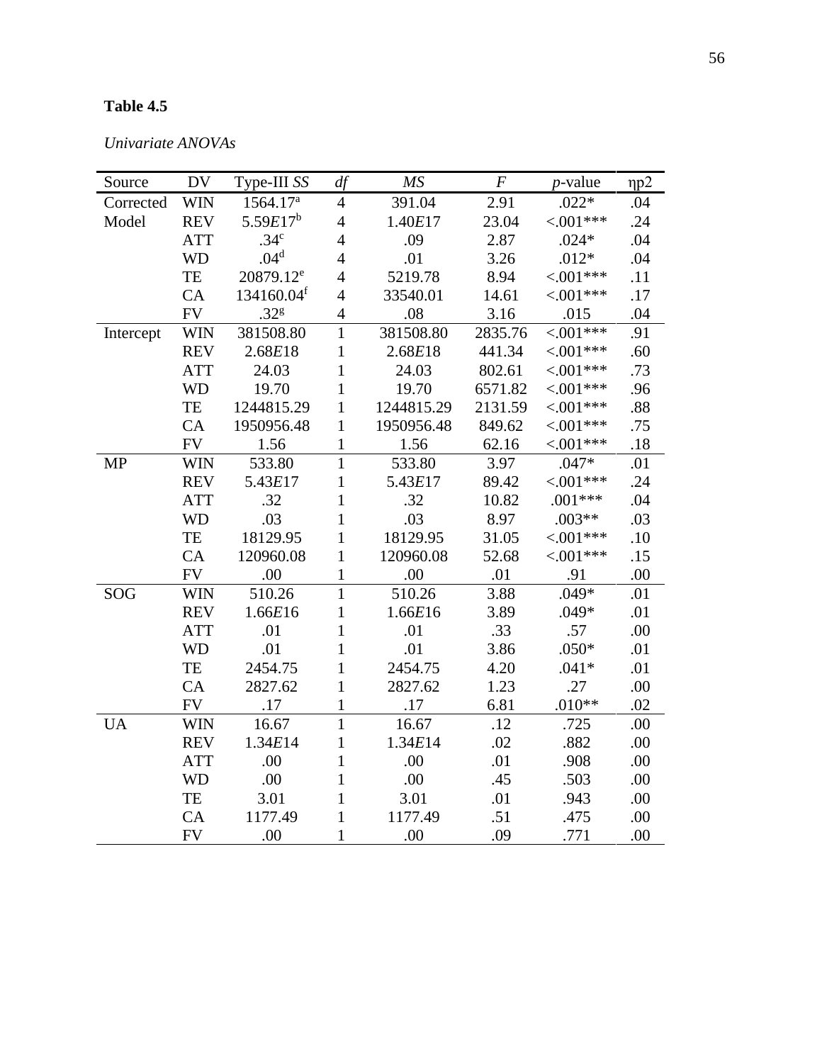**Table 4.5**

*Univariate ANOVAs*

| Source | DV | Type-III *SS* | *df* | *MS* | *F* | *p*-value | ηp2 |
|---|---|---|---|---|---|---|---|
| Corrected Model | WIN | 1564.17[a] | 4 | 391.04 | 2.91 | .022* | .04 |
| | REV | 5.59*E*17[b] | 4 | 1.40*E*17 | 23.04 | <.001*** | .24 |
| | ATT | .34[c] | 4 | .09 | 2.87 | .024* | .04 |
| | WD | .04[d] | 4 | .01 | 3.26 | .012* | .04 |
| | TE | 20879.12[e] | 4 | 5219.78 | 8.94 | <.001*** | .11 |
| | CA | 134160.04[f] | 4 | 33540.01 | 14.61 | <.001*** | .17 |
| | FV | .32[g] | 4 | .08 | 3.16 | .015 | .04 |
| Intercept | WIN | 381508.80 | 1 | 381508.80 | 2835.76 | <.001*** | .91 |
| | REV | 2.68*E*18 | 1 | 2.68*E*18 | 441.34 | <.001*** | .60 |
| | ATT | 24.03 | 1 | 24.03 | 802.61 | <.001*** | .73 |
| | WD | 19.70 | 1 | 19.70 | 6571.82 | <.001*** | .96 |
| | TE | 1244815.29 | 1 | 1244815.29 | 2131.59 | <.001*** | .88 |
| | CA | 1950956.48 | 1 | 1950956.48 | 849.62 | <.001*** | .75 |
| | FV | 1.56 | 1 | 1.56 | 62.16 | <.001*** | .18 |
| MP | WIN | 533.80 | 1 | 533.80 | 3.97 | .047* | .01 |
| | REV | 5.43*E*17 | 1 | 5.43*E*17 | 89.42 | <.001*** | .24 |
| | ATT | .32 | 1 | .32 | 10.82 | .001*** | .04 |
| | WD | .03 | 1 | .03 | 8.97 | .003** | .03 |
| | TE | 18129.95 | 1 | 18129.95 | 31.05 | <.001*** | .10 |
| | CA | 120960.08 | 1 | 120960.08 | 52.68 | <.001*** | .15 |
| | FV | .00 | 1 | .00 | .01 | .91 | .00 |
| SOG | WIN | 510.26 | 1 | 510.26 | 3.88 | .049* | .01 |
| | REV | 1.66*E*16 | 1 | 1.66*E*16 | 3.89 | .049* | .01 |
| | ATT | .01 | 1 | .01 | .33 | .57 | .00 |
| | WD | .01 | 1 | .01 | 3.86 | .050* | .01 |
| | TE | 2454.75 | 1 | 2454.75 | 4.20 | .041* | .01 |
| | CA | 2827.62 | 1 | 2827.62 | 1.23 | .27 | .00 |
| | FV | .17 | 1 | .17 | 6.81 | .010** | .02 |
| UA | WIN | 16.67 | 1 | 16.67 | .12 | .725 | .00 |
| | REV | 1.34*E*14 | 1 | 1.34*E*14 | .02 | .882 | .00 |
| | ATT | .00 | 1 | .00 | .01 | .908 | .00 |
| | WD | .00 | 1 | .00 | .45 | .503 | .00 |
| | TE | 3.01 | 1 | 3.01 | .01 | .943 | .00 |
| | CA | 1177.49 | 1 | 1177.49 | .51 | .475 | .00 |
| | FV | .00 | 1 | .00 | .09 | .771 | .00 |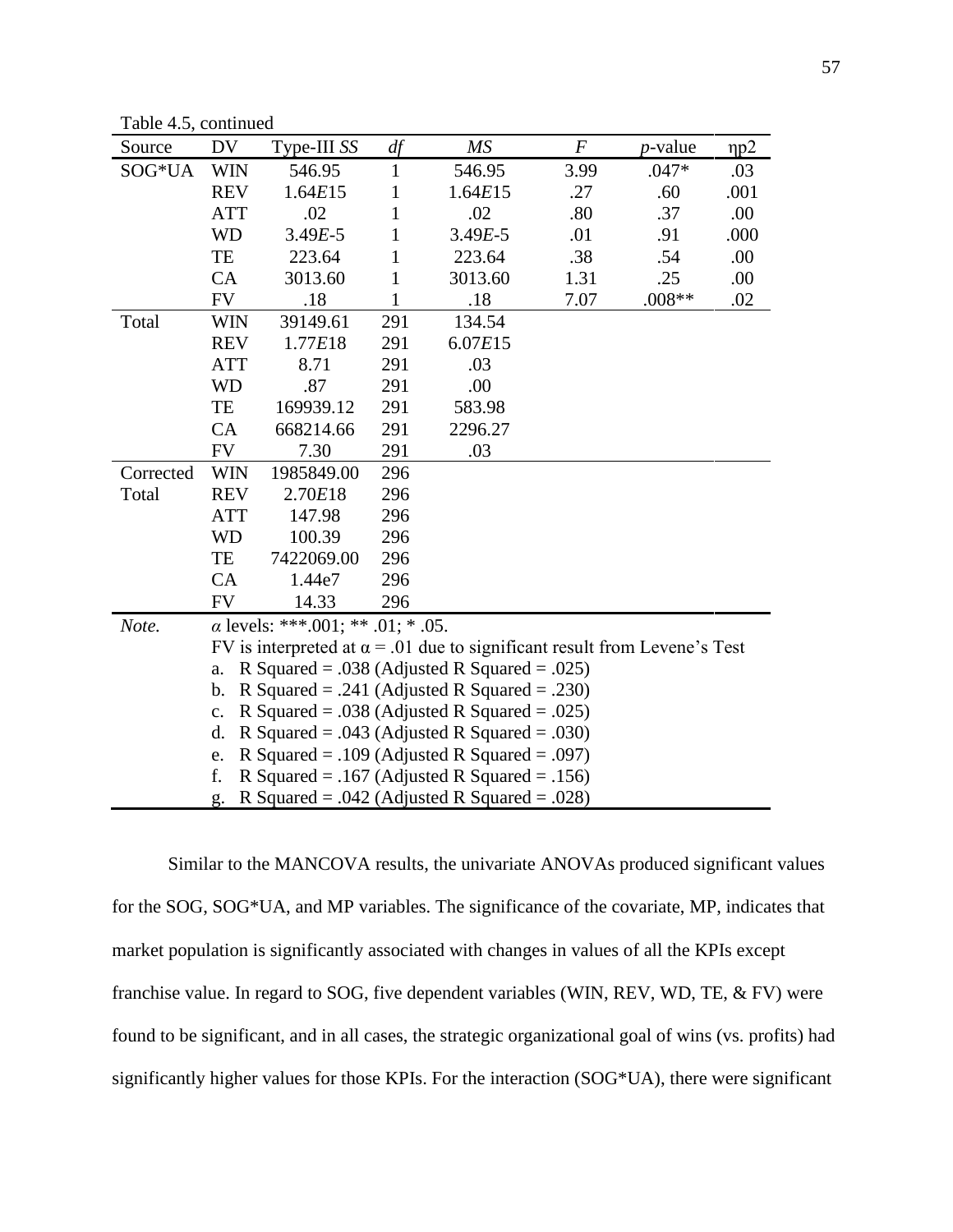Table 4.5, continued

| Source | DV | Type-III *SS* | *df* | *MS* | *F* | *p*-value | ηp2 |
|---|---|---|---|---|---|---|---|
| SOG*UA | WIN | 546.95 | 1 | 546.95 | 3.99 | .047* | .03 |
| | REV | 1.64*E*15 | 1 | 1.64*E*15 | .27 | .60 | .001 |
| | ATT | .02 | 1 | .02 | .80 | .37 | .00 |
| | WD | 3.49*E*-5 | 1 | 3.49*E*-5 | .01 | .91 | .000 |
| | TE | 223.64 | 1 | 223.64 | .38 | .54 | .00 |
| | CA | 3013.60 | 1 | 3013.60 | 1.31 | .25 | .00 |
| | FV | .18 | 1 | .18 | 7.07 | .008** | .02 |
| Total | WIN | 39149.61 | 291 | 134.54 | | | |
| | REV | 1.77*E*18 | 291 | 6.07*E*15 | | | |
| | ATT | 8.71 | 291 | .03 | | | |
| | WD | .87 | 291 | .00 | | | |
| | TE | 169939.12 | 291 | 583.98 | | | |
| | CA | 668214.66 | 291 | 2296.27 | | | |
| | FV | 7.30 | 291 | .03 | | | |
| Corrected Total | WIN | 1985849.00 | 296 | | | | |
| | REV | 2.70*E*18 | 296 | | | | |
| | ATT | 147.98 | 296 | | | | |
| | WD | 100.39 | 296 | | | | |
| | TE | 7422069.00 | 296 | | | | |
| | CA | 1.44e7 | 296 | | | | |
| | FV | 14.33 | 296 | | | | |

*Note.* $\alpha$ levels: ***.001; ** .01; * .05.
FV is interpreted at $\alpha = .01$ due to significant result from Levene's Test

a. R Squared = .038 (Adjusted R Squared = .025)
b. R Squared = .241 (Adjusted R Squared = .230)
c. R Squared = .038 (Adjusted R Squared = .025)
d. R Squared = .043 (Adjusted R Squared = .030)
e. R Squared = .109 (Adjusted R Squared = .097)
f. R Squared = .167 (Adjusted R Squared = .156)
g. R Squared = .042 (Adjusted R Squared = .028)

Similar to the MANCOVA results, the univariate ANOVAs produced significant values for the SOG, SOG*UA, and MP variables. The significance of the covariate, MP, indicates that market population is significantly associated with changes in values of all the KPIs except franchise value. In regard to SOG, five dependent variables (WIN, REV, WD, TE, & FV) were found to be significant, and in all cases, the strategic organizational goal of wins (vs. profits) had significantly higher values for those KPIs. For the interaction (SOG*UA), there were significant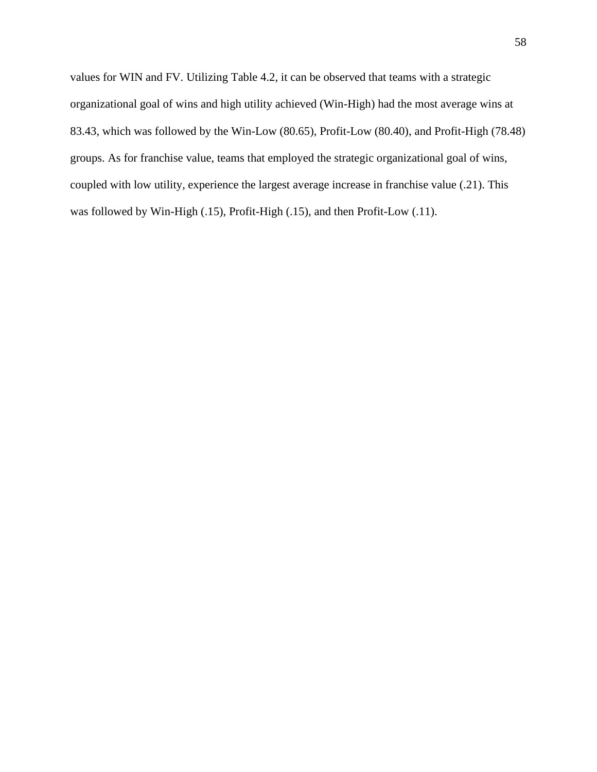values for WIN and FV. Utilizing Table 4.2, it can be observed that teams with a strategic organizational goal of wins and high utility achieved (Win-High) had the most average wins at 83.43, which was followed by the Win-Low (80.65), Profit-Low (80.40), and Profit-High (78.48) groups. As for franchise value, teams that employed the strategic organizational goal of wins, coupled with low utility, experience the largest average increase in franchise value (.21). This was followed by Win-High (.15), Profit-High (.15), and then Profit-Low (.11).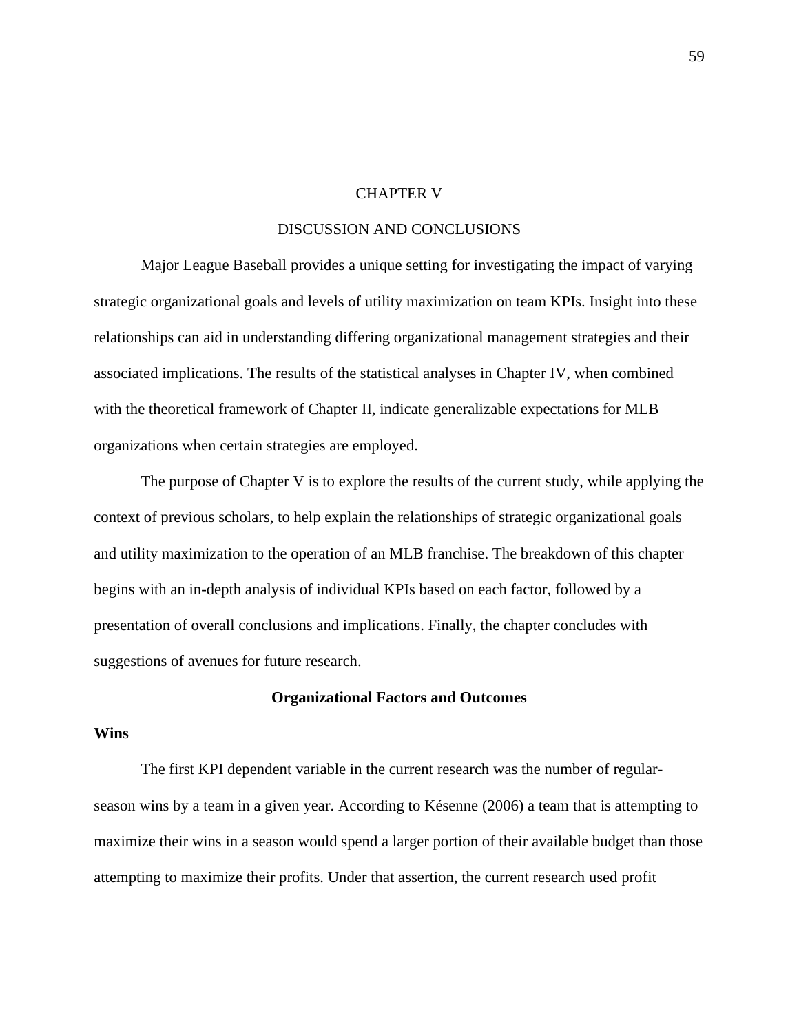# CHAPTER V

# DISCUSSION AND CONCLUSIONS

Major League Baseball provides a unique setting for investigating the impact of varying strategic organizational goals and levels of utility maximization on team KPIs. Insight into these relationships can aid in understanding differing organizational management strategies and their associated implications. The results of the statistical analyses in Chapter IV, when combined with the theoretical framework of Chapter II, indicate generalizable expectations for MLB organizations when certain strategies are employed.

The purpose of Chapter V is to explore the results of the current study, while applying the context of previous scholars, to help explain the relationships of strategic organizational goals and utility maximization to the operation of an MLB franchise. The breakdown of this chapter begins with an in-depth analysis of individual KPIs based on each factor, followed by a presentation of overall conclusions and implications. Finally, the chapter concludes with suggestions of avenues for future research.

## Organizational Factors and Outcomes

### Wins

The first KPI dependent variable in the current research was the number of regular-season wins by a team in a given year. According to Késenne (2006) a team that is attempting to maximize their wins in a season would spend a larger portion of their available budget than those attempting to maximize their profits. Under that assertion, the current research used profit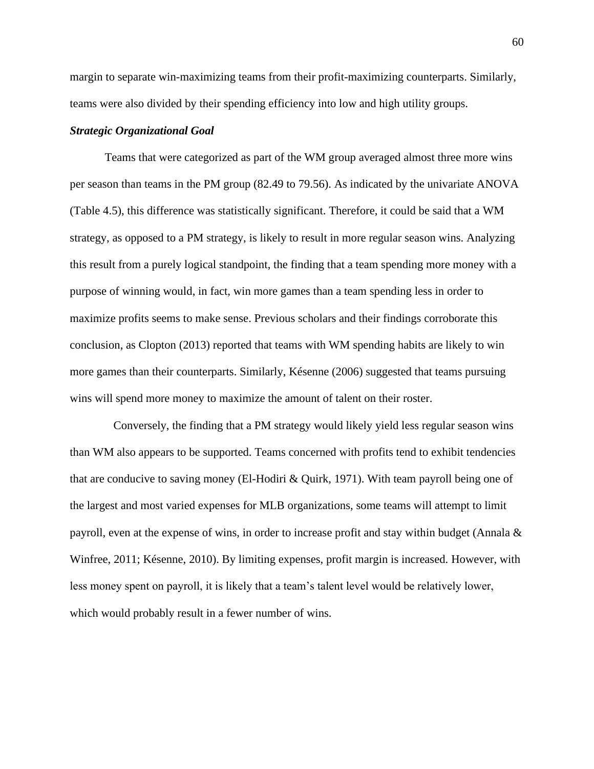margin to separate win-maximizing teams from their profit-maximizing counterparts. Similarly, teams were also divided by their spending efficiency into low and high utility groups.

### ***Strategic Organizational Goal***

Teams that were categorized as part of the WM group averaged almost three more wins per season than teams in the PM group (82.49 to 79.56). As indicated by the univariate ANOVA (Table 4.5), this difference was statistically significant. Therefore, it could be said that a WM strategy, as opposed to a PM strategy, is likely to result in more regular season wins. Analyzing this result from a purely logical standpoint, the finding that a team spending more money with a purpose of winning would, in fact, win more games than a team spending less in order to maximize profits seems to make sense. Previous scholars and their findings corroborate this conclusion, as Clopton (2013) reported that teams with WM spending habits are likely to win more games than their counterparts. Similarly, Késenne (2006) suggested that teams pursuing wins will spend more money to maximize the amount of talent on their roster.

Conversely, the finding that a PM strategy would likely yield less regular season wins than WM also appears to be supported. Teams concerned with profits tend to exhibit tendencies that are conducive to saving money (El-Hodiri & Quirk, 1971). With team payroll being one of the largest and most varied expenses for MLB organizations, some teams will attempt to limit payroll, even at the expense of wins, in order to increase profit and stay within budget (Annala & Winfree, 2011; Késenne, 2010). By limiting expenses, profit margin is increased. However, with less money spent on payroll, it is likely that a team's talent level would be relatively lower, which would probably result in a fewer number of wins.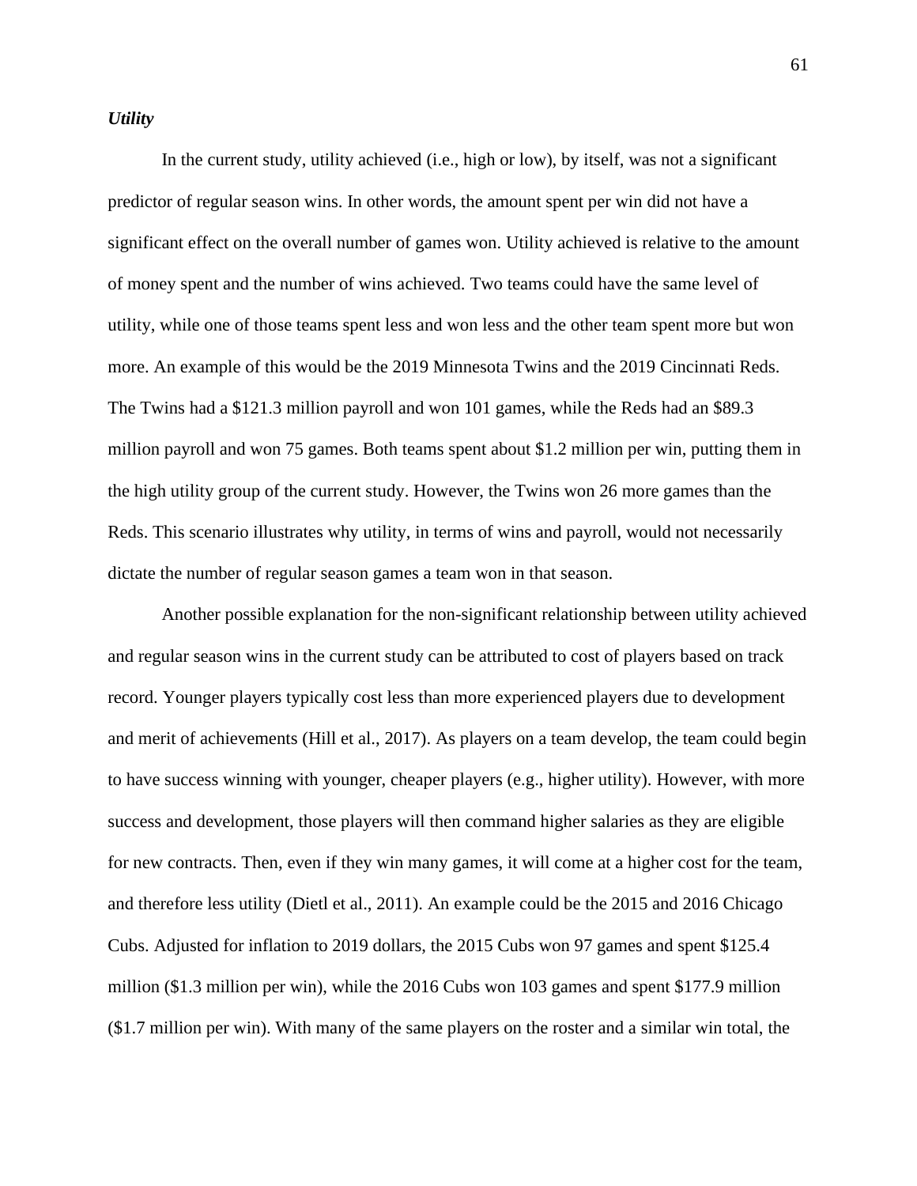### *Utility*

In the current study, utility achieved (i.e., high or low), by itself, was not a significant predictor of regular season wins. In other words, the amount spent per win did not have a significant effect on the overall number of games won. Utility achieved is relative to the amount of money spent and the number of wins achieved. Two teams could have the same level of utility, while one of those teams spent less and won less and the other team spent more but won more. An example of this would be the 2019 Minnesota Twins and the 2019 Cincinnati Reds. The Twins had a $121.3 million payroll and won 101 games, while the Reds had an $89.3 million payroll and won 75 games. Both teams spent about $1.2 million per win, putting them in the high utility group of the current study. However, the Twins won 26 more games than the Reds. This scenario illustrates why utility, in terms of wins and payroll, would not necessarily dictate the number of regular season games a team won in that season.

Another possible explanation for the non-significant relationship between utility achieved and regular season wins in the current study can be attributed to cost of players based on track record. Younger players typically cost less than more experienced players due to development and merit of achievements (Hill et al., 2017). As players on a team develop, the team could begin to have success winning with younger, cheaper players (e.g., higher utility). However, with more success and development, those players will then command higher salaries as they are eligible for new contracts. Then, even if they win many games, it will come at a higher cost for the team, and therefore less utility (Dietl et al., 2011). An example could be the 2015 and 2016 Chicago Cubs. Adjusted for inflation to 2019 dollars, the 2015 Cubs won 97 games and spent $125.4 million ($1.3 million per win), while the 2016 Cubs won 103 games and spent $177.9 million ($1.7 million per win). With many of the same players on the roster and a similar win total, the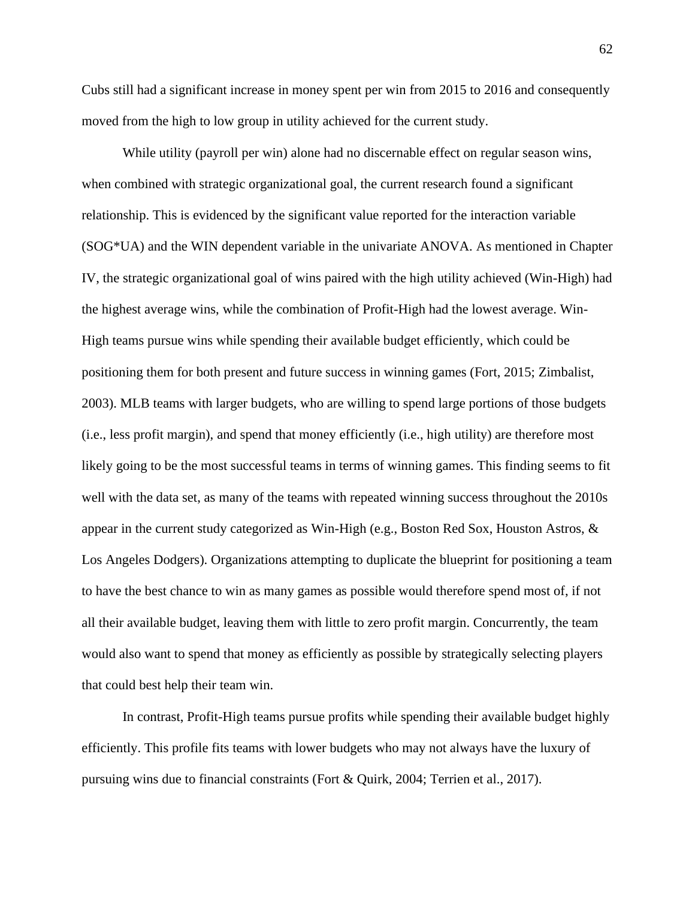Cubs still had a significant increase in money spent per win from 2015 to 2016 and consequently moved from the high to low group in utility achieved for the current study.

While utility (payroll per win) alone had no discernable effect on regular season wins, when combined with strategic organizational goal, the current research found a significant relationship. This is evidenced by the significant value reported for the interaction variable (SOG*UA) and the WIN dependent variable in the univariate ANOVA. As mentioned in Chapter IV, the strategic organizational goal of wins paired with the high utility achieved (Win-High) had the highest average wins, while the combination of Profit-High had the lowest average. Win-High teams pursue wins while spending their available budget efficiently, which could be positioning them for both present and future success in winning games (Fort, 2015; Zimbalist, 2003). MLB teams with larger budgets, who are willing to spend large portions of those budgets (i.e., less profit margin), and spend that money efficiently (i.e., high utility) are therefore most likely going to be the most successful teams in terms of winning games. This finding seems to fit well with the data set, as many of the teams with repeated winning success throughout the 2010s appear in the current study categorized as Win-High (e.g., Boston Red Sox, Houston Astros, & Los Angeles Dodgers). Organizations attempting to duplicate the blueprint for positioning a team to have the best chance to win as many games as possible would therefore spend most of, if not all their available budget, leaving them with little to zero profit margin. Concurrently, the team would also want to spend that money as efficiently as possible by strategically selecting players that could best help their team win.

In contrast, Profit-High teams pursue profits while spending their available budget highly efficiently. This profile fits teams with lower budgets who may not always have the luxury of pursuing wins due to financial constraints (Fort & Quirk, 2004; Terrien et al., 2017).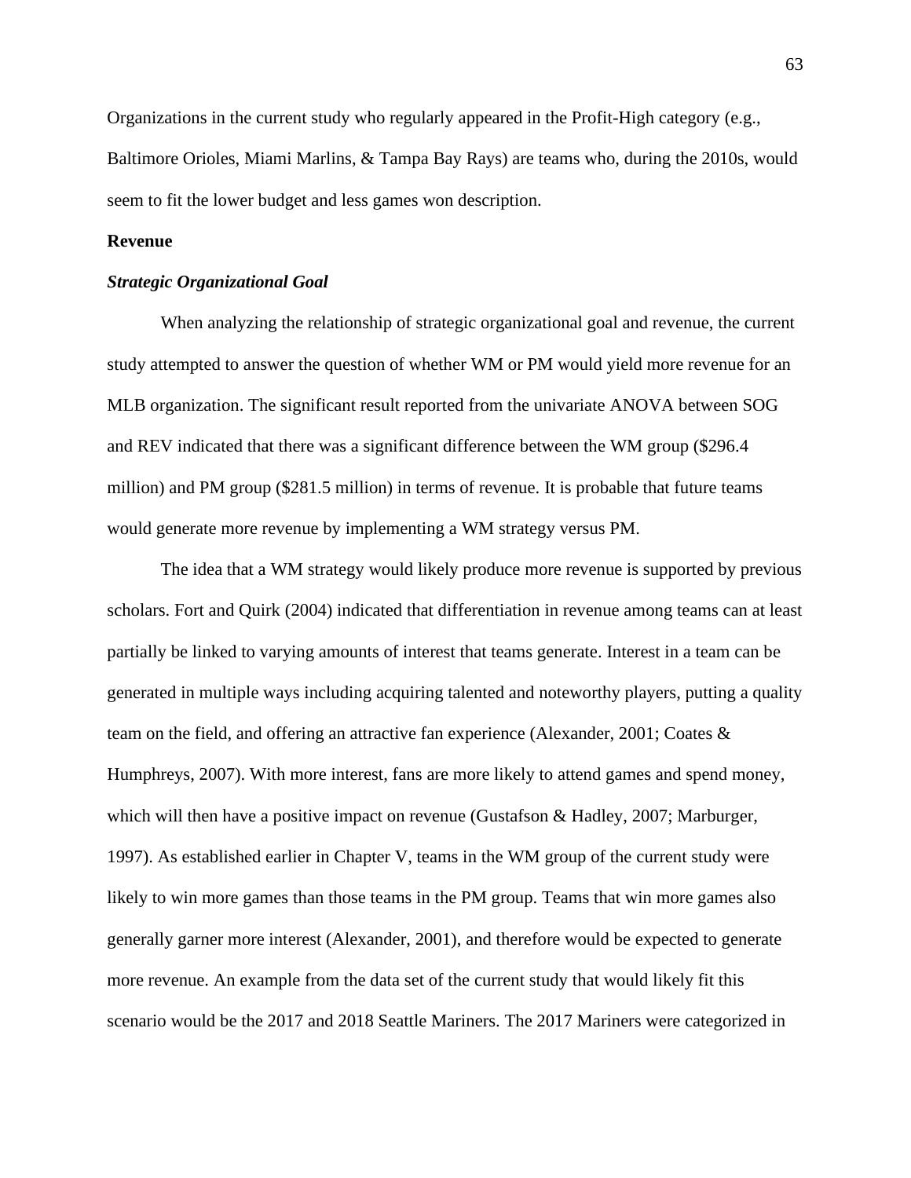Organizations in the current study who regularly appeared in the Profit-High category (e.g., Baltimore Orioles, Miami Marlins, & Tampa Bay Rays) are teams who, during the 2010s, would seem to fit the lower budget and less games won description.

## Revenue

### *Strategic Organizational Goal*

When analyzing the relationship of strategic organizational goal and revenue, the current study attempted to answer the question of whether WM or PM would yield more revenue for an MLB organization. The significant result reported from the univariate ANOVA between SOG and REV indicated that there was a significant difference between the WM group ($296.4 million) and PM group ($281.5 million) in terms of revenue. It is probable that future teams would generate more revenue by implementing a WM strategy versus PM.

The idea that a WM strategy would likely produce more revenue is supported by previous scholars. Fort and Quirk (2004) indicated that differentiation in revenue among teams can at least partially be linked to varying amounts of interest that teams generate. Interest in a team can be generated in multiple ways including acquiring talented and noteworthy players, putting a quality team on the field, and offering an attractive fan experience (Alexander, 2001; Coates & Humphreys, 2007). With more interest, fans are more likely to attend games and spend money, which will then have a positive impact on revenue (Gustafson & Hadley, 2007; Marburger, 1997). As established earlier in Chapter V, teams in the WM group of the current study were likely to win more games than those teams in the PM group. Teams that win more games also generally garner more interest (Alexander, 2001), and therefore would be expected to generate more revenue. An example from the data set of the current study that would likely fit this scenario would be the 2017 and 2018 Seattle Mariners. The 2017 Mariners were categorized in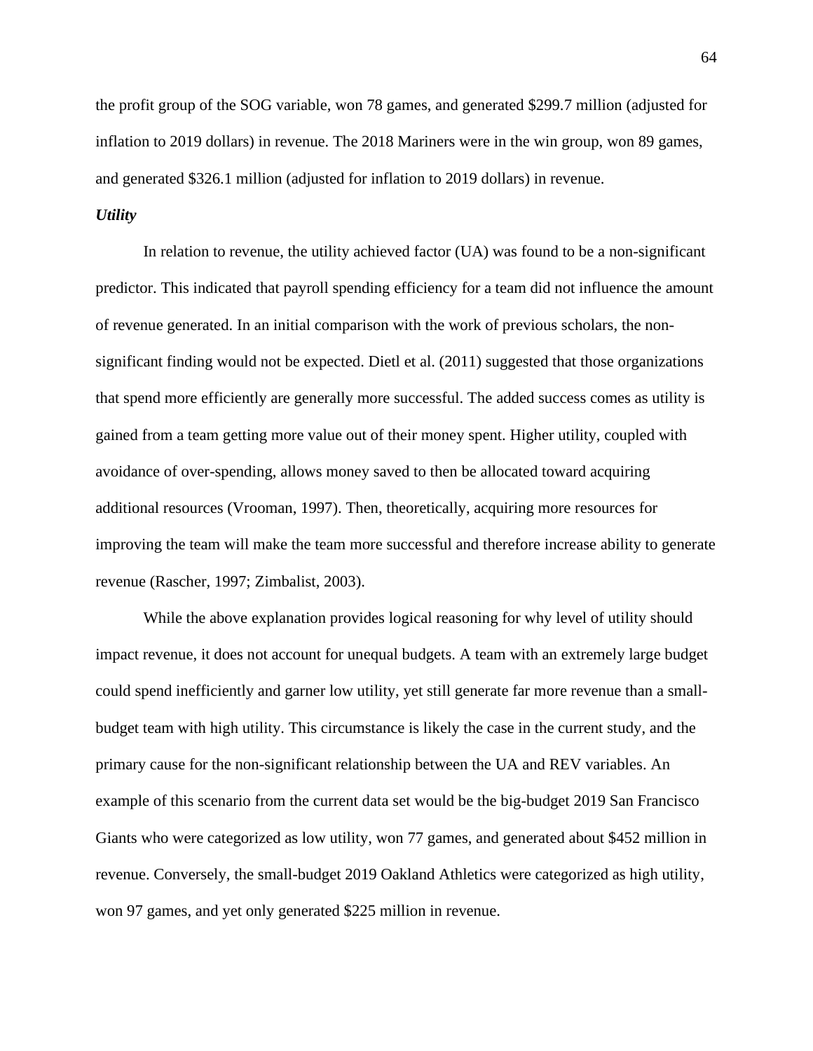the profit group of the SOG variable, won 78 games, and generated $299.7 million (adjusted for inflation to 2019 dollars) in revenue. The 2018 Mariners were in the win group, won 89 games, and generated $326.1 million (adjusted for inflation to 2019 dollars) in revenue.

#### *Utility*

In relation to revenue, the utility achieved factor (UA) was found to be a non-significant predictor. This indicated that payroll spending efficiency for a team did not influence the amount of revenue generated. In an initial comparison with the work of previous scholars, the non-significant finding would not be expected. Dietl et al. (2011) suggested that those organizations that spend more efficiently are generally more successful. The added success comes as utility is gained from a team getting more value out of their money spent. Higher utility, coupled with avoidance of over-spending, allows money saved to then be allocated toward acquiring additional resources (Vrooman, 1997). Then, theoretically, acquiring more resources for improving the team will make the team more successful and therefore increase ability to generate revenue (Rascher, 1997; Zimbalist, 2003).

While the above explanation provides logical reasoning for why level of utility should impact revenue, it does not account for unequal budgets. A team with an extremely large budget could spend inefficiently and garner low utility, yet still generate far more revenue than a small-budget team with high utility. This circumstance is likely the case in the current study, and the primary cause for the non-significant relationship between the UA and REV variables. An example of this scenario from the current data set would be the big-budget 2019 San Francisco Giants who were categorized as low utility, won 77 games, and generated about $452 million in revenue. Conversely, the small-budget 2019 Oakland Athletics were categorized as high utility, won 97 games, and yet only generated $225 million in revenue.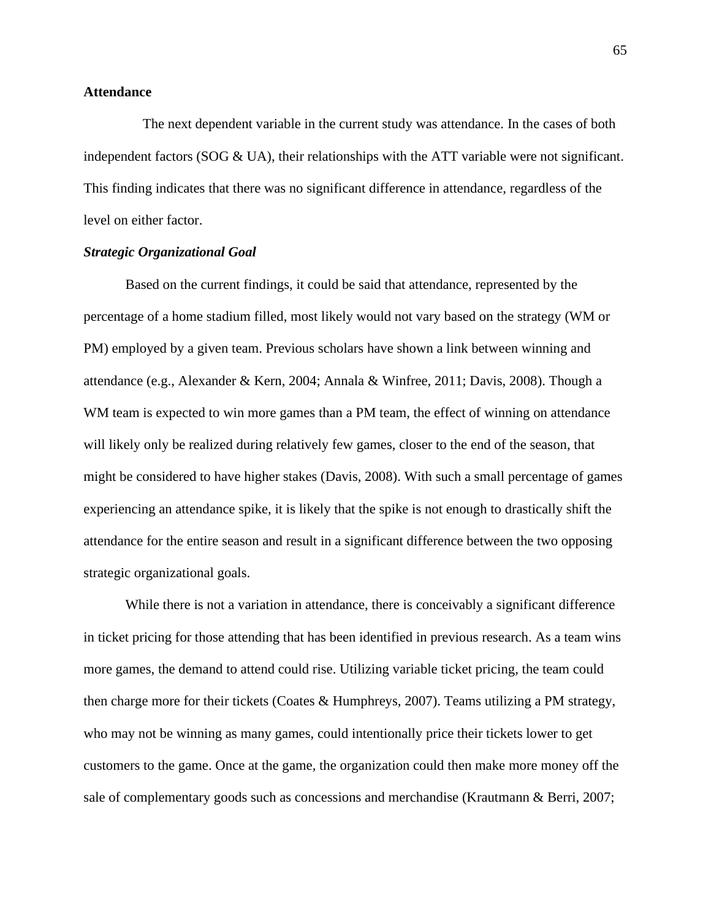## Attendance

The next dependent variable in the current study was attendance. In the cases of both independent factors (SOG & UA), their relationships with the ATT variable were not significant. This finding indicates that there was no significant difference in attendance, regardless of the level on either factor.

### *Strategic Organizational Goal*

Based on the current findings, it could be said that attendance, represented by the percentage of a home stadium filled, most likely would not vary based on the strategy (WM or PM) employed by a given team. Previous scholars have shown a link between winning and attendance (e.g., Alexander & Kern, 2004; Annala & Winfree, 2011; Davis, 2008). Though a WM team is expected to win more games than a PM team, the effect of winning on attendance will likely only be realized during relatively few games, closer to the end of the season, that might be considered to have higher stakes (Davis, 2008). With such a small percentage of games experiencing an attendance spike, it is likely that the spike is not enough to drastically shift the attendance for the entire season and result in a significant difference between the two opposing strategic organizational goals.

While there is not a variation in attendance, there is conceivably a significant difference in ticket pricing for those attending that has been identified in previous research. As a team wins more games, the demand to attend could rise. Utilizing variable ticket pricing, the team could then charge more for their tickets (Coates & Humphreys, 2007). Teams utilizing a PM strategy, who may not be winning as many games, could intentionally price their tickets lower to get customers to the game. Once at the game, the organization could then make more money off the sale of complementary goods such as concessions and merchandise (Krautmann & Berri, 2007;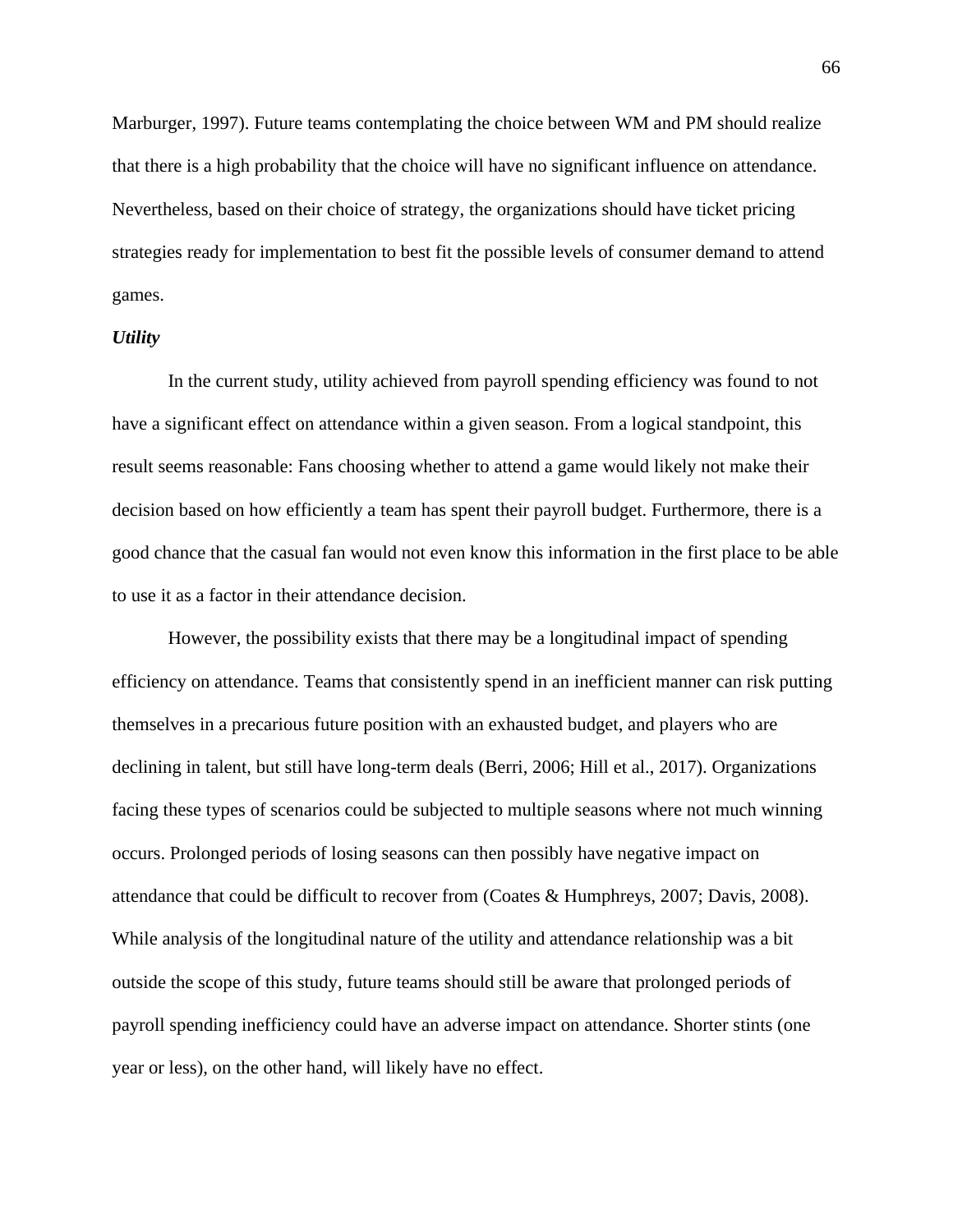Marburger, 1997). Future teams contemplating the choice between WM and PM should realize that there is a high probability that the choice will have no significant influence on attendance. Nevertheless, based on their choice of strategy, the organizations should have ticket pricing strategies ready for implementation to best fit the possible levels of consumer demand to attend games.

***Utility***

In the current study, utility achieved from payroll spending efficiency was found to not have a significant effect on attendance within a given season. From a logical standpoint, this result seems reasonable: Fans choosing whether to attend a game would likely not make their decision based on how efficiently a team has spent their payroll budget. Furthermore, there is a good chance that the casual fan would not even know this information in the first place to be able to use it as a factor in their attendance decision.

However, the possibility exists that there may be a longitudinal impact of spending efficiency on attendance. Teams that consistently spend in an inefficient manner can risk putting themselves in a precarious future position with an exhausted budget, and players who are declining in talent, but still have long-term deals (Berri, 2006; Hill et al., 2017). Organizations facing these types of scenarios could be subjected to multiple seasons where not much winning occurs. Prolonged periods of losing seasons can then possibly have negative impact on attendance that could be difficult to recover from (Coates & Humphreys, 2007; Davis, 2008). While analysis of the longitudinal nature of the utility and attendance relationship was a bit outside the scope of this study, future teams should still be aware that prolonged periods of payroll spending inefficiency could have an adverse impact on attendance. Shorter stints (one year or less), on the other hand, will likely have no effect.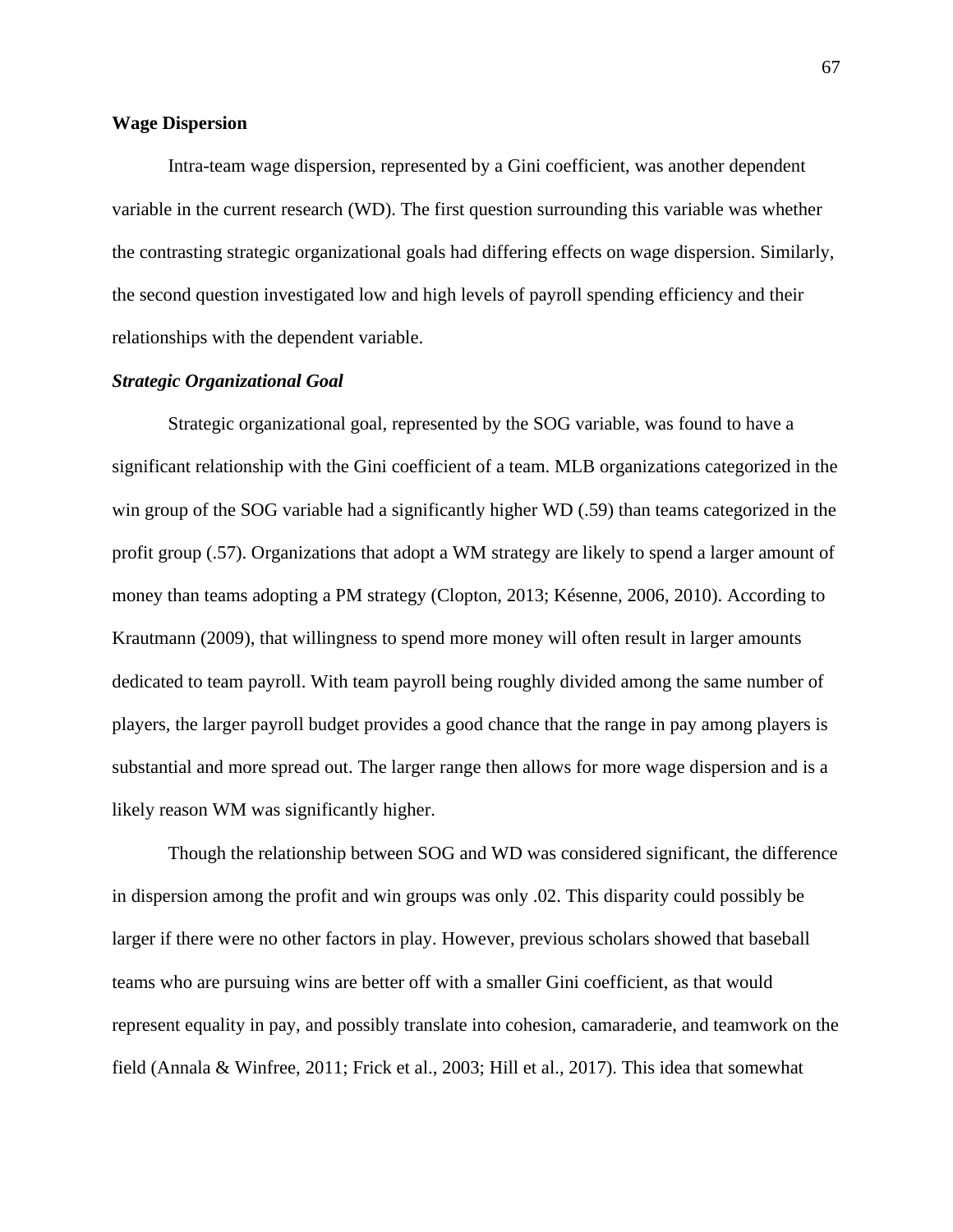## Wage Dispersion

Intra-team wage dispersion, represented by a Gini coefficient, was another dependent variable in the current research (WD). The first question surrounding this variable was whether the contrasting strategic organizational goals had differing effects on wage dispersion. Similarly, the second question investigated low and high levels of payroll spending efficiency and their relationships with the dependent variable.

### *Strategic Organizational Goal*

Strategic organizational goal, represented by the SOG variable, was found to have a significant relationship with the Gini coefficient of a team. MLB organizations categorized in the win group of the SOG variable had a significantly higher WD (.59) than teams categorized in the profit group (.57). Organizations that adopt a WM strategy are likely to spend a larger amount of money than teams adopting a PM strategy (Clopton, 2013; Késenne, 2006, 2010). According to Krautmann (2009), that willingness to spend more money will often result in larger amounts dedicated to team payroll. With team payroll being roughly divided among the same number of players, the larger payroll budget provides a good chance that the range in pay among players is substantial and more spread out. The larger range then allows for more wage dispersion and is a likely reason WM was significantly higher.

Though the relationship between SOG and WD was considered significant, the difference in dispersion among the profit and win groups was only .02. This disparity could possibly be larger if there were no other factors in play. However, previous scholars showed that baseball teams who are pursuing wins are better off with a smaller Gini coefficient, as that would represent equality in pay, and possibly translate into cohesion, camaraderie, and teamwork on the field (Annala & Winfree, 2011; Frick et al., 2003; Hill et al., 2017). This idea that somewhat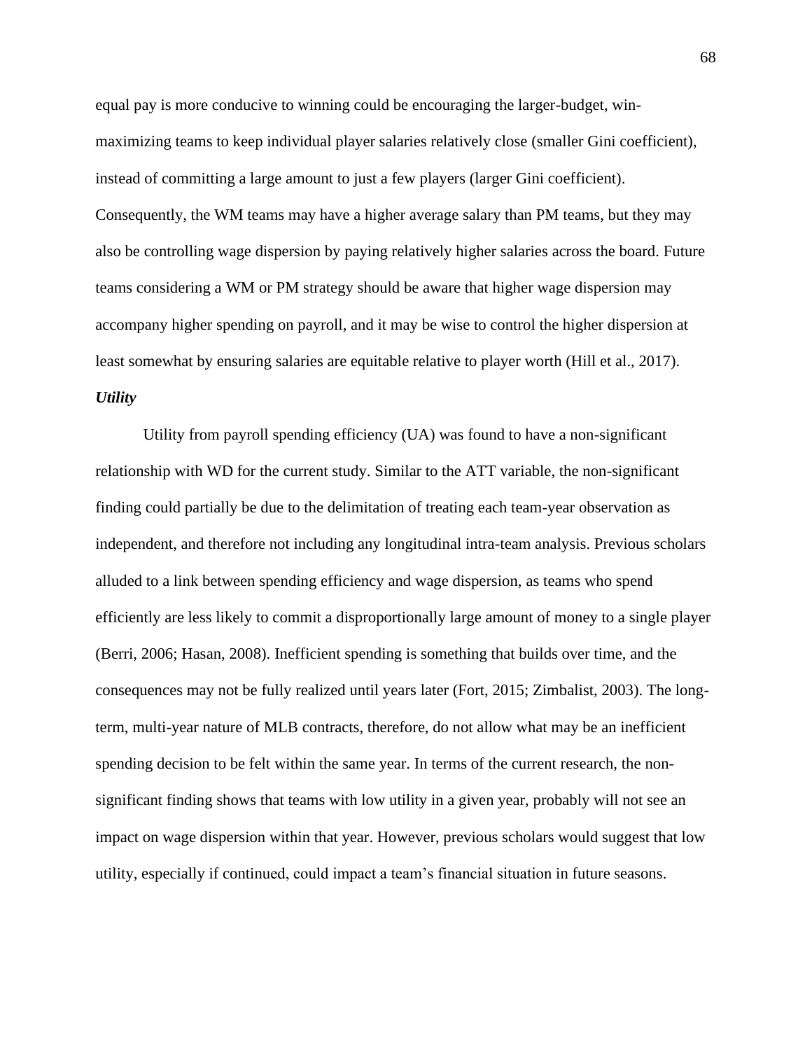equal pay is more conducive to winning could be encouraging the larger-budget, win-maximizing teams to keep individual player salaries relatively close (smaller Gini coefficient), instead of committing a large amount to just a few players (larger Gini coefficient). Consequently, the WM teams may have a higher average salary than PM teams, but they may also be controlling wage dispersion by paying relatively higher salaries across the board. Future teams considering a WM or PM strategy should be aware that higher wage dispersion may accompany higher spending on payroll, and it may be wise to control the higher dispersion at least somewhat by ensuring salaries are equitable relative to player worth (Hill et al., 2017).

***Utility***

Utility from payroll spending efficiency (UA) was found to have a non-significant relationship with WD for the current study. Similar to the ATT variable, the non-significant finding could partially be due to the delimitation of treating each team-year observation as independent, and therefore not including any longitudinal intra-team analysis. Previous scholars alluded to a link between spending efficiency and wage dispersion, as teams who spend efficiently are less likely to commit a disproportionally large amount of money to a single player (Berri, 2006; Hasan, 2008). Inefficient spending is something that builds over time, and the consequences may not be fully realized until years later (Fort, 2015; Zimbalist, 2003). The long-term, multi-year nature of MLB contracts, therefore, do not allow what may be an inefficient spending decision to be felt within the same year. In terms of the current research, the non-significant finding shows that teams with low utility in a given year, probably will not see an impact on wage dispersion within that year. However, previous scholars would suggest that low utility, especially if continued, could impact a team's financial situation in future seasons.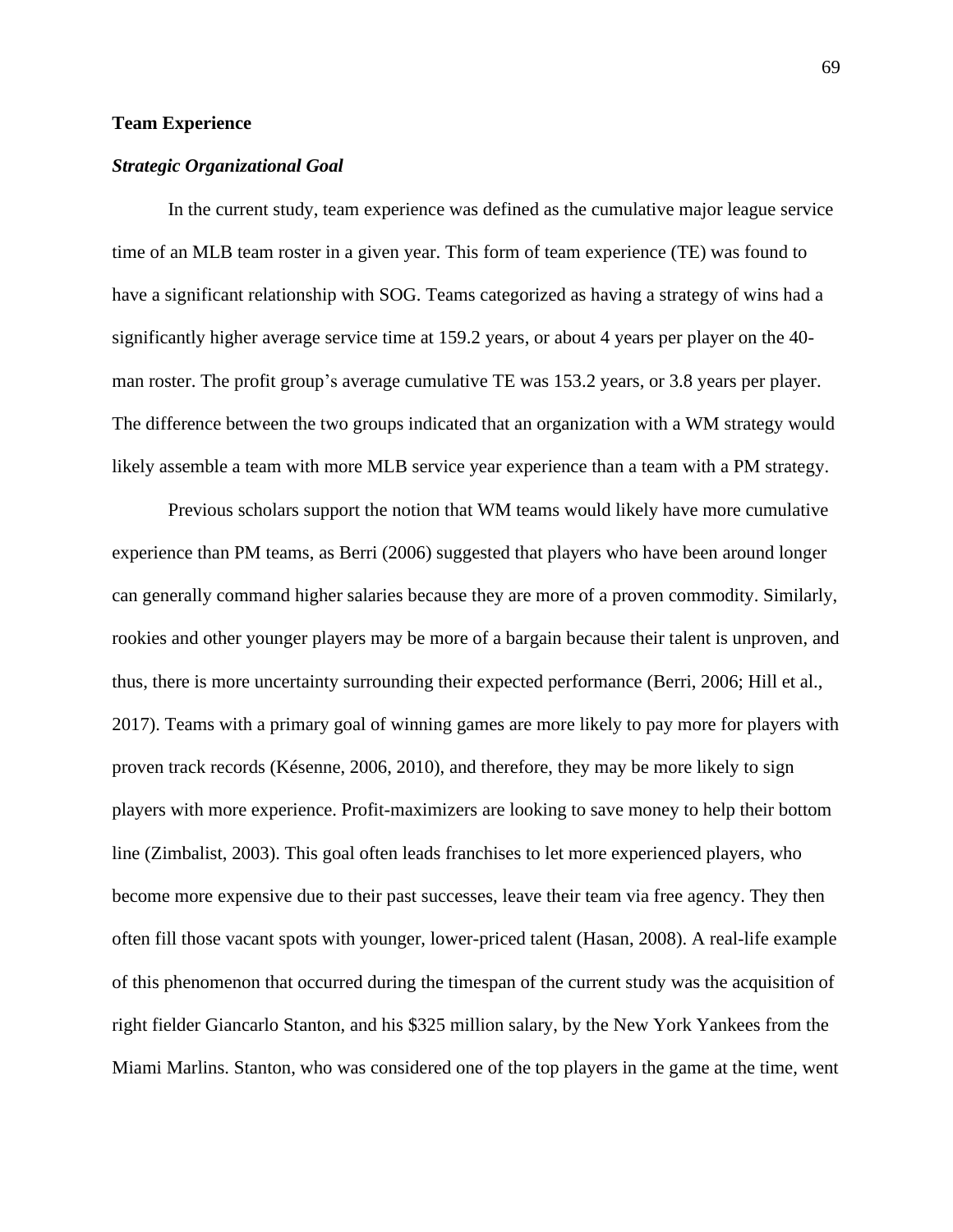## Team Experience

### *Strategic Organizational Goal*

In the current study, team experience was defined as the cumulative major league service time of an MLB team roster in a given year. This form of team experience (TE) was found to have a significant relationship with SOG. Teams categorized as having a strategy of wins had a significantly higher average service time at 159.2 years, or about 4 years per player on the 40-man roster. The profit group's average cumulative TE was 153.2 years, or 3.8 years per player. The difference between the two groups indicated that an organization with a WM strategy would likely assemble a team with more MLB service year experience than a team with a PM strategy.

Previous scholars support the notion that WM teams would likely have more cumulative experience than PM teams, as Berri (2006) suggested that players who have been around longer can generally command higher salaries because they are more of a proven commodity. Similarly, rookies and other younger players may be more of a bargain because their talent is unproven, and thus, there is more uncertainty surrounding their expected performance (Berri, 2006; Hill et al., 2017). Teams with a primary goal of winning games are more likely to pay more for players with proven track records (Késenne, 2006, 2010), and therefore, they may be more likely to sign players with more experience. Profit-maximizers are looking to save money to help their bottom line (Zimbalist, 2003). This goal often leads franchises to let more experienced players, who become more expensive due to their past successes, leave their team via free agency. They then often fill those vacant spots with younger, lower-priced talent (Hasan, 2008). A real-life example of this phenomenon that occurred during the timespan of the current study was the acquisition of right fielder Giancarlo Stanton, and his $325 million salary, by the New York Yankees from the Miami Marlins. Stanton, who was considered one of the top players in the game at the time, went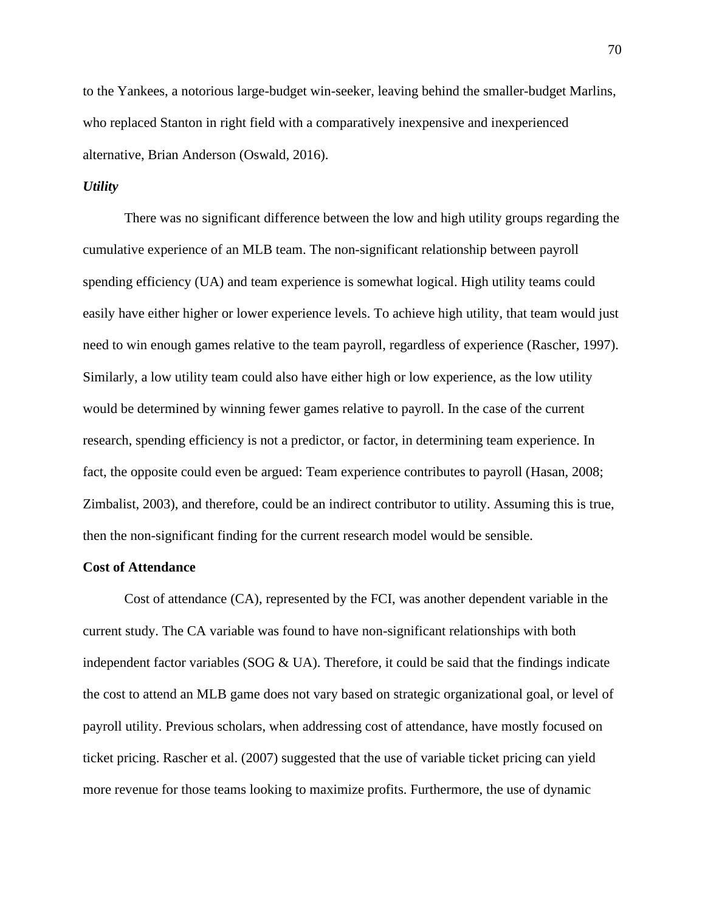to the Yankees, a notorious large-budget win-seeker, leaving behind the smaller-budget Marlins, who replaced Stanton in right field with a comparatively inexpensive and inexperienced alternative, Brian Anderson (Oswald, 2016).

### *Utility*

There was no significant difference between the low and high utility groups regarding the cumulative experience of an MLB team. The non-significant relationship between payroll spending efficiency (UA) and team experience is somewhat logical. High utility teams could easily have either higher or lower experience levels. To achieve high utility, that team would just need to win enough games relative to the team payroll, regardless of experience (Rascher, 1997). Similarly, a low utility team could also have either high or low experience, as the low utility would be determined by winning fewer games relative to payroll. In the case of the current research, spending efficiency is not a predictor, or factor, in determining team experience. In fact, the opposite could even be argued: Team experience contributes to payroll (Hasan, 2008; Zimbalist, 2003), and therefore, could be an indirect contributor to utility. Assuming this is true, then the non-significant finding for the current research model would be sensible.

## **Cost of Attendance**

Cost of attendance (CA), represented by the FCI, was another dependent variable in the current study. The CA variable was found to have non-significant relationships with both independent factor variables (SOG & UA). Therefore, it could be said that the findings indicate the cost to attend an MLB game does not vary based on strategic organizational goal, or level of payroll utility. Previous scholars, when addressing cost of attendance, have mostly focused on ticket pricing. Rascher et al. (2007) suggested that the use of variable ticket pricing can yield more revenue for those teams looking to maximize profits. Furthermore, the use of dynamic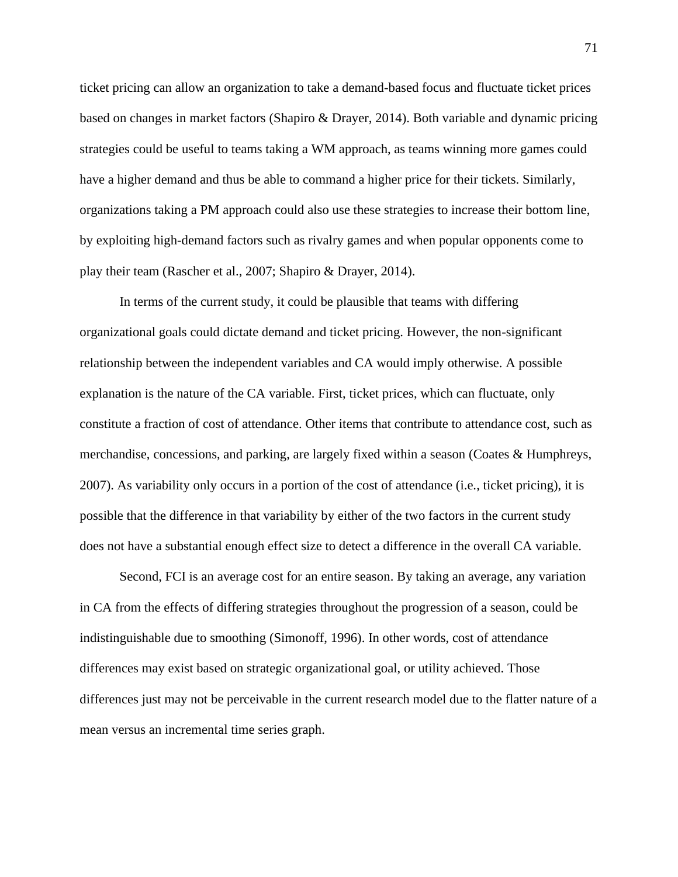ticket pricing can allow an organization to take a demand-based focus and fluctuate ticket prices based on changes in market factors (Shapiro & Drayer, 2014). Both variable and dynamic pricing strategies could be useful to teams taking a WM approach, as teams winning more games could have a higher demand and thus be able to command a higher price for their tickets. Similarly, organizations taking a PM approach could also use these strategies to increase their bottom line, by exploiting high-demand factors such as rivalry games and when popular opponents come to play their team (Rascher et al., 2007; Shapiro & Drayer, 2014).

In terms of the current study, it could be plausible that teams with differing organizational goals could dictate demand and ticket pricing. However, the non-significant relationship between the independent variables and CA would imply otherwise. A possible explanation is the nature of the CA variable. First, ticket prices, which can fluctuate, only constitute a fraction of cost of attendance. Other items that contribute to attendance cost, such as merchandise, concessions, and parking, are largely fixed within a season (Coates & Humphreys, 2007). As variability only occurs in a portion of the cost of attendance (i.e., ticket pricing), it is possible that the difference in that variability by either of the two factors in the current study does not have a substantial enough effect size to detect a difference in the overall CA variable.

Second, FCI is an average cost for an entire season. By taking an average, any variation in CA from the effects of differing strategies throughout the progression of a season, could be indistinguishable due to smoothing (Simonoff, 1996). In other words, cost of attendance differences may exist based on strategic organizational goal, or utility achieved. Those differences just may not be perceivable in the current research model due to the flatter nature of a mean versus an incremental time series graph.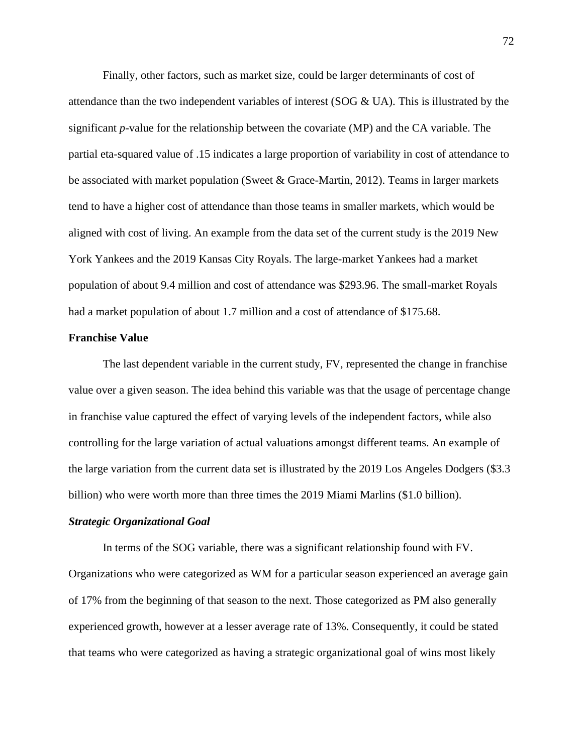Finally, other factors, such as market size, could be larger determinants of cost of attendance than the two independent variables of interest (SOG & UA). This is illustrated by the significant *p*-value for the relationship between the covariate (MP) and the CA variable. The partial eta-squared value of .15 indicates a large proportion of variability in cost of attendance to be associated with market population (Sweet & Grace-Martin, 2012). Teams in larger markets tend to have a higher cost of attendance than those teams in smaller markets, which would be aligned with cost of living. An example from the data set of the current study is the 2019 New York Yankees and the 2019 Kansas City Royals. The large-market Yankees had a market population of about 9.4 million and cost of attendance was $293.96. The small-market Royals had a market population of about 1.7 million and a cost of attendance of $175.68.

## Franchise Value

The last dependent variable in the current study, FV, represented the change in franchise value over a given season. The idea behind this variable was that the usage of percentage change in franchise value captured the effect of varying levels of the independent factors, while also controlling for the large variation of actual valuations amongst different teams. An example of the large variation from the current data set is illustrated by the 2019 Los Angeles Dodgers ($3.3 billion) who were worth more than three times the 2019 Miami Marlins ($1.0 billion).

### *Strategic Organizational Goal*

In terms of the SOG variable, there was a significant relationship found with FV. Organizations who were categorized as WM for a particular season experienced an average gain of 17% from the beginning of that season to the next. Those categorized as PM also generally experienced growth, however at a lesser average rate of 13%. Consequently, it could be stated that teams who were categorized as having a strategic organizational goal of wins most likely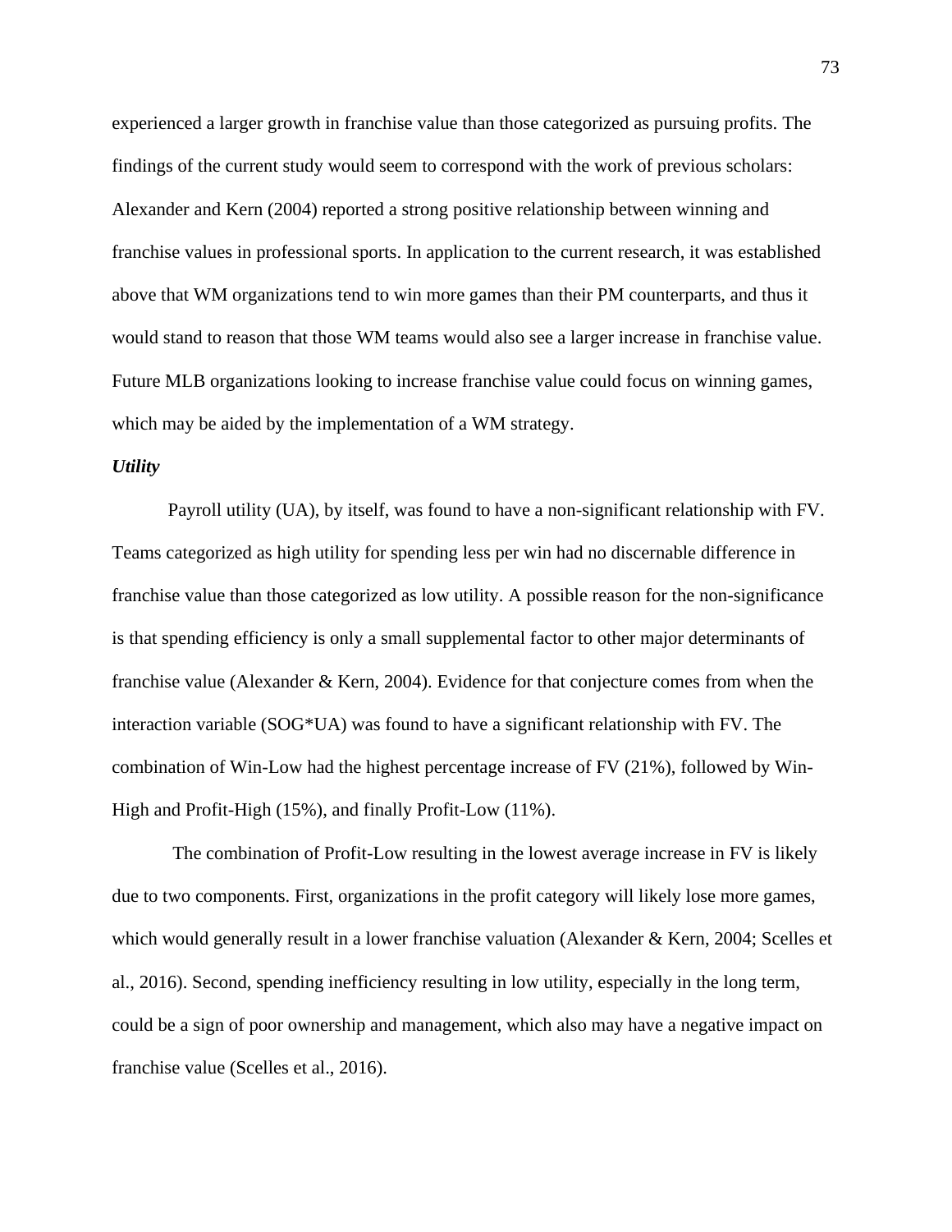experienced a larger growth in franchise value than those categorized as pursuing profits. The findings of the current study would seem to correspond with the work of previous scholars: Alexander and Kern (2004) reported a strong positive relationship between winning and franchise values in professional sports. In application to the current research, it was established above that WM organizations tend to win more games than their PM counterparts, and thus it would stand to reason that those WM teams would also see a larger increase in franchise value. Future MLB organizations looking to increase franchise value could focus on winning games, which may be aided by the implementation of a WM strategy.

***Utility***

Payroll utility (UA), by itself, was found to have a non-significant relationship with FV. Teams categorized as high utility for spending less per win had no discernable difference in franchise value than those categorized as low utility. A possible reason for the non-significance is that spending efficiency is only a small supplemental factor to other major determinants of franchise value (Alexander & Kern, 2004). Evidence for that conjecture comes from when the interaction variable (SOG*UA) was found to have a significant relationship with FV. The combination of Win-Low had the highest percentage increase of FV (21%), followed by Win-High and Profit-High (15%), and finally Profit-Low (11%).

The combination of Profit-Low resulting in the lowest average increase in FV is likely due to two components. First, organizations in the profit category will likely lose more games, which would generally result in a lower franchise valuation (Alexander & Kern, 2004; Scelles et al., 2016). Second, spending inefficiency resulting in low utility, especially in the long term, could be a sign of poor ownership and management, which also may have a negative impact on franchise value (Scelles et al., 2016).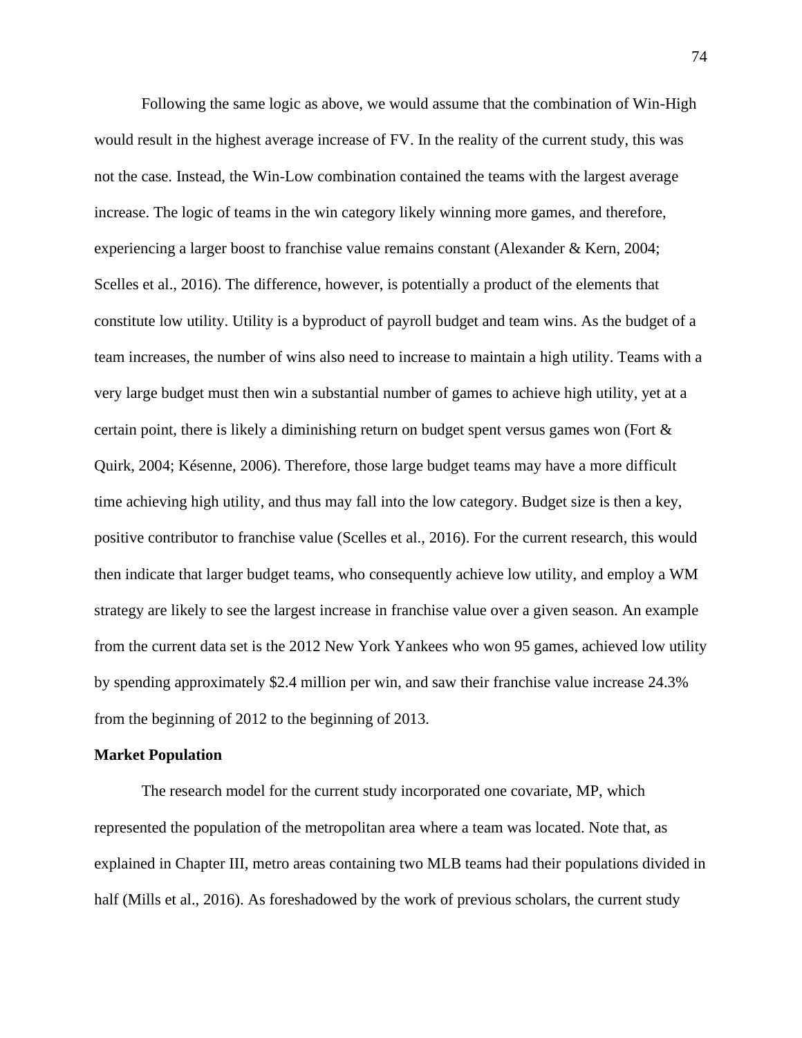Following the same logic as above, we would assume that the combination of Win-High would result in the highest average increase of FV. In the reality of the current study, this was not the case. Instead, the Win-Low combination contained the teams with the largest average increase. The logic of teams in the win category likely winning more games, and therefore, experiencing a larger boost to franchise value remains constant (Alexander & Kern, 2004; Scelles et al., 2016). The difference, however, is potentially a product of the elements that constitute low utility. Utility is a byproduct of payroll budget and team wins. As the budget of a team increases, the number of wins also need to increase to maintain a high utility. Teams with a very large budget must then win a substantial number of games to achieve high utility, yet at a certain point, there is likely a diminishing return on budget spent versus games won (Fort & Quirk, 2004; Késenne, 2006). Therefore, those large budget teams may have a more difficult time achieving high utility, and thus may fall into the low category. Budget size is then a key, positive contributor to franchise value (Scelles et al., 2016). For the current research, this would then indicate that larger budget teams, who consequently achieve low utility, and employ a WM strategy are likely to see the largest increase in franchise value over a given season. An example from the current data set is the 2012 New York Yankees who won 95 games, achieved low utility by spending approximately $2.4 million per win, and saw their franchise value increase 24.3% from the beginning of 2012 to the beginning of 2013.

**Market Population**

The research model for the current study incorporated one covariate, MP, which represented the population of the metropolitan area where a team was located. Note that, as explained in Chapter III, metro areas containing two MLB teams had their populations divided in half (Mills et al., 2016). As foreshadowed by the work of previous scholars, the current study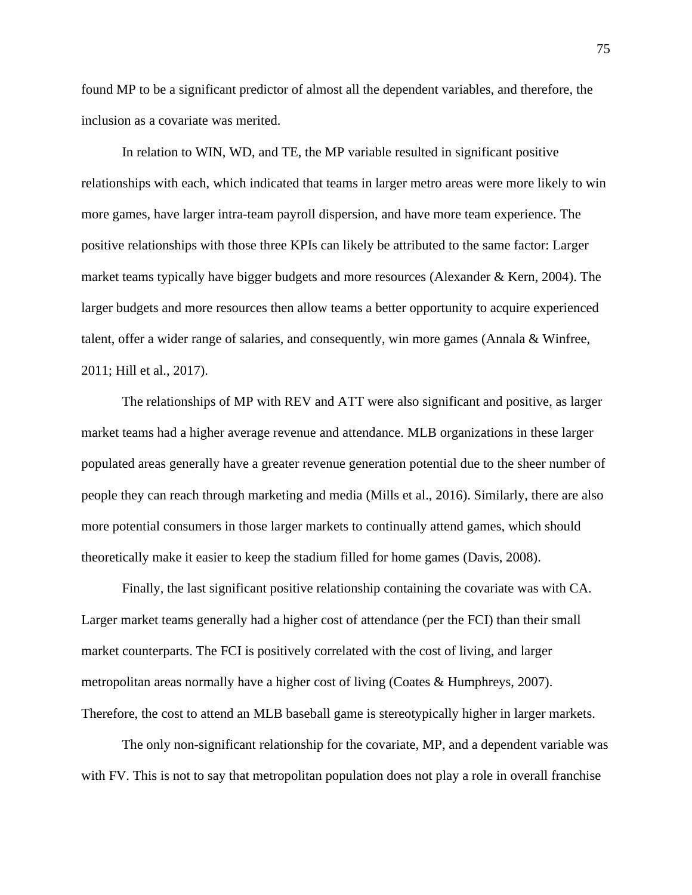found MP to be a significant predictor of almost all the dependent variables, and therefore, the inclusion as a covariate was merited.

In relation to WIN, WD, and TE, the MP variable resulted in significant positive relationships with each, which indicated that teams in larger metro areas were more likely to win more games, have larger intra-team payroll dispersion, and have more team experience. The positive relationships with those three KPIs can likely be attributed to the same factor: Larger market teams typically have bigger budgets and more resources (Alexander & Kern, 2004). The larger budgets and more resources then allow teams a better opportunity to acquire experienced talent, offer a wider range of salaries, and consequently, win more games (Annala & Winfree, 2011; Hill et al., 2017).

The relationships of MP with REV and ATT were also significant and positive, as larger market teams had a higher average revenue and attendance. MLB organizations in these larger populated areas generally have a greater revenue generation potential due to the sheer number of people they can reach through marketing and media (Mills et al., 2016). Similarly, there are also more potential consumers in those larger markets to continually attend games, which should theoretically make it easier to keep the stadium filled for home games (Davis, 2008).

Finally, the last significant positive relationship containing the covariate was with CA. Larger market teams generally had a higher cost of attendance (per the FCI) than their small market counterparts. The FCI is positively correlated with the cost of living, and larger metropolitan areas normally have a higher cost of living (Coates & Humphreys, 2007). Therefore, the cost to attend an MLB baseball game is stereotypically higher in larger markets.

The only non-significant relationship for the covariate, MP, and a dependent variable was with FV. This is not to say that metropolitan population does not play a role in overall franchise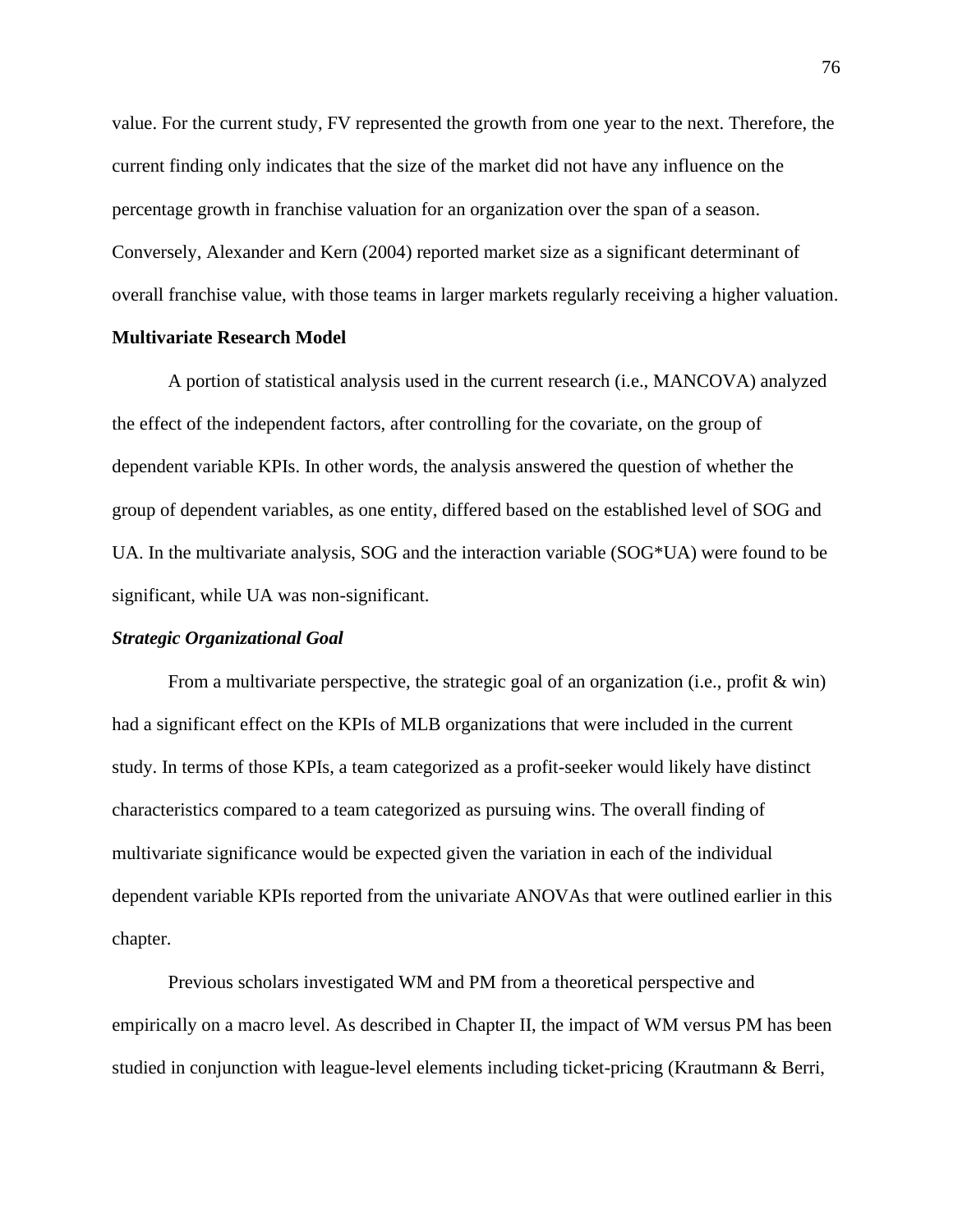value. For the current study, FV represented the growth from one year to the next. Therefore, the current finding only indicates that the size of the market did not have any influence on the percentage growth in franchise valuation for an organization over the span of a season. Conversely, Alexander and Kern (2004) reported market size as a significant determinant of overall franchise value, with those teams in larger markets regularly receiving a higher valuation.

## Multivariate Research Model

A portion of statistical analysis used in the current research (i.e., MANCOVA) analyzed the effect of the independent factors, after controlling for the covariate, on the group of dependent variable KPIs. In other words, the analysis answered the question of whether the group of dependent variables, as one entity, differed based on the established level of SOG and UA. In the multivariate analysis, SOG and the interaction variable (SOG*UA) were found to be significant, while UA was non-significant.

### *Strategic Organizational Goal*

From a multivariate perspective, the strategic goal of an organization (i.e., profit & win) had a significant effect on the KPIs of MLB organizations that were included in the current study. In terms of those KPIs, a team categorized as a profit-seeker would likely have distinct characteristics compared to a team categorized as pursuing wins. The overall finding of multivariate significance would be expected given the variation in each of the individual dependent variable KPIs reported from the univariate ANOVAs that were outlined earlier in this chapter.

Previous scholars investigated WM and PM from a theoretical perspective and empirically on a macro level. As described in Chapter II, the impact of WM versus PM has been studied in conjunction with league-level elements including ticket-pricing (Krautmann & Berri,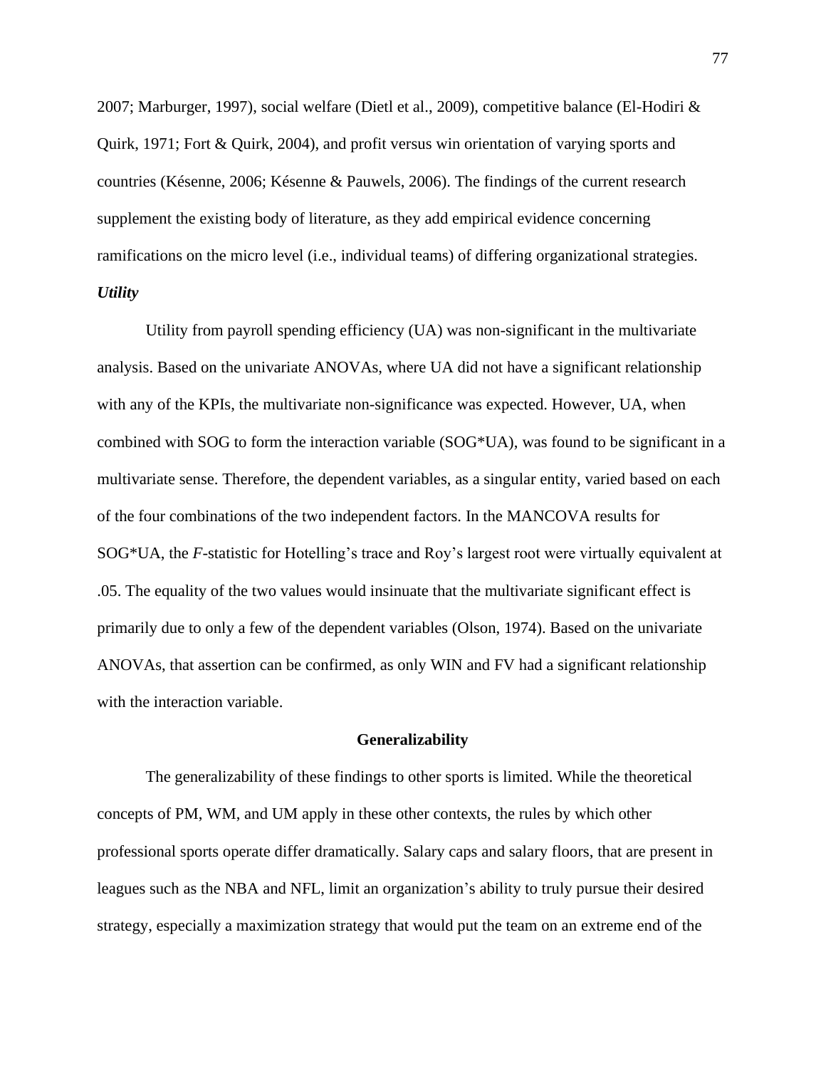2007; Marburger, 1997), social welfare (Dietl et al., 2009), competitive balance (El-Hodiri & Quirk, 1971; Fort & Quirk, 2004), and profit versus win orientation of varying sports and countries (Késenne, 2006; Késenne & Pauwels, 2006). The findings of the current research supplement the existing body of literature, as they add empirical evidence concerning ramifications on the micro level (i.e., individual teams) of differing organizational strategies.

### *Utility*

Utility from payroll spending efficiency (UA) was non-significant in the multivariate analysis. Based on the univariate ANOVAs, where UA did not have a significant relationship with any of the KPIs, the multivariate non-significance was expected. However, UA, when combined with SOG to form the interaction variable (SOG*UA), was found to be significant in a multivariate sense. Therefore, the dependent variables, as a singular entity, varied based on each of the four combinations of the two independent factors. In the MANCOVA results for SOG*UA, the *F*-statistic for Hotelling's trace and Roy's largest root were virtually equivalent at .05. The equality of the two values would insinuate that the multivariate significant effect is primarily due to only a few of the dependent variables (Olson, 1974). Based on the univariate ANOVAs, that assertion can be confirmed, as only WIN and FV had a significant relationship with the interaction variable.

## Generalizability

The generalizability of these findings to other sports is limited. While the theoretical concepts of PM, WM, and UM apply in these other contexts, the rules by which other professional sports operate differ dramatically. Salary caps and salary floors, that are present in leagues such as the NBA and NFL, limit an organization's ability to truly pursue their desired strategy, especially a maximization strategy that would put the team on an extreme end of the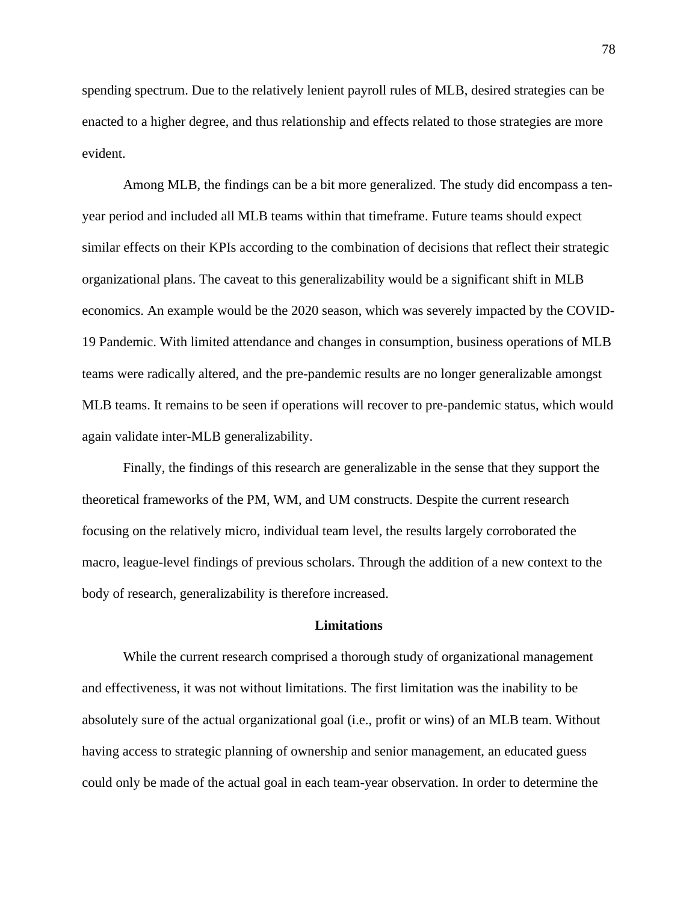spending spectrum. Due to the relatively lenient payroll rules of MLB, desired strategies can be enacted to a higher degree, and thus relationship and effects related to those strategies are more evident.

Among MLB, the findings can be a bit more generalized. The study did encompass a ten-year period and included all MLB teams within that timeframe. Future teams should expect similar effects on their KPIs according to the combination of decisions that reflect their strategic organizational plans. The caveat to this generalizability would be a significant shift in MLB economics. An example would be the 2020 season, which was severely impacted by the COVID-19 Pandemic. With limited attendance and changes in consumption, business operations of MLB teams were radically altered, and the pre-pandemic results are no longer generalizable amongst MLB teams. It remains to be seen if operations will recover to pre-pandemic status, which would again validate inter-MLB generalizability.

Finally, the findings of this research are generalizable in the sense that they support the theoretical frameworks of the PM, WM, and UM constructs. Despite the current research focusing on the relatively micro, individual team level, the results largely corroborated the macro, league-level findings of previous scholars. Through the addition of a new context to the body of research, generalizability is therefore increased.

## Limitations

While the current research comprised a thorough study of organizational management and effectiveness, it was not without limitations. The first limitation was the inability to be absolutely sure of the actual organizational goal (i.e., profit or wins) of an MLB team. Without having access to strategic planning of ownership and senior management, an educated guess could only be made of the actual goal in each team-year observation. In order to determine the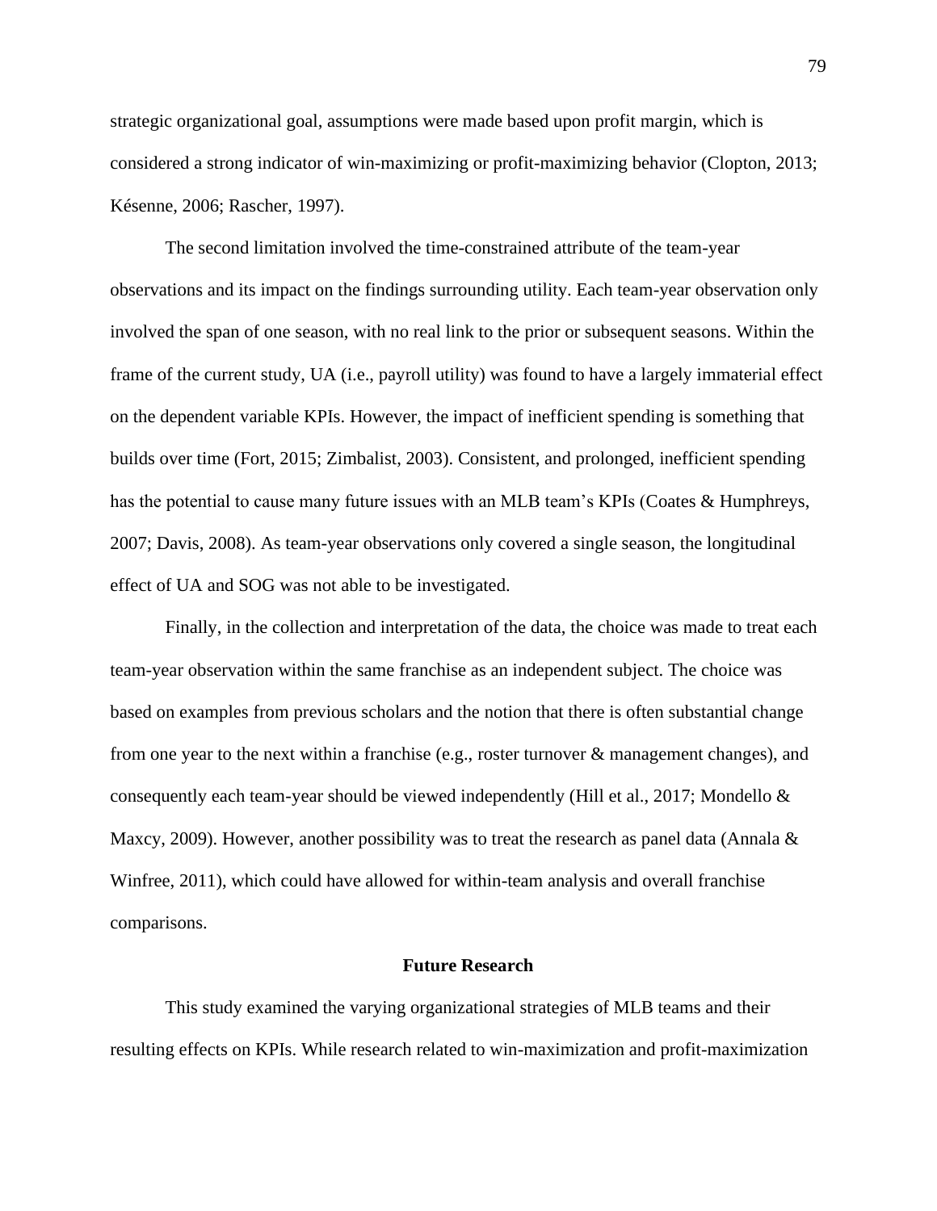strategic organizational goal, assumptions were made based upon profit margin, which is considered a strong indicator of win-maximizing or profit-maximizing behavior (Clopton, 2013; Késenne, 2006; Rascher, 1997).

The second limitation involved the time-constrained attribute of the team-year observations and its impact on the findings surrounding utility. Each team-year observation only involved the span of one season, with no real link to the prior or subsequent seasons. Within the frame of the current study, UA (i.e., payroll utility) was found to have a largely immaterial effect on the dependent variable KPIs. However, the impact of inefficient spending is something that builds over time (Fort, 2015; Zimbalist, 2003). Consistent, and prolonged, inefficient spending has the potential to cause many future issues with an MLB team's KPIs (Coates & Humphreys, 2007; Davis, 2008). As team-year observations only covered a single season, the longitudinal effect of UA and SOG was not able to be investigated.

Finally, in the collection and interpretation of the data, the choice was made to treat each team-year observation within the same franchise as an independent subject. The choice was based on examples from previous scholars and the notion that there is often substantial change from one year to the next within a franchise (e.g., roster turnover & management changes), and consequently each team-year should be viewed independently (Hill et al., 2017; Mondello & Maxcy, 2009). However, another possibility was to treat the research as panel data (Annala & Winfree, 2011), which could have allowed for within-team analysis and overall franchise comparisons.

## Future Research

This study examined the varying organizational strategies of MLB teams and their resulting effects on KPIs. While research related to win-maximization and profit-maximization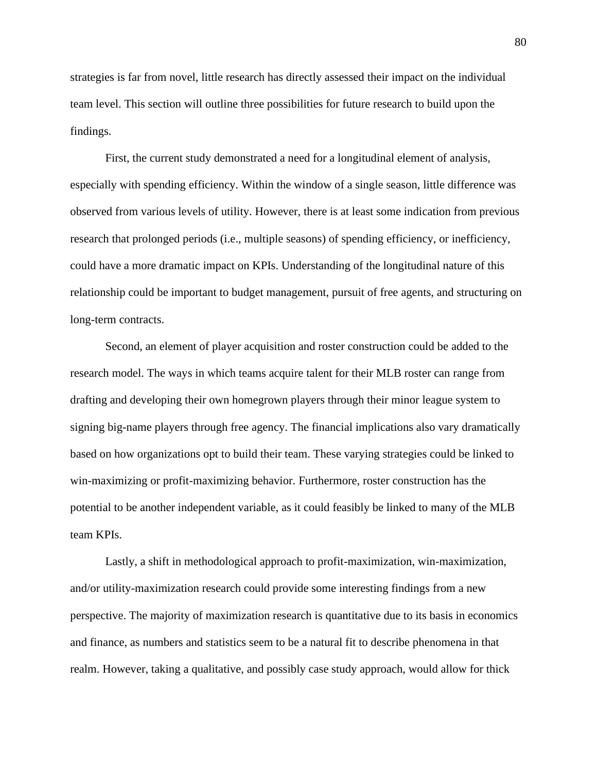strategies is far from novel, little research has directly assessed their impact on the individual team level. This section will outline three possibilities for future research to build upon the findings.

First, the current study demonstrated a need for a longitudinal element of analysis, especially with spending efficiency. Within the window of a single season, little difference was observed from various levels of utility. However, there is at least some indication from previous research that prolonged periods (i.e., multiple seasons) of spending efficiency, or inefficiency, could have a more dramatic impact on KPIs. Understanding of the longitudinal nature of this relationship could be important to budget management, pursuit of free agents, and structuring on long-term contracts.

Second, an element of player acquisition and roster construction could be added to the research model. The ways in which teams acquire talent for their MLB roster can range from drafting and developing their own homegrown players through their minor league system to signing big-name players through free agency. The financial implications also vary dramatically based on how organizations opt to build their team. These varying strategies could be linked to win-maximizing or profit-maximizing behavior. Furthermore, roster construction has the potential to be another independent variable, as it could feasibly be linked to many of the MLB team KPIs.

Lastly, a shift in methodological approach to profit-maximization, win-maximization, and/or utility-maximization research could provide some interesting findings from a new perspective. The majority of maximization research is quantitative due to its basis in economics and finance, as numbers and statistics seem to be a natural fit to describe phenomena in that realm. However, taking a qualitative, and possibly case study approach, would allow for thick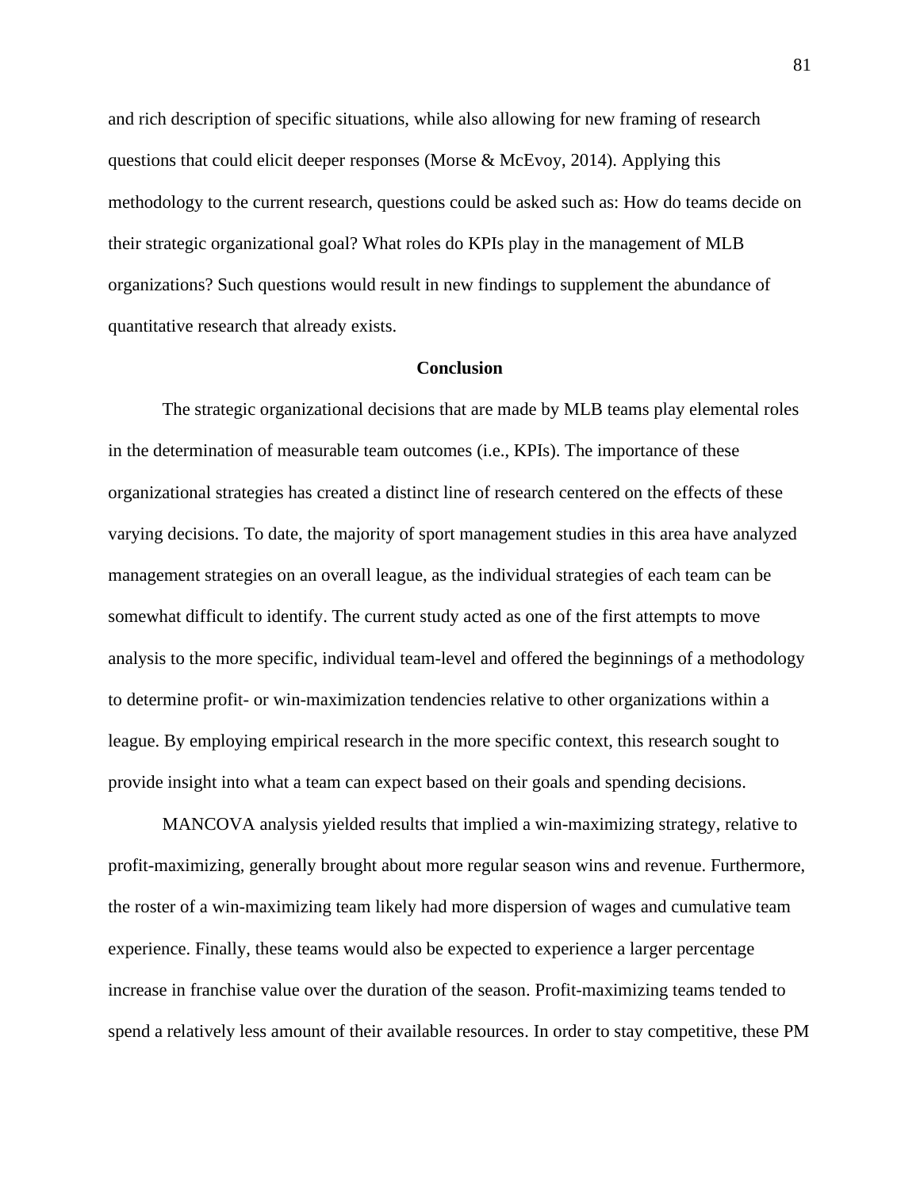and rich description of specific situations, while also allowing for new framing of research questions that could elicit deeper responses (Morse & McEvoy, 2014). Applying this methodology to the current research, questions could be asked such as: How do teams decide on their strategic organizational goal? What roles do KPIs play in the management of MLB organizations? Such questions would result in new findings to supplement the abundance of quantitative research that already exists.

## Conclusion

The strategic organizational decisions that are made by MLB teams play elemental roles in the determination of measurable team outcomes (i.e., KPIs). The importance of these organizational strategies has created a distinct line of research centered on the effects of these varying decisions. To date, the majority of sport management studies in this area have analyzed management strategies on an overall league, as the individual strategies of each team can be somewhat difficult to identify. The current study acted as one of the first attempts to move analysis to the more specific, individual team-level and offered the beginnings of a methodology to determine profit- or win-maximization tendencies relative to other organizations within a league. By employing empirical research in the more specific context, this research sought to provide insight into what a team can expect based on their goals and spending decisions.

MANCOVA analysis yielded results that implied a win-maximizing strategy, relative to profit-maximizing, generally brought about more regular season wins and revenue. Furthermore, the roster of a win-maximizing team likely had more dispersion of wages and cumulative team experience. Finally, these teams would also be expected to experience a larger percentage increase in franchise value over the duration of the season. Profit-maximizing teams tended to spend a relatively less amount of their available resources. In order to stay competitive, these PM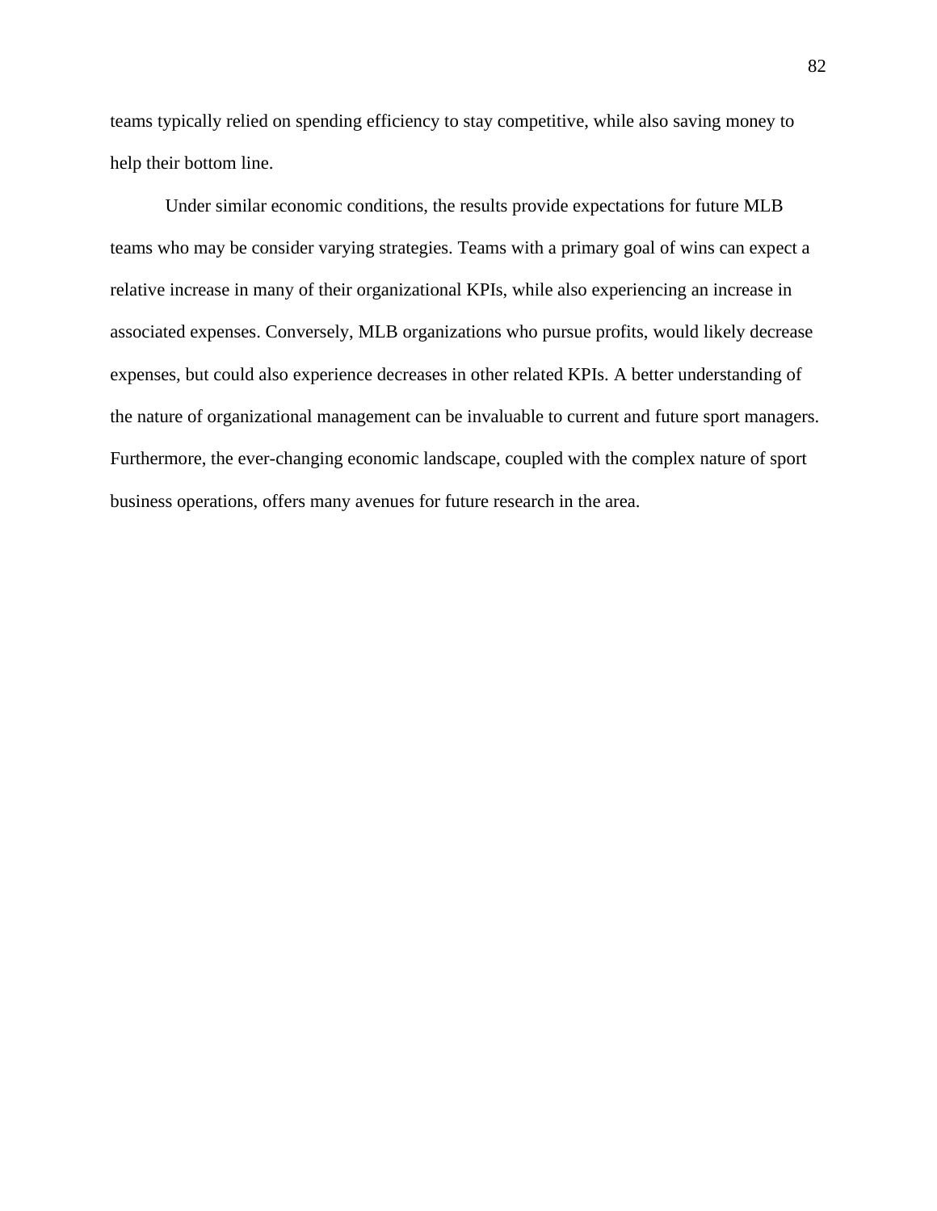teams typically relied on spending efficiency to stay competitive, while also saving money to help their bottom line.

Under similar economic conditions, the results provide expectations for future MLB teams who may be consider varying strategies. Teams with a primary goal of wins can expect a relative increase in many of their organizational KPIs, while also experiencing an increase in associated expenses. Conversely, MLB organizations who pursue profits, would likely decrease expenses, but could also experience decreases in other related KPIs. A better understanding of the nature of organizational management can be invaluable to current and future sport managers. Furthermore, the ever-changing economic landscape, coupled with the complex nature of sport business operations, offers many avenues for future research in the area.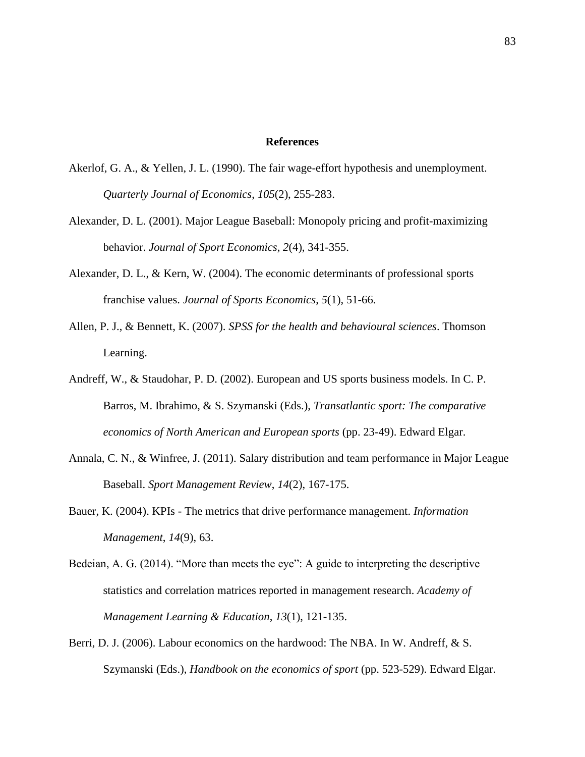## References

Akerlof, G. A., & Yellen, J. L. (1990). The fair wage-effort hypothesis and unemployment. *Quarterly Journal of Economics*, *105*(2), 255-283.

Alexander, D. L. (2001). Major League Baseball: Monopoly pricing and profit-maximizing behavior. *Journal of Sport Economics*, *2*(4), 341-355.

Alexander, D. L., & Kern, W. (2004). The economic determinants of professional sports franchise values. *Journal of Sports Economics*, *5*(1), 51-66.

Allen, P. J., & Bennett, K. (2007). *SPSS for the health and behavioural sciences*. Thomson Learning.

Andreff, W., & Staudohar, P. D. (2002). European and US sports business models. In C. P. Barros, M. Ibrahimo, & S. Szymanski (Eds.), *Transatlantic sport: The comparative economics of North American and European sports* (pp. 23-49). Edward Elgar.

Annala, C. N., & Winfree, J. (2011). Salary distribution and team performance in Major League Baseball. *Sport Management Review*, *14*(2), 167-175.

Bauer, K. (2004). KPIs - The metrics that drive performance management. *Information Management*, *14*(9), 63.

Bedeian, A. G. (2014). "More than meets the eye": A guide to interpreting the descriptive statistics and correlation matrices reported in management research. *Academy of Management Learning & Education*, *13*(1), 121-135.

Berri, D. J. (2006). Labour economics on the hardwood: The NBA. In W. Andreff, & S. Szymanski (Eds.), *Handbook on the economics of sport* (pp. 523-529). Edward Elgar.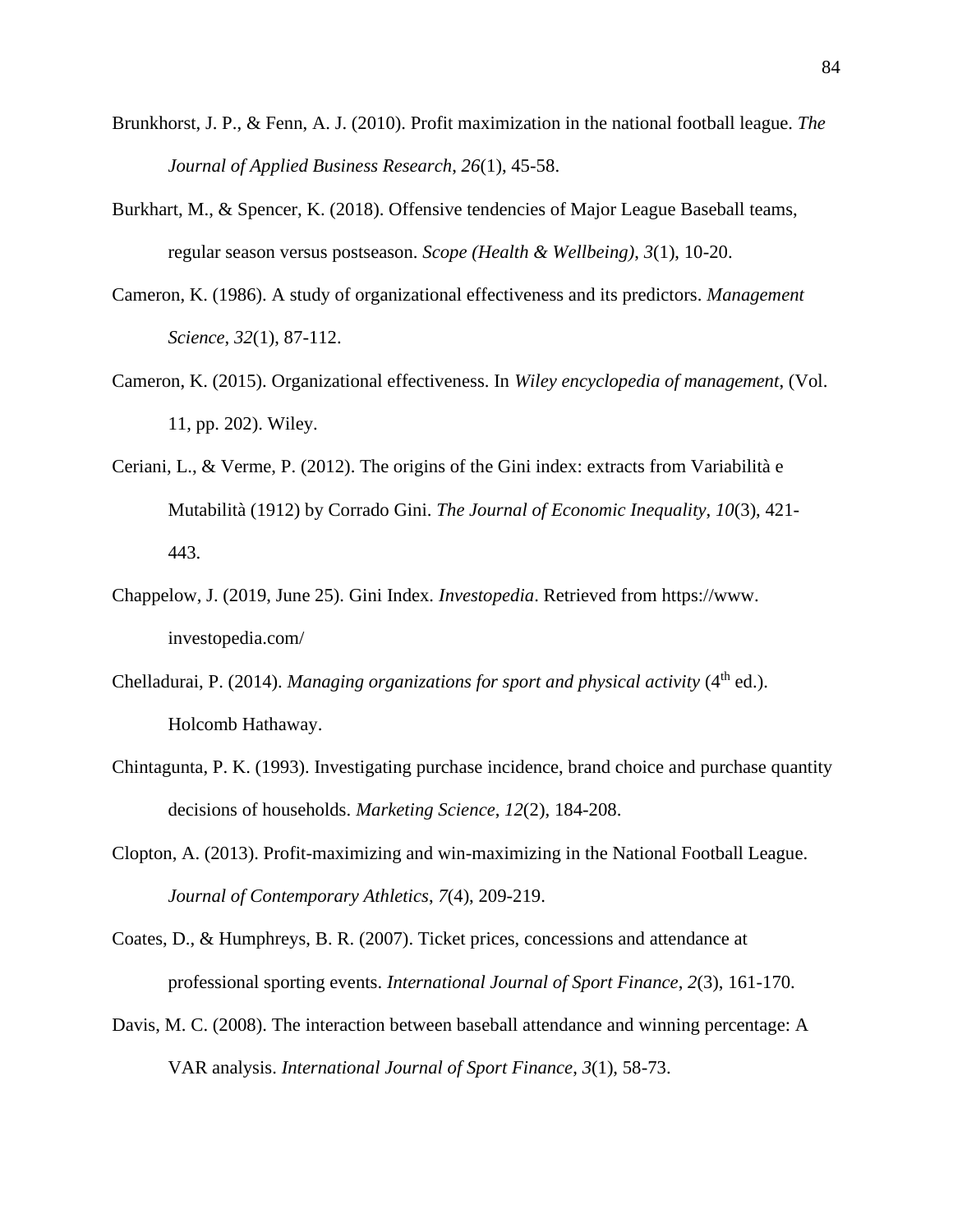Brunkhorst, J. P., & Fenn, A. J. (2010). Profit maximization in the national football league. *The Journal of Applied Business Research*, *26*(1), 45-58.

Burkhart, M., & Spencer, K. (2018). Offensive tendencies of Major League Baseball teams, regular season versus postseason. *Scope (Health & Wellbeing)*, *3*(1), 10-20.

Cameron, K. (1986). A study of organizational effectiveness and its predictors. *Management Science*, *32*(1), 87-112.

Cameron, K. (2015). Organizational effectiveness. In *Wiley encyclopedia of management*, (Vol. 11, pp. 202). Wiley.

Ceriani, L., & Verme, P. (2012). The origins of the Gini index: extracts from Variabilità e Mutabilità (1912) by Corrado Gini. *The Journal of Economic Inequality*, *10*(3), 421-443.

Chappelow, J. (2019, June 25). Gini Index. *Investopedia*. Retrieved from https://www. investopedia.com/

Chelladurai, P. (2014). *Managing organizations for sport and physical activity* (4th ed.). Holcomb Hathaway.

Chintagunta, P. K. (1993). Investigating purchase incidence, brand choice and purchase quantity decisions of households. *Marketing Science*, *12*(2), 184-208.

Clopton, A. (2013). Profit-maximizing and win-maximizing in the National Football League. *Journal of Contemporary Athletics*, *7*(4), 209-219.

Coates, D., & Humphreys, B. R. (2007). Ticket prices, concessions and attendance at professional sporting events. *International Journal of Sport Finance*, *2*(3), 161-170.

Davis, M. C. (2008). The interaction between baseball attendance and winning percentage: A VAR analysis. *International Journal of Sport Finance*, *3*(1), 58-73.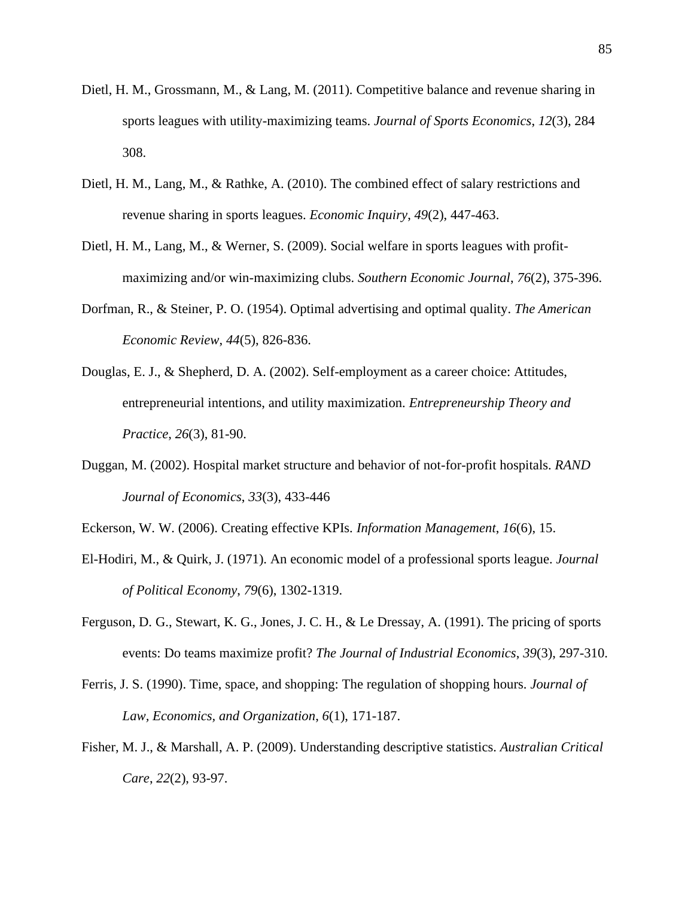Dietl, H. M., Grossmann, M., & Lang, M. (2011). Competitive balance and revenue sharing in sports leagues with utility-maximizing teams. *Journal of Sports Economics*, *12*(3), 284 308.

Dietl, H. M., Lang, M., & Rathke, A. (2010). The combined effect of salary restrictions and revenue sharing in sports leagues. *Economic Inquiry*, *49*(2), 447-463.

Dietl, H. M., Lang, M., & Werner, S. (2009). Social welfare in sports leagues with profit-maximizing and/or win-maximizing clubs. *Southern Economic Journal*, *76*(2), 375-396.

Dorfman, R., & Steiner, P. O. (1954). Optimal advertising and optimal quality. *The American Economic Review*, *44*(5), 826-836.

Douglas, E. J., & Shepherd, D. A. (2002). Self-employment as a career choice: Attitudes, entrepreneurial intentions, and utility maximization. *Entrepreneurship Theory and Practice*, *26*(3), 81-90.

Duggan, M. (2002). Hospital market structure and behavior of not-for-profit hospitals. *RAND Journal of Economics*, *33*(3), 433-446

Eckerson, W. W. (2006). Creating effective KPIs. *Information Management*, *16*(6), 15.

El-Hodiri, M., & Quirk, J. (1971). An economic model of a professional sports league. *Journal of Political Economy*, *79*(6), 1302-1319.

Ferguson, D. G., Stewart, K. G., Jones, J. C. H., & Le Dressay, A. (1991). The pricing of sports events: Do teams maximize profit? *The Journal of Industrial Economics*, *39*(3), 297-310.

Ferris, J. S. (1990). Time, space, and shopping: The regulation of shopping hours. *Journal of Law, Economics, and Organization*, *6*(1), 171-187.

Fisher, M. J., & Marshall, A. P. (2009). Understanding descriptive statistics. *Australian Critical Care*, *22*(2), 93-97.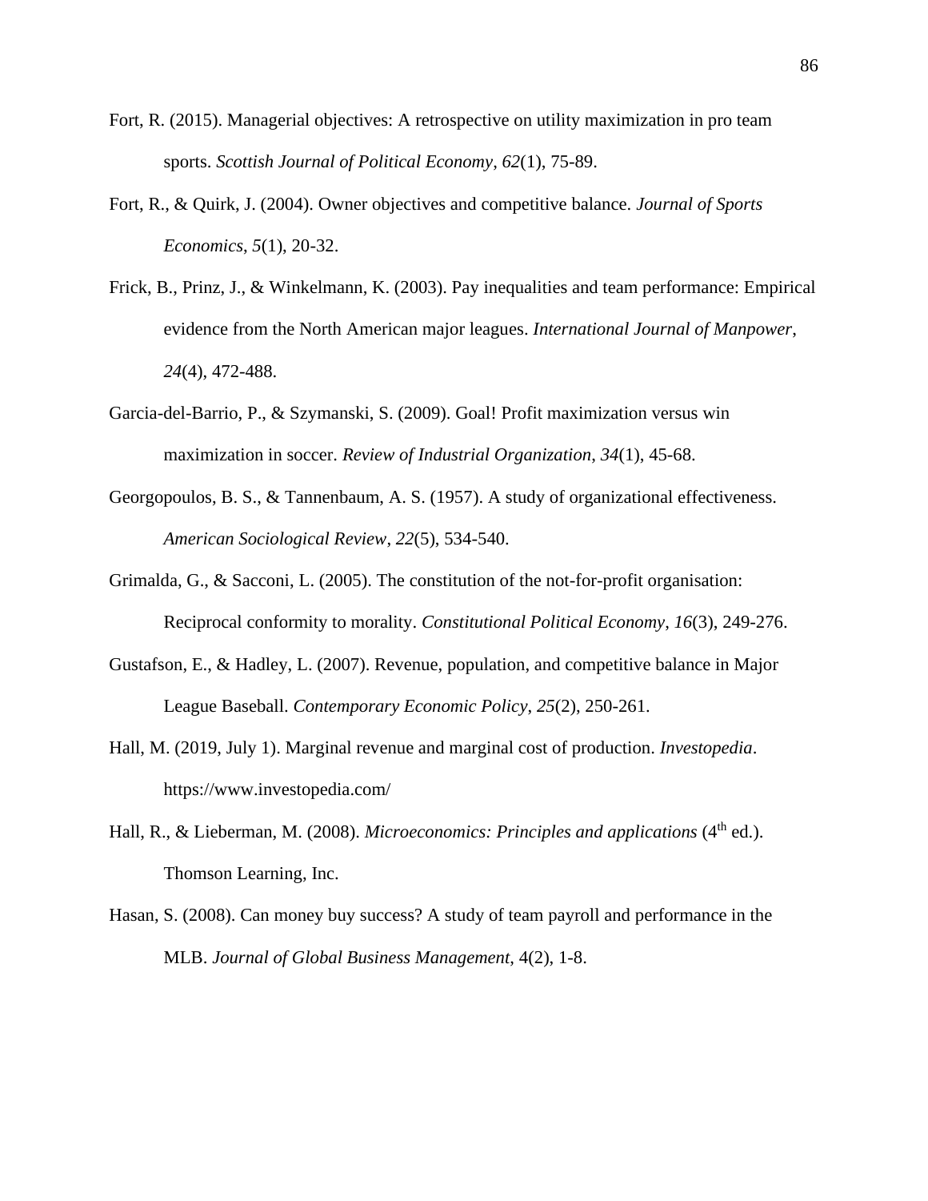Fort, R. (2015). Managerial objectives: A retrospective on utility maximization in pro team sports. *Scottish Journal of Political Economy*, *62*(1), 75-89.

Fort, R., & Quirk, J. (2004). Owner objectives and competitive balance. *Journal of Sports Economics*, *5*(1), 20-32.

Frick, B., Prinz, J., & Winkelmann, K. (2003). Pay inequalities and team performance: Empirical evidence from the North American major leagues. *International Journal of Manpower*, *24*(4), 472-488.

Garcia-del-Barrio, P., & Szymanski, S. (2009). Goal! Profit maximization versus win maximization in soccer. *Review of Industrial Organization*, *34*(1), 45-68.

Georgopoulos, B. S., & Tannenbaum, A. S. (1957). A study of organizational effectiveness. *American Sociological Review*, *22*(5), 534-540.

Grimalda, G., & Sacconi, L. (2005). The constitution of the not-for-profit organisation: Reciprocal conformity to morality. *Constitutional Political Economy*, *16*(3), 249-276.

Gustafson, E., & Hadley, L. (2007). Revenue, population, and competitive balance in Major League Baseball. *Contemporary Economic Policy*, *25*(2), 250-261.

Hall, M. (2019, July 1). Marginal revenue and marginal cost of production. *Investopedia*. https://www.investopedia.com/

Hall, R., & Lieberman, M. (2008). *Microeconomics: Principles and applications* (4th ed.). Thomson Learning, Inc.

Hasan, S. (2008). Can money buy success? A study of team payroll and performance in the MLB. *Journal of Global Business Management*, 4(2), 1-8.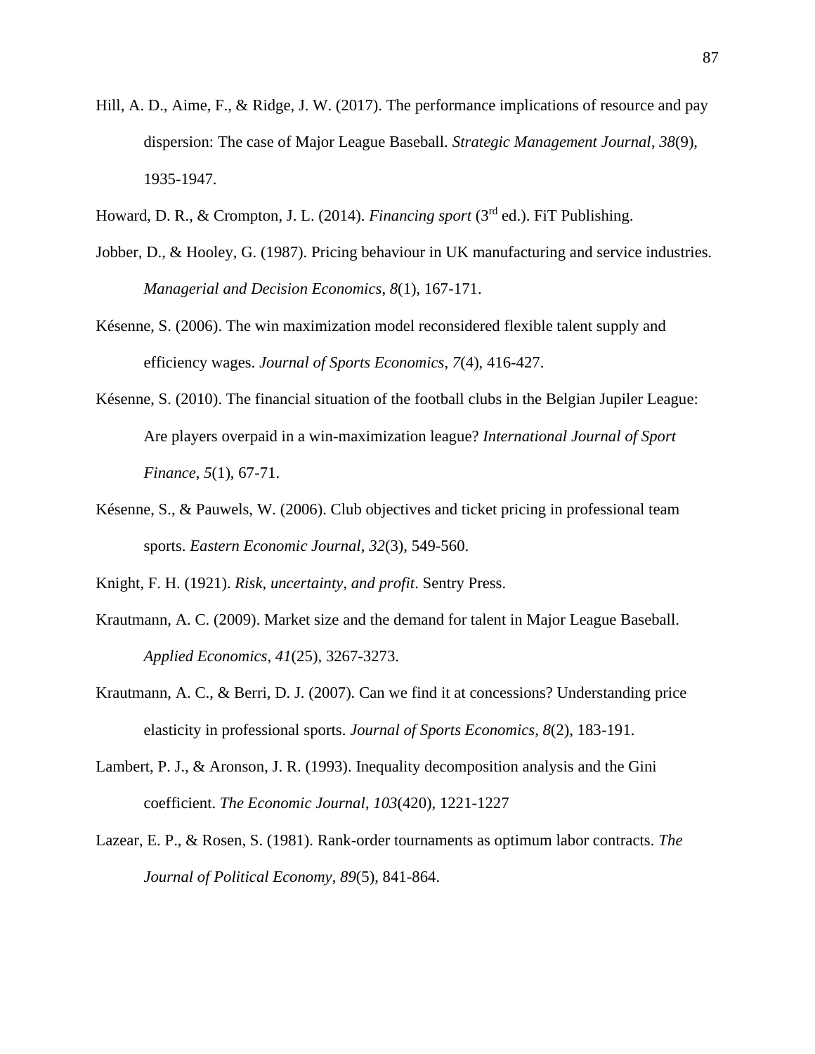Hill, A. D., Aime, F., & Ridge, J. W. (2017). The performance implications of resource and pay dispersion: The case of Major League Baseball. *Strategic Management Journal*, *38*(9), 1935-1947.

Howard, D. R., & Crompton, J. L. (2014). *Financing sport* (3rd ed.). FiT Publishing.

Jobber, D., & Hooley, G. (1987). Pricing behaviour in UK manufacturing and service industries. *Managerial and Decision Economics*, *8*(1), 167-171.

Késenne, S. (2006). The win maximization model reconsidered flexible talent supply and efficiency wages. *Journal of Sports Economics*, *7*(4), 416-427.

Késenne, S. (2010). The financial situation of the football clubs in the Belgian Jupiler League: Are players overpaid in a win-maximization league? *International Journal of Sport Finance*, *5*(1), 67-71.

Késenne, S., & Pauwels, W. (2006). Club objectives and ticket pricing in professional team sports. *Eastern Economic Journal*, *32*(3), 549-560.

Knight, F. H. (1921). *Risk, uncertainty, and profit*. Sentry Press.

Krautmann, A. C. (2009). Market size and the demand for talent in Major League Baseball. *Applied Economics*, *41*(25), 3267-3273.

Krautmann, A. C., & Berri, D. J. (2007). Can we find it at concessions? Understanding price elasticity in professional sports. *Journal of Sports Economics*, *8*(2), 183-191.

Lambert, P. J., & Aronson, J. R. (1993). Inequality decomposition analysis and the Gini coefficient. *The Economic Journal*, *103*(420), 1221-1227

Lazear, E. P., & Rosen, S. (1981). Rank-order tournaments as optimum labor contracts. *The Journal of Political Economy*, *89*(5), 841-864.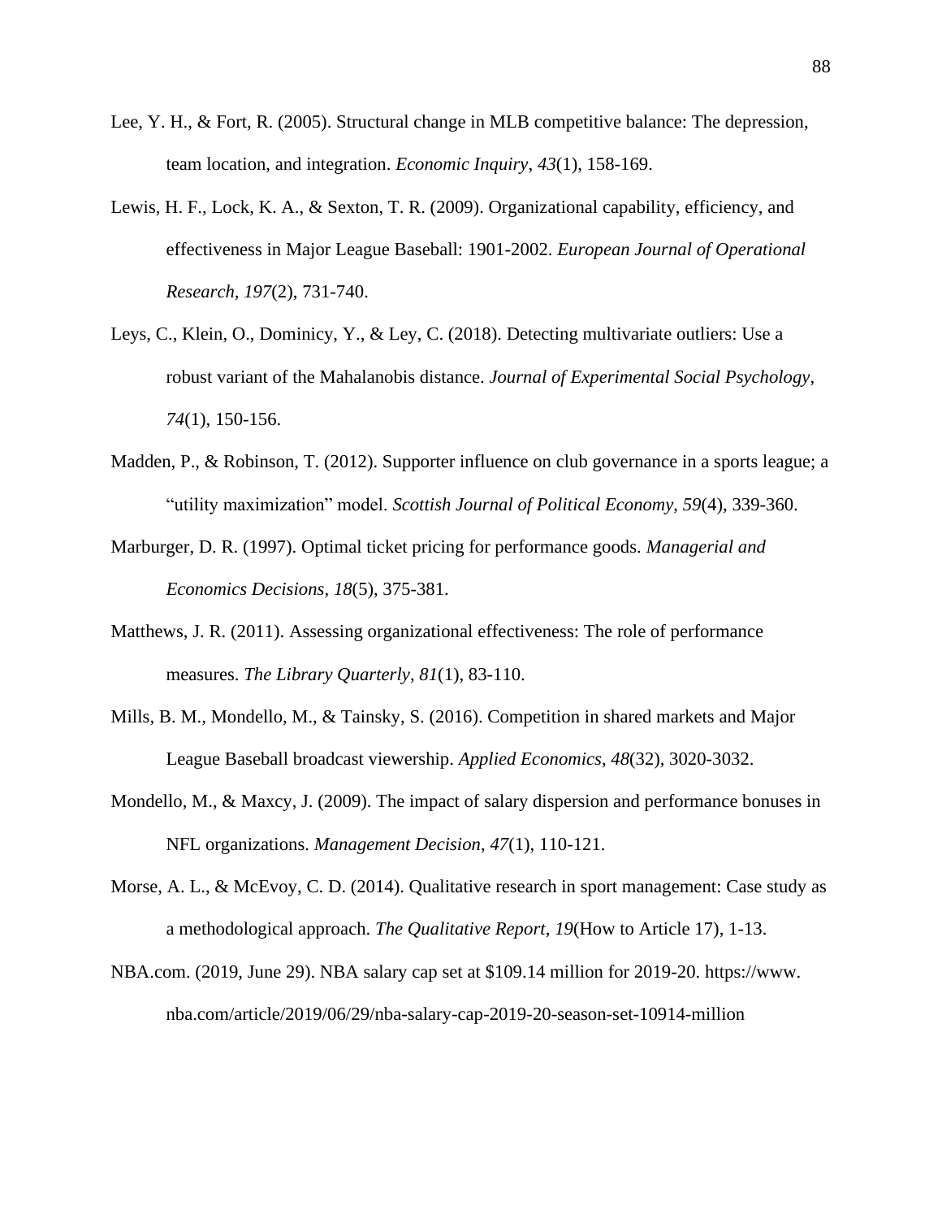Lee, Y. H., & Fort, R. (2005). Structural change in MLB competitive balance: The depression, team location, and integration. *Economic Inquiry*, *43*(1), 158-169.

Lewis, H. F., Lock, K. A., & Sexton, T. R. (2009). Organizational capability, efficiency, and effectiveness in Major League Baseball: 1901-2002. *European Journal of Operational Research*, *197*(2), 731-740.

Leys, C., Klein, O., Dominicy, Y., & Ley, C. (2018). Detecting multivariate outliers: Use a robust variant of the Mahalanobis distance. *Journal of Experimental Social Psychology*, *74*(1), 150-156.

Madden, P., & Robinson, T. (2012). Supporter influence on club governance in a sports league; a "utility maximization" model. *Scottish Journal of Political Economy*, *59*(4), 339-360.

Marburger, D. R. (1997). Optimal ticket pricing for performance goods. *Managerial and Economics Decisions*, *18*(5), 375-381.

Matthews, J. R. (2011). Assessing organizational effectiveness: The role of performance measures. *The Library Quarterly*, *81*(1), 83-110.

Mills, B. M., Mondello, M., & Tainsky, S. (2016). Competition in shared markets and Major League Baseball broadcast viewership. *Applied Economics*, *48*(32), 3020-3032.

Mondello, M., & Maxcy, J. (2009). The impact of salary dispersion and performance bonuses in NFL organizations. *Management Decision*, *47*(1), 110-121.

Morse, A. L., & McEvoy, C. D. (2014). Qualitative research in sport management: Case study as a methodological approach. *The Qualitative Report*, *19*(How to Article 17), 1-13.

NBA.com. (2019, June 29). NBA salary cap set at $109.14 million for 2019-20. https://www.nba.com/article/2019/06/29/nba-salary-cap-2019-20-season-set-10914-million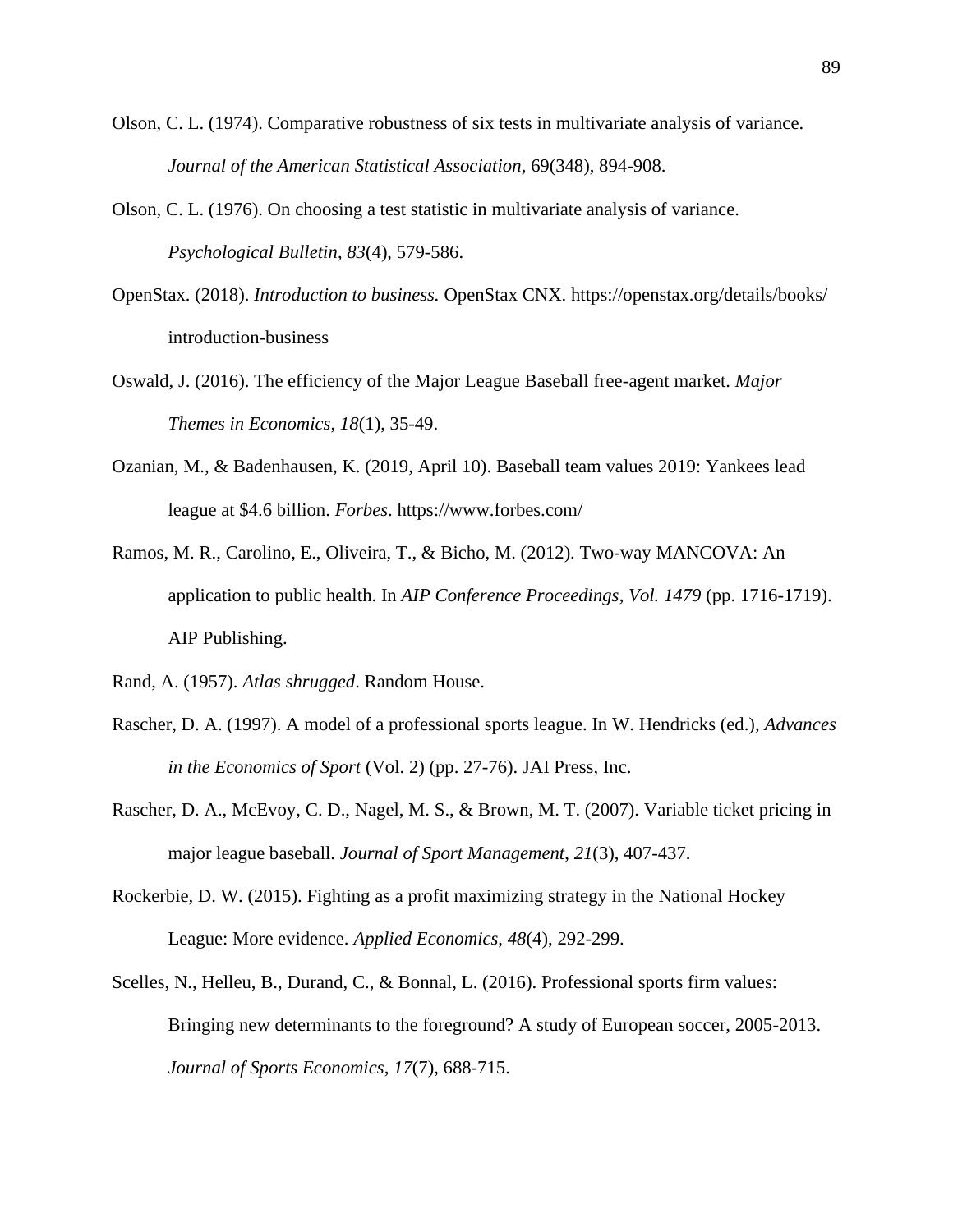Olson, C. L. (1974). Comparative robustness of six tests in multivariate analysis of variance. *Journal of the American Statistical Association*, 69(348), 894-908.

Olson, C. L. (1976). On choosing a test statistic in multivariate analysis of variance. *Psychological Bulletin*, *83*(4), 579-586.

OpenStax. (2018). *Introduction to business.* OpenStax CNX. https://openstax.org/details/books/introduction-business

Oswald, J. (2016). The efficiency of the Major League Baseball free-agent market. *Major Themes in Economics*, *18*(1), 35-49.

Ozanian, M., & Badenhausen, K. (2019, April 10). Baseball team values 2019: Yankees lead league at $4.6 billion. *Forbes*. https://www.forbes.com/

Ramos, M. R., Carolino, E., Oliveira, T., & Bicho, M. (2012). Two-way MANCOVA: An application to public health. In *AIP Conference Proceedings, Vol. 1479* (pp. 1716-1719). AIP Publishing.

Rand, A. (1957). *Atlas shrugged*. Random House.

Rascher, D. A. (1997). A model of a professional sports league. In W. Hendricks (ed.), *Advances in the Economics of Sport* (Vol. 2) (pp. 27-76). JAI Press, Inc.

Rascher, D. A., McEvoy, C. D., Nagel, M. S., & Brown, M. T. (2007). Variable ticket pricing in major league baseball. *Journal of Sport Management*, *21*(3), 407-437.

Rockerbie, D. W. (2015). Fighting as a profit maximizing strategy in the National Hockey League: More evidence. *Applied Economics*, *48*(4), 292-299.

Scelles, N., Helleu, B., Durand, C., & Bonnal, L. (2016). Professional sports firm values: Bringing new determinants to the foreground? A study of European soccer, 2005-2013. *Journal of Sports Economics*, *17*(7), 688-715.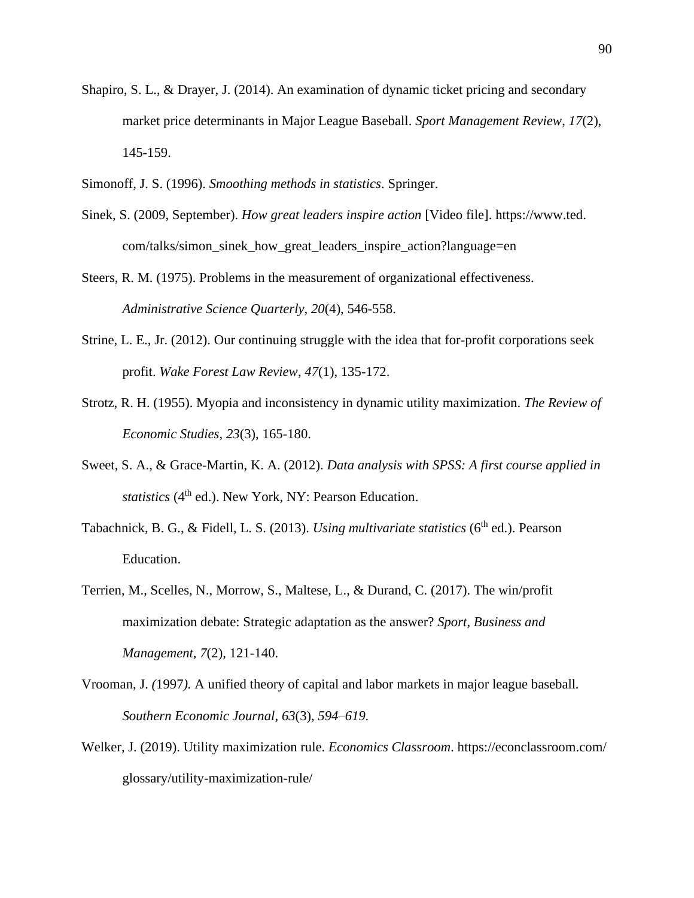Shapiro, S. L., & Drayer, J. (2014). An examination of dynamic ticket pricing and secondary market price determinants in Major League Baseball. *Sport Management Review*, *17*(2), 145-159.

Simonoff, J. S. (1996). *Smoothing methods in statistics*. Springer.

Sinek, S. (2009, September). *How great leaders inspire action* [Video file]. https://www.ted.com/talks/simon_sinek_how_great_leaders_inspire_action?language=en

Steers, R. M. (1975). Problems in the measurement of organizational effectiveness. *Administrative Science Quarterly*, *20*(4), 546-558.

Strine, L. E., Jr. (2012). Our continuing struggle with the idea that for-profit corporations seek profit. *Wake Forest Law Review*, *47*(1), 135-172.

Strotz, R. H. (1955). Myopia and inconsistency in dynamic utility maximization. *The Review of Economic Studies*, *23*(3), 165-180.

Sweet, S. A., & Grace-Martin, K. A. (2012). *Data analysis with SPSS: A first course applied in statistics* (4th ed.). New York, NY: Pearson Education.

Tabachnick, B. G., & Fidell, L. S. (2013). *Using multivariate statistics* (6th ed.). Pearson Education.

Terrien, M., Scelles, N., Morrow, S., Maltese, L., & Durand, C. (2017). The win/profit maximization debate: Strategic adaptation as the answer? *Sport, Business and Management*, *7*(2), 121-140.

Vrooman, J. (1997). A unified theory of capital and labor markets in major league baseball. *Southern Economic Journal*, *63*(3), *594–619*.

Welker, J. (2019). Utility maximization rule. *Economics Classroom*. https://econclassroom.com/glossary/utility-maximization-rule/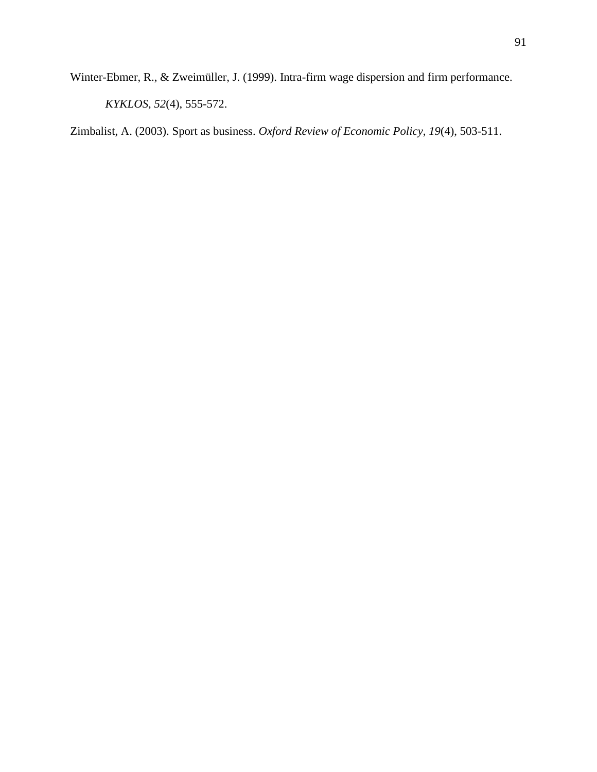Winter-Ebmer, R., & Zweimüller, J. (1999). Intra-firm wage dispersion and firm performance. *KYKLOS*, *52*(4), 555-572.

Zimbalist, A. (2003). Sport as business. *Oxford Review of Economic Policy*, *19*(4), 503-511.